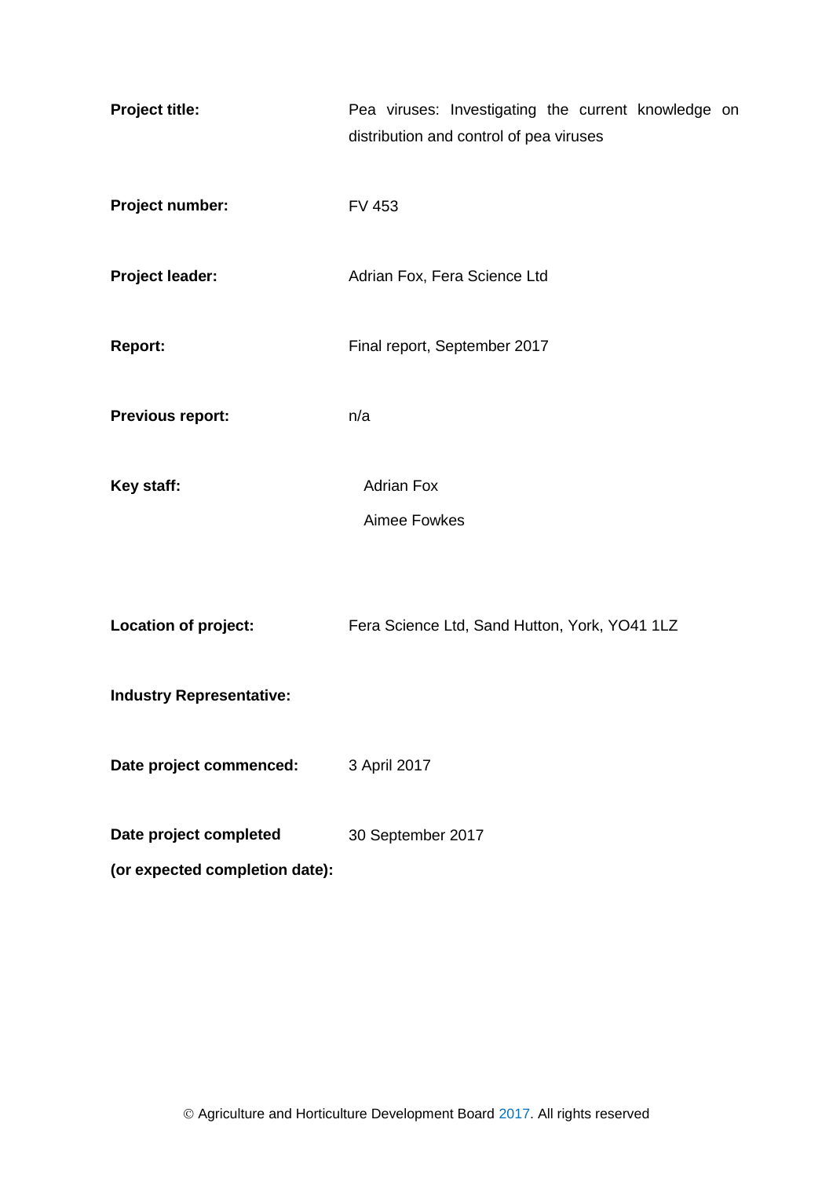| | |
|---|---|
| **Project title:** | Pea viruses: Investigating the current knowledge on distribution and control of pea viruses |
| **Project number:** | FV 453 |
| **Project leader:** | Adrian Fox, Fera Science Ltd |
| **Report:** | Final report, September 2017 |
| **Previous report:** | n/a |
| **Key staff:** | Adrian Fox<br>Aimee Fowkes |
| **Location of project:** | Fera Science Ltd, Sand Hutton, York, YO41 1LZ |
| **Industry Representative:** | |
| **Date project commenced:** | 3 April 2017 |
| **Date project completed (or expected completion date):** | 30 September 2017 |

© Agriculture and Horticulture Development Board 2017. All rights reserved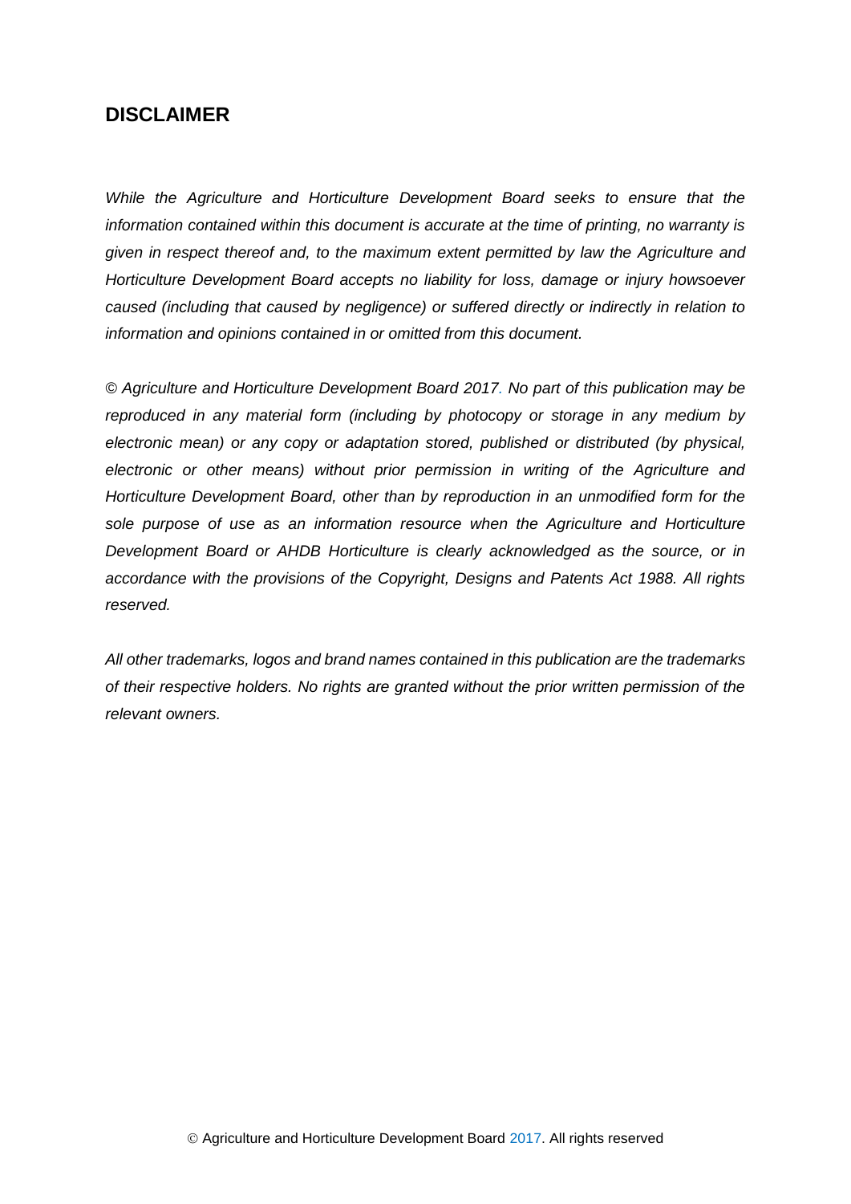## DISCLAIMER

*While the Agriculture and Horticulture Development Board seeks to ensure that the information contained within this document is accurate at the time of printing, no warranty is given in respect thereof and, to the maximum extent permitted by law the Agriculture and Horticulture Development Board accepts no liability for loss, damage or injury howsoever caused (including that caused by negligence) or suffered directly or indirectly in relation to information and opinions contained in or omitted from this document.*

*© Agriculture and Horticulture Development Board 2017. No part of this publication may be reproduced in any material form (including by photocopy or storage in any medium by electronic mean) or any copy or adaptation stored, published or distributed (by physical, electronic or other means) without prior permission in writing of the Agriculture and Horticulture Development Board, other than by reproduction in an unmodified form for the sole purpose of use as an information resource when the Agriculture and Horticulture Development Board or AHDB Horticulture is clearly acknowledged as the source, or in accordance with the provisions of the Copyright, Designs and Patents Act 1988. All rights reserved.*

*All other trademarks, logos and brand names contained in this publication are the trademarks of their respective holders. No rights are granted without the prior written permission of the relevant owners.*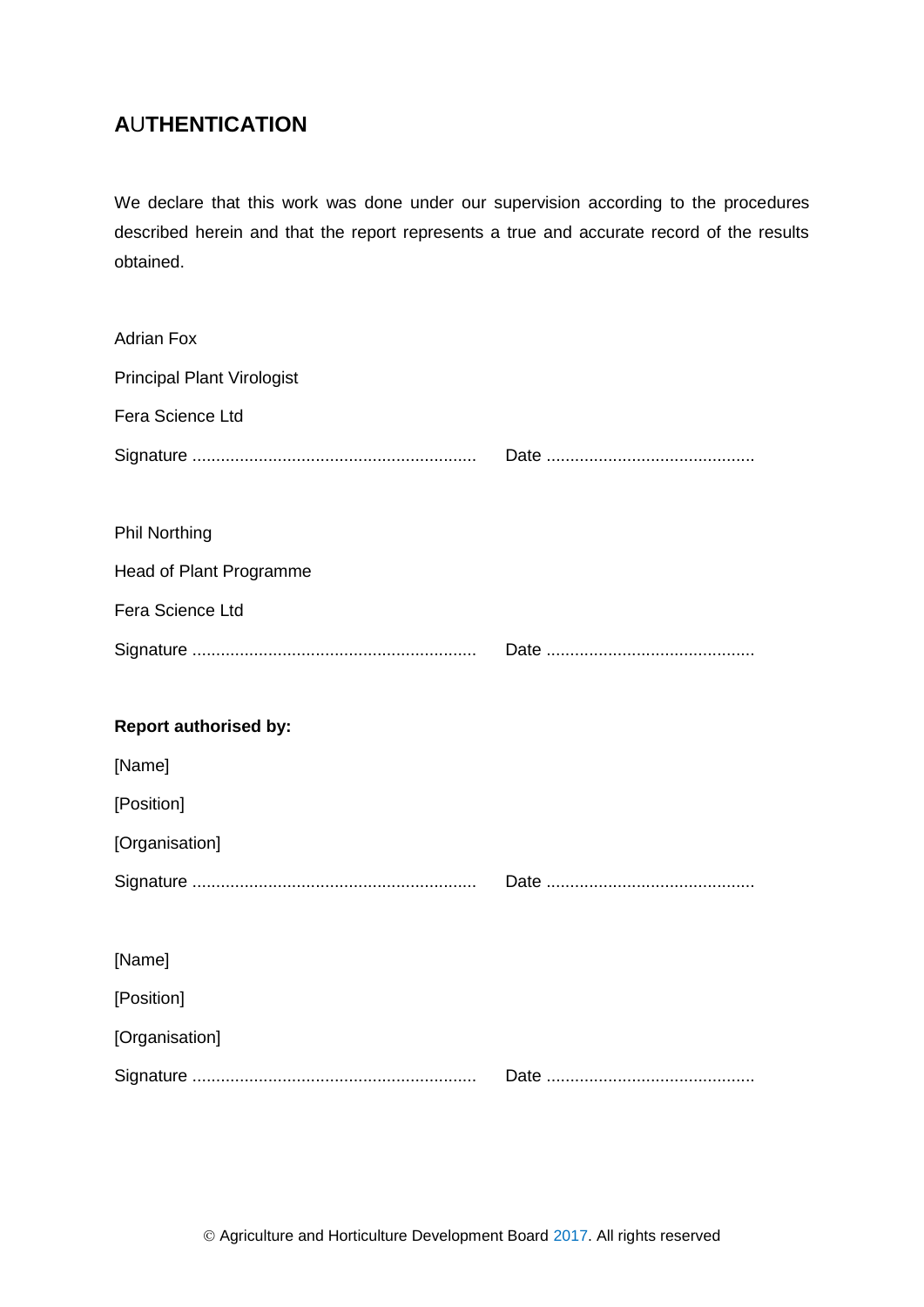## AUTHENTICATION

We declare that this work was done under our supervision according to the procedures described herein and that the report represents a true and accurate record of the results obtained.

Adrian Fox

Principal Plant Virologist

Fera Science Ltd

Signature ............................................................ Date ............................................

Phil Northing

Head of Plant Programme

Fera Science Ltd

Signature ............................................................ Date ............................................

**Report authorised by:**

[Name]

[Position]

[Organisation]

Signature ............................................................ Date ............................................

[Name]

[Position]

[Organisation]

Signature ............................................................ Date ............................................

© Agriculture and Horticulture Development Board 2017. All rights reserved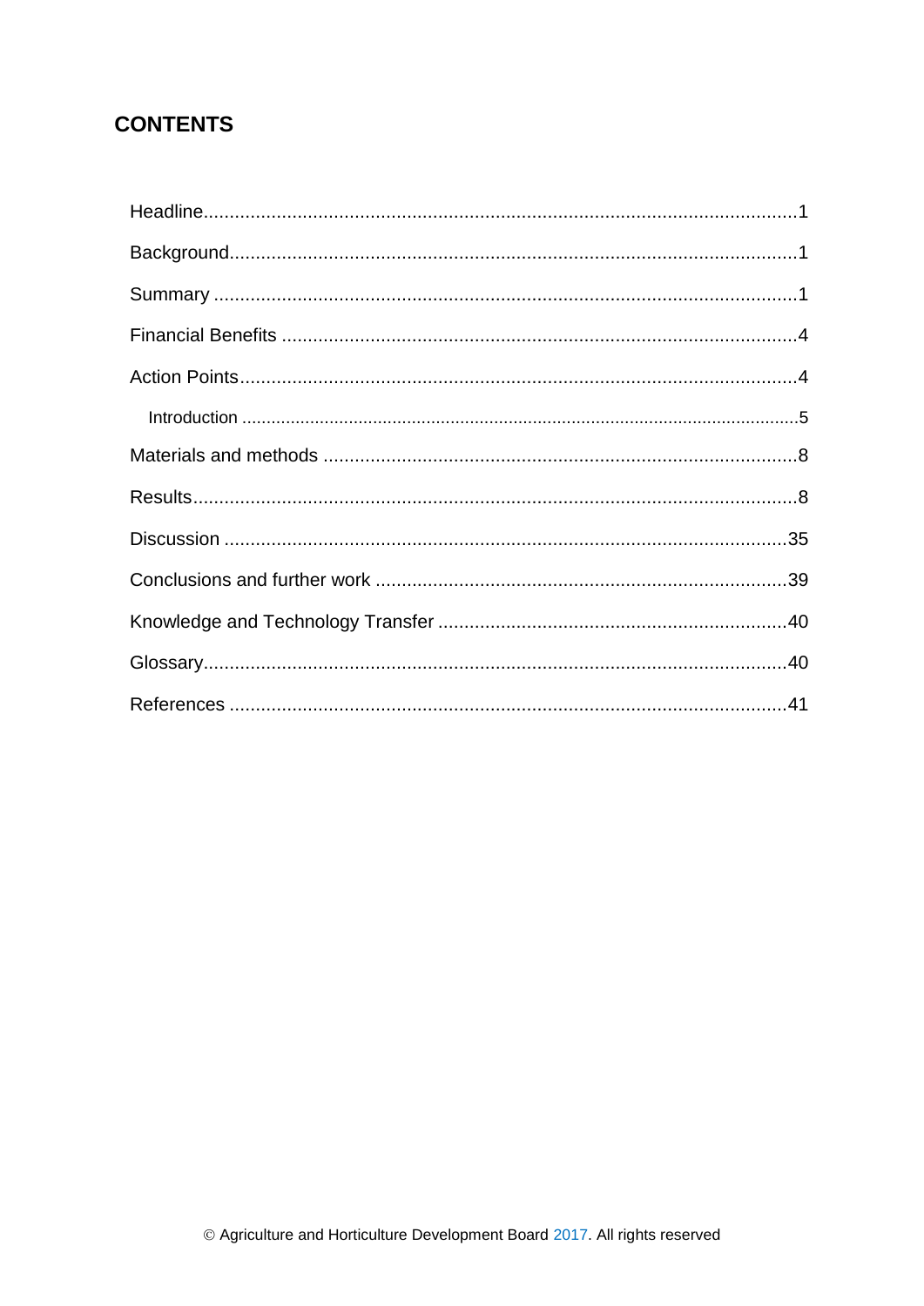## CONTENTS

Headline.....1

Background.....1

Summary.....1

Financial Benefits.....4

Action Points.....4

Introduction.....5

Materials and methods.....8

Results.....8

Discussion.....35

Conclusions and further work.....39

Knowledge and Technology Transfer.....40

Glossary.....40

References.....41

© Agriculture and Horticulture Development Board 2017. All rights reserved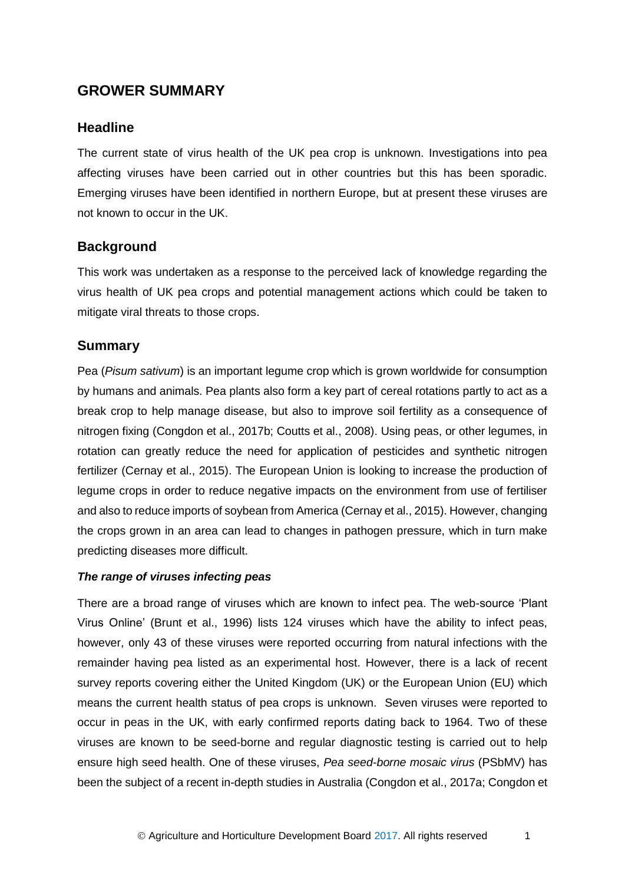# GROWER SUMMARY

## Headline

The current state of virus health of the UK pea crop is unknown. Investigations into pea affecting viruses have been carried out in other countries but this has been sporadic. Emerging viruses have been identified in northern Europe, but at present these viruses are not known to occur in the UK.

## Background

This work was undertaken as a response to the perceived lack of knowledge regarding the virus health of UK pea crops and potential management actions which could be taken to mitigate viral threats to those crops.

## Summary

Pea (*Pisum sativum*) is an important legume crop which is grown worldwide for consumption by humans and animals. Pea plants also form a key part of cereal rotations partly to act as a break crop to help manage disease, but also to improve soil fertility as a consequence of nitrogen fixing (Congdon et al., 2017b; Coutts et al., 2008). Using peas, or other legumes, in rotation can greatly reduce the need for application of pesticides and synthetic nitrogen fertilizer (Cernay et al., 2015). The European Union is looking to increase the production of legume crops in order to reduce negative impacts on the environment from use of fertiliser and also to reduce imports of soybean from America (Cernay et al., 2015). However, changing the crops grown in an area can lead to changes in pathogen pressure, which in turn make predicting diseases more difficult.

***The range of viruses infecting peas***

There are a broad range of viruses which are known to infect pea. The web-source 'Plant Virus Online' (Brunt et al., 1996) lists 124 viruses which have the ability to infect peas, however, only 43 of these viruses were reported occurring from natural infections with the remainder having pea listed as an experimental host. However, there is a lack of recent survey reports covering either the United Kingdom (UK) or the European Union (EU) which means the current health status of pea crops is unknown. Seven viruses were reported to occur in peas in the UK, with early confirmed reports dating back to 1964. Two of these viruses are known to be seed-borne and regular diagnostic testing is carried out to help ensure high seed health. One of these viruses, *Pea seed-borne mosaic virus* (PSbMV) has been the subject of a recent in-depth studies in Australia (Congdon et al., 2017a; Congdon et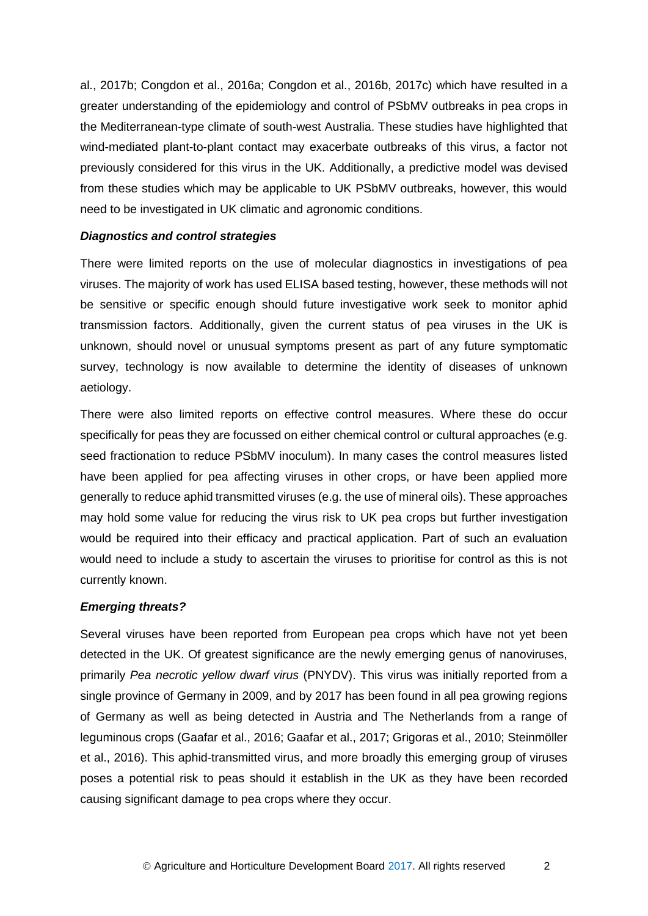al., 2017b; Congdon et al., 2016a; Congdon et al., 2016b, 2017c) which have resulted in a greater understanding of the epidemiology and control of PSbMV outbreaks in pea crops in the Mediterranean-type climate of south-west Australia. These studies have highlighted that wind-mediated plant-to-plant contact may exacerbate outbreaks of this virus, a factor not previously considered for this virus in the UK. Additionally, a predictive model was devised from these studies which may be applicable to UK PSbMV outbreaks, however, this would need to be investigated in UK climatic and agronomic conditions.

***Diagnostics and control strategies***

There were limited reports on the use of molecular diagnostics in investigations of pea viruses. The majority of work has used ELISA based testing, however, these methods will not be sensitive or specific enough should future investigative work seek to monitor aphid transmission factors. Additionally, given the current status of pea viruses in the UK is unknown, should novel or unusual symptoms present as part of any future symptomatic survey, technology is now available to determine the identity of diseases of unknown aetiology.

There were also limited reports on effective control measures. Where these do occur specifically for peas they are focussed on either chemical control or cultural approaches (e.g. seed fractionation to reduce PSbMV inoculum). In many cases the control measures listed have been applied for pea affecting viruses in other crops, or have been applied more generally to reduce aphid transmitted viruses (e.g. the use of mineral oils). These approaches may hold some value for reducing the virus risk to UK pea crops but further investigation would be required into their efficacy and practical application. Part of such an evaluation would need to include a study to ascertain the viruses to prioritise for control as this is not currently known.

***Emerging threats?***

Several viruses have been reported from European pea crops which have not yet been detected in the UK. Of greatest significance are the newly emerging genus of nanoviruses, primarily *Pea necrotic yellow dwarf virus* (PNYDV). This virus was initially reported from a single province of Germany in 2009, and by 2017 has been found in all pea growing regions of Germany as well as being detected in Austria and The Netherlands from a range of leguminous crops (Gaafar et al., 2016; Gaafar et al., 2017; Grigoras et al., 2010; Steinmöller et al., 2016). This aphid-transmitted virus, and more broadly this emerging group of viruses poses a potential risk to peas should it establish in the UK as they have been recorded causing significant damage to pea crops where they occur.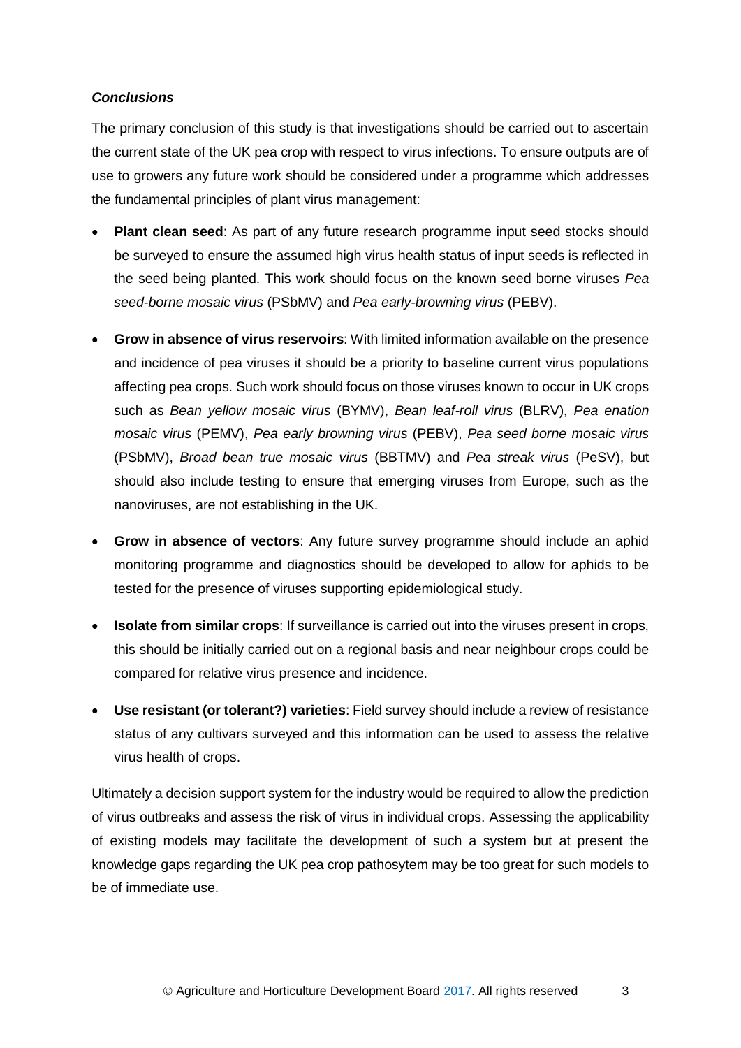### *Conclusions*

The primary conclusion of this study is that investigations should be carried out to ascertain the current state of the UK pea crop with respect to virus infections. To ensure outputs are of use to growers any future work should be considered under a programme which addresses the fundamental principles of plant virus management:

- **Plant clean seed**: As part of any future research programme input seed stocks should be surveyed to ensure the assumed high virus health status of input seeds is reflected in the seed being planted. This work should focus on the known seed borne viruses *Pea seed-borne mosaic virus* (PSbMV) and *Pea early-browning virus* (PEBV).
- **Grow in absence of virus reservoirs**: With limited information available on the presence and incidence of pea viruses it should be a priority to baseline current virus populations affecting pea crops. Such work should focus on those viruses known to occur in UK crops such as *Bean yellow mosaic virus* (BYMV), *Bean leaf-roll virus* (BLRV), *Pea enation mosaic virus* (PEMV), *Pea early browning virus* (PEBV), *Pea seed borne mosaic virus* (PSbMV), *Broad bean true mosaic virus* (BBTMV) and *Pea streak virus* (PeSV), but should also include testing to ensure that emerging viruses from Europe, such as the nanoviruses, are not establishing in the UK.
- **Grow in absence of vectors**: Any future survey programme should include an aphid monitoring programme and diagnostics should be developed to allow for aphids to be tested for the presence of viruses supporting epidemiological study.
- **Isolate from similar crops**: If surveillance is carried out into the viruses present in crops, this should be initially carried out on a regional basis and near neighbour crops could be compared for relative virus presence and incidence.
- **Use resistant (or tolerant?) varieties**: Field survey should include a review of resistance status of any cultivars surveyed and this information can be used to assess the relative virus health of crops.

Ultimately a decision support system for the industry would be required to allow the prediction of virus outbreaks and assess the risk of virus in individual crops. Assessing the applicability of existing models may facilitate the development of such a system but at present the knowledge gaps regarding the UK pea crop pathosytem may be too great for such models to be of immediate use.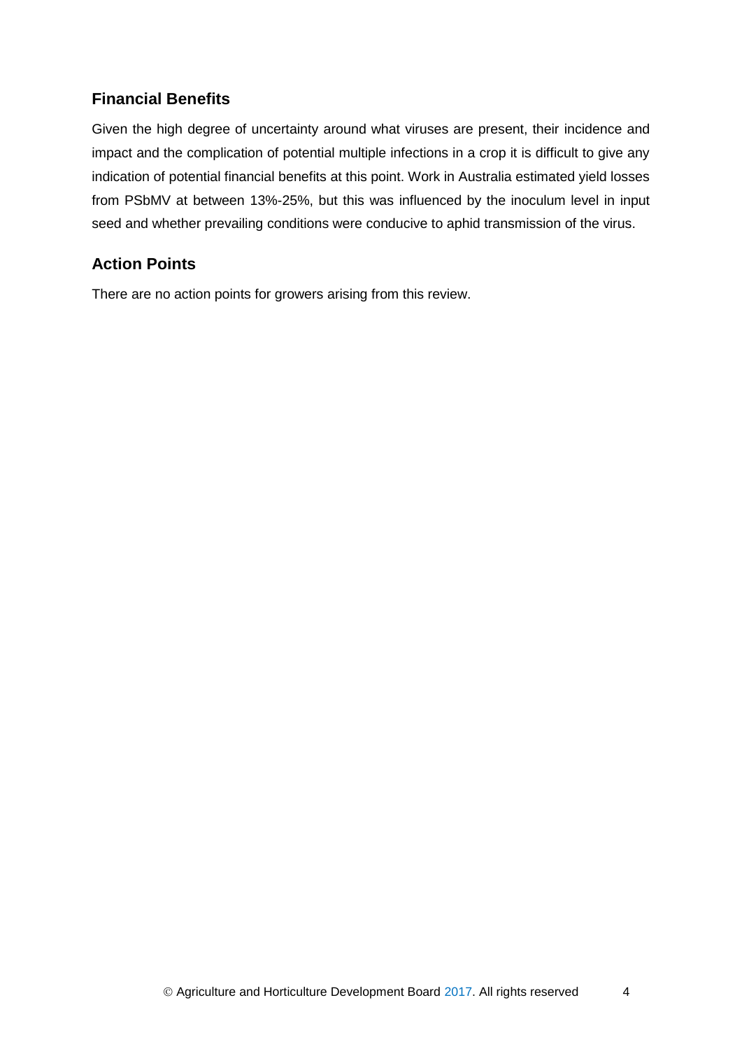## Financial Benefits

Given the high degree of uncertainty around what viruses are present, their incidence and impact and the complication of potential multiple infections in a crop it is difficult to give any indication of potential financial benefits at this point. Work in Australia estimated yield losses from PSbMV at between 13%-25%, but this was influenced by the inoculum level in input seed and whether prevailing conditions were conducive to aphid transmission of the virus.

## Action Points

There are no action points for growers arising from this review.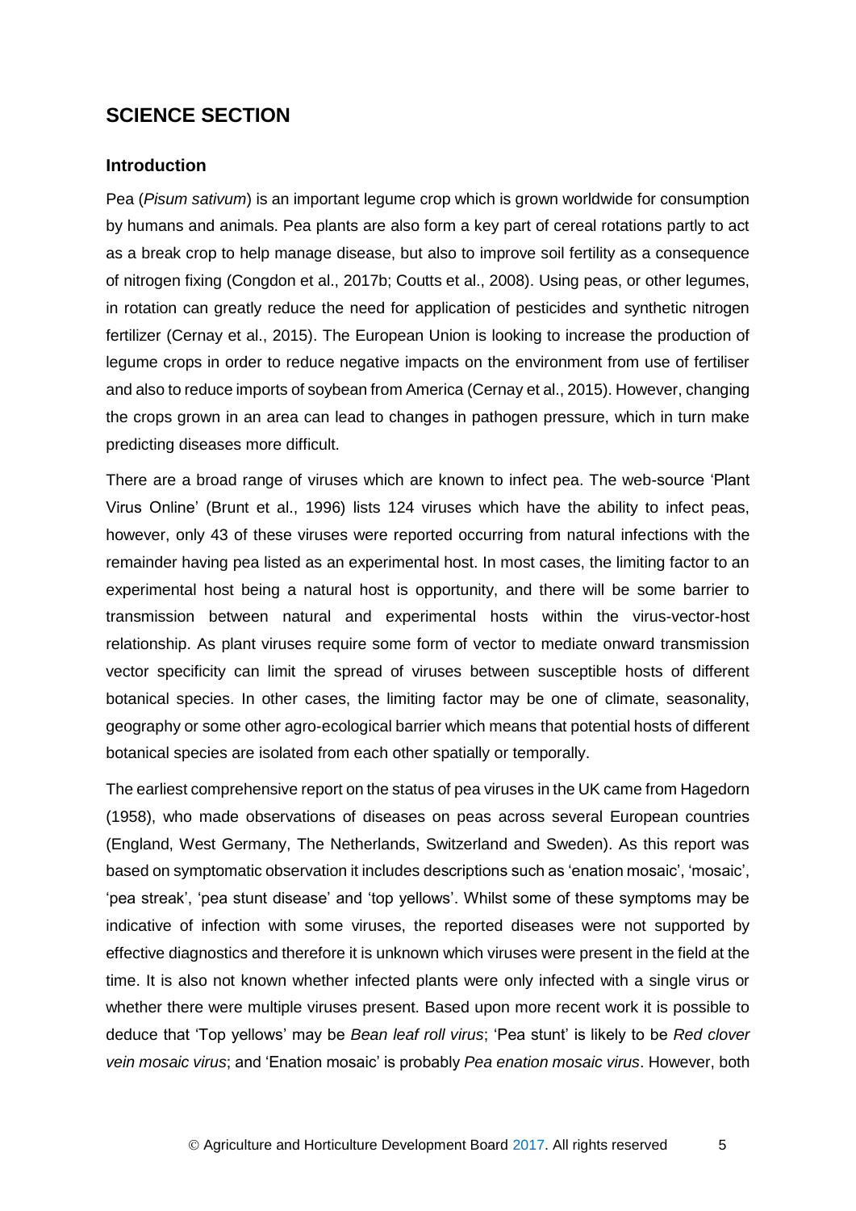## SCIENCE SECTION

### Introduction

Pea (*Pisum sativum*) is an important legume crop which is grown worldwide for consumption by humans and animals. Pea plants are also form a key part of cereal rotations partly to act as a break crop to help manage disease, but also to improve soil fertility as a consequence of nitrogen fixing (Congdon et al., 2017b; Coutts et al., 2008). Using peas, or other legumes, in rotation can greatly reduce the need for application of pesticides and synthetic nitrogen fertilizer (Cernay et al., 2015). The European Union is looking to increase the production of legume crops in order to reduce negative impacts on the environment from use of fertiliser and also to reduce imports of soybean from America (Cernay et al., 2015). However, changing the crops grown in an area can lead to changes in pathogen pressure, which in turn make predicting diseases more difficult.

There are a broad range of viruses which are known to infect pea. The web-source 'Plant Virus Online' (Brunt et al., 1996) lists 124 viruses which have the ability to infect peas, however, only 43 of these viruses were reported occurring from natural infections with the remainder having pea listed as an experimental host. In most cases, the limiting factor to an experimental host being a natural host is opportunity, and there will be some barrier to transmission between natural and experimental hosts within the virus-vector-host relationship. As plant viruses require some form of vector to mediate onward transmission vector specificity can limit the spread of viruses between susceptible hosts of different botanical species. In other cases, the limiting factor may be one of climate, seasonality, geography or some other agro-ecological barrier which means that potential hosts of different botanical species are isolated from each other spatially or temporally.

The earliest comprehensive report on the status of pea viruses in the UK came from Hagedorn (1958), who made observations of diseases on peas across several European countries (England, West Germany, The Netherlands, Switzerland and Sweden). As this report was based on symptomatic observation it includes descriptions such as 'enation mosaic', 'mosaic', 'pea streak', 'pea stunt disease' and 'top yellows'. Whilst some of these symptoms may be indicative of infection with some viruses, the reported diseases were not supported by effective diagnostics and therefore it is unknown which viruses were present in the field at the time. It is also not known whether infected plants were only infected with a single virus or whether there were multiple viruses present. Based upon more recent work it is possible to deduce that 'Top yellows' may be *Bean leaf roll virus*; 'Pea stunt' is likely to be *Red clover vein mosaic virus*; and 'Enation mosaic' is probably *Pea enation mosaic virus*. However, both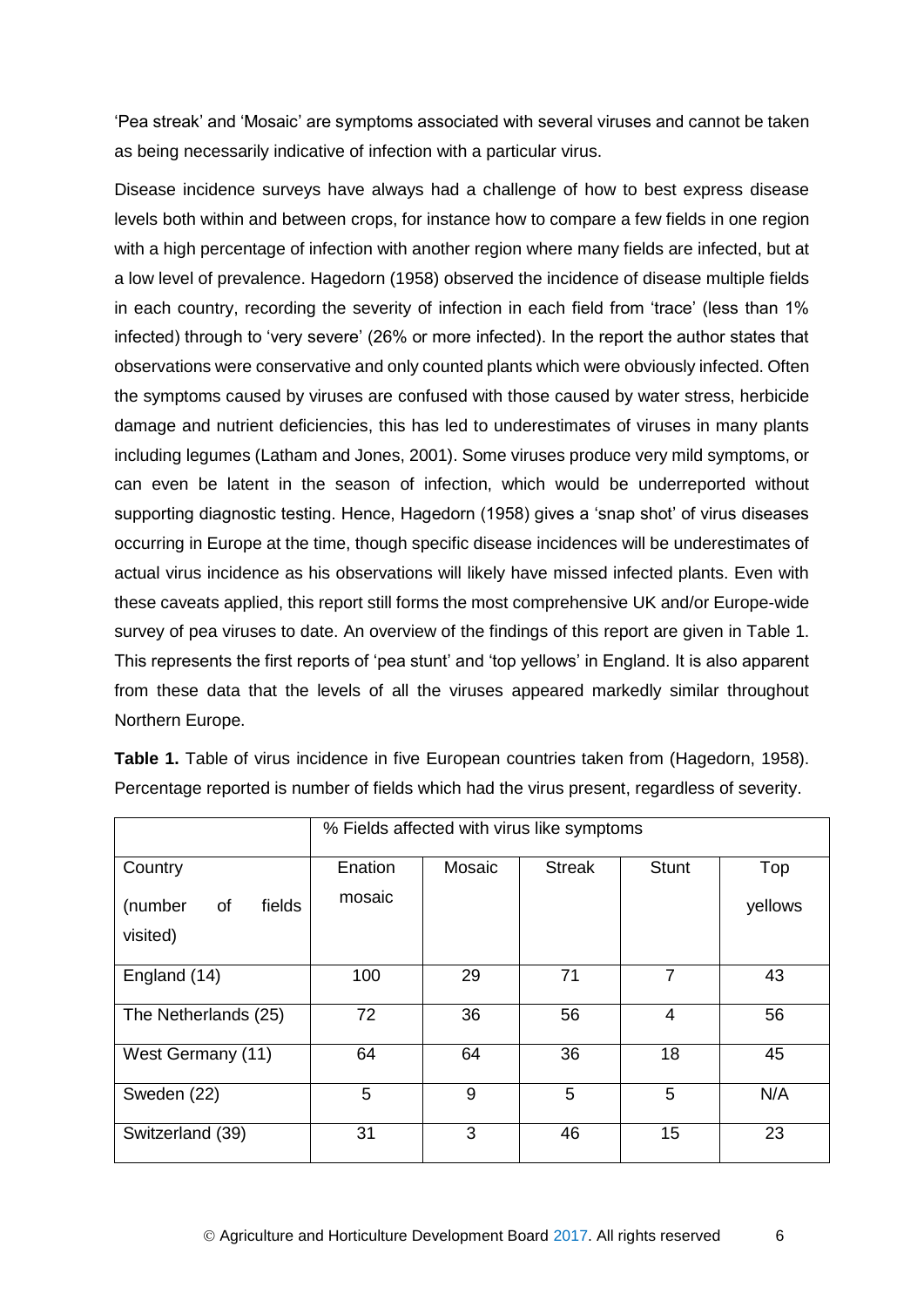'Pea streak' and 'Mosaic' are symptoms associated with several viruses and cannot be taken as being necessarily indicative of infection with a particular virus.

Disease incidence surveys have always had a challenge of how to best express disease levels both within and between crops, for instance how to compare a few fields in one region with a high percentage of infection with another region where many fields are infected, but at a low level of prevalence. Hagedorn (1958) observed the incidence of disease multiple fields in each country, recording the severity of infection in each field from 'trace' (less than 1% infected) through to 'very severe' (26% or more infected). In the report the author states that observations were conservative and only counted plants which were obviously infected. Often the symptoms caused by viruses are confused with those caused by water stress, herbicide damage and nutrient deficiencies, this has led to underestimates of viruses in many plants including legumes (Latham and Jones, 2001). Some viruses produce very mild symptoms, or can even be latent in the season of infection, which would be underreported without supporting diagnostic testing. Hence, Hagedorn (1958) gives a 'snap shot' of virus diseases occurring in Europe at the time, though specific disease incidences will be underestimates of actual virus incidence as his observations will likely have missed infected plants. Even with these caveats applied, this report still forms the most comprehensive UK and/or Europe-wide survey of pea viruses to date. An overview of the findings of this report are given in Table 1. This represents the first reports of 'pea stunt' and 'top yellows' in England. It is also apparent from these data that the levels of all the viruses appeared markedly similar throughout Northern Europe.

**Table 1.** Table of virus incidence in five European countries taken from (Hagedorn, 1958). Percentage reported is number of fields which had the virus present, regardless of severity.

| | % Fields affected with virus like symptoms | | | | |
|---|---|---|---|---|---|
| Country (number of fields visited) | Enation mosaic | Mosaic | Streak | Stunt | Top yellows |
| England (14) | 100 | 29 | 71 | 7 | 43 |
| The Netherlands (25) | 72 | 36 | 56 | 4 | 56 |
| West Germany (11) | 64 | 64 | 36 | 18 | 45 |
| Sweden (22) | 5 | 9 | 5 | 5 | N/A |
| Switzerland (39) | 31 | 3 | 46 | 15 | 23 |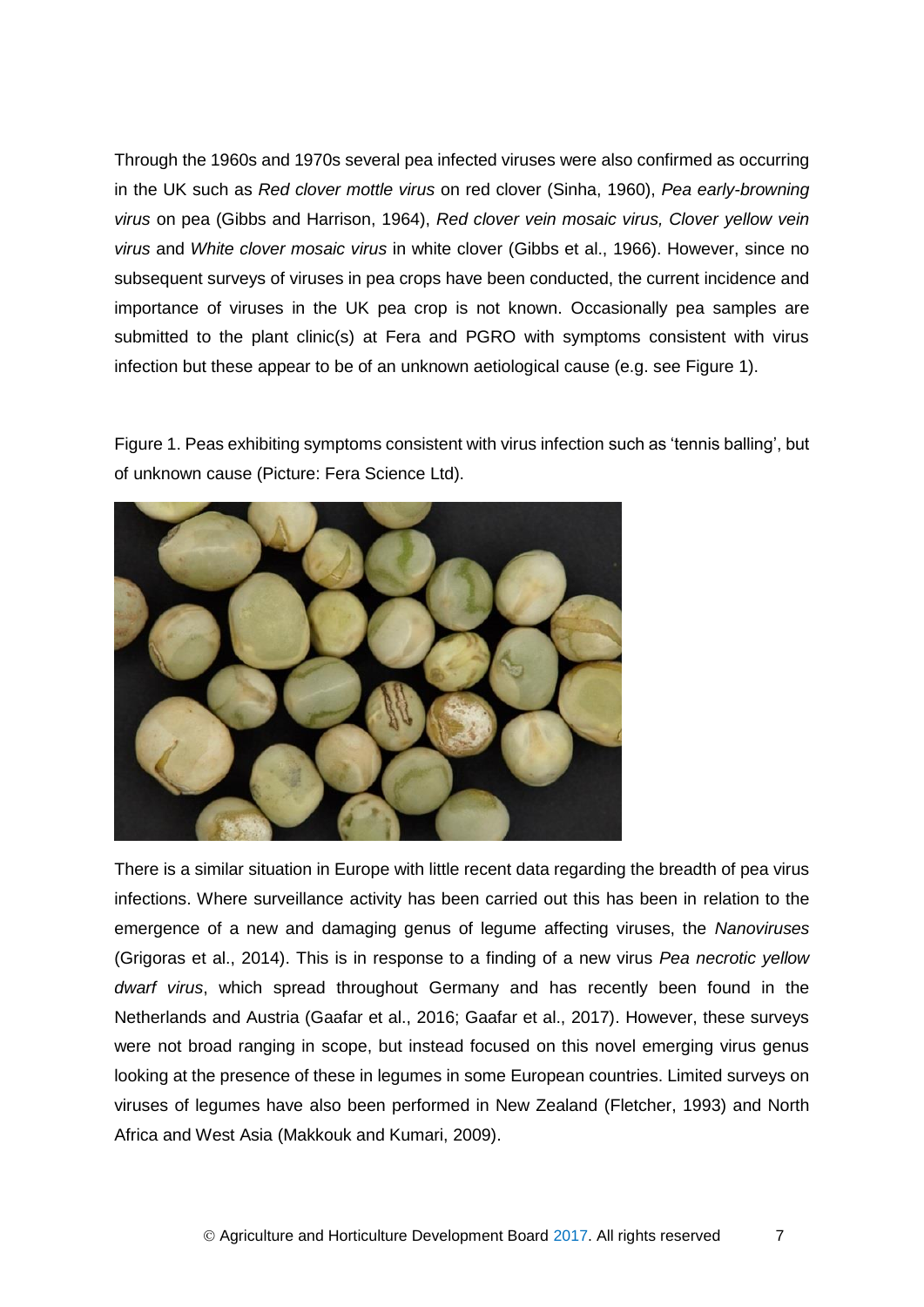Through the 1960s and 1970s several pea infected viruses were also confirmed as occurring in the UK such as *Red clover mottle virus* on red clover (Sinha, 1960), *Pea early-browning virus* on pea (Gibbs and Harrison, 1964), *Red clover vein mosaic virus, Clover yellow vein virus* and *White clover mosaic virus* in white clover (Gibbs et al., 1966). However, since no subsequent surveys of viruses in pea crops have been conducted, the current incidence and importance of viruses in the UK pea crop is not known. Occasionally pea samples are submitted to the plant clinic(s) at Fera and PGRO with symptoms consistent with virus infection but these appear to be of an unknown aetiological cause (e.g. see Figure 1).

Figure 1. Peas exhibiting symptoms consistent with virus infection such as 'tennis balling', but of unknown cause (Picture: Fera Science Ltd).

There is a similar situation in Europe with little recent data regarding the breadth of pea virus infections. Where surveillance activity has been carried out this has been in relation to the emergence of a new and damaging genus of legume affecting viruses, the *Nanoviruses* (Grigoras et al., 2014). This is in response to a finding of a new virus *Pea necrotic yellow dwarf virus*, which spread throughout Germany and has recently been found in the Netherlands and Austria (Gaafar et al., 2016; Gaafar et al., 2017). However, these surveys were not broad ranging in scope, but instead focused on this novel emerging virus genus looking at the presence of these in legumes in some European countries. Limited surveys on viruses of legumes have also been performed in New Zealand (Fletcher, 1993) and North Africa and West Asia (Makkouk and Kumari, 2009).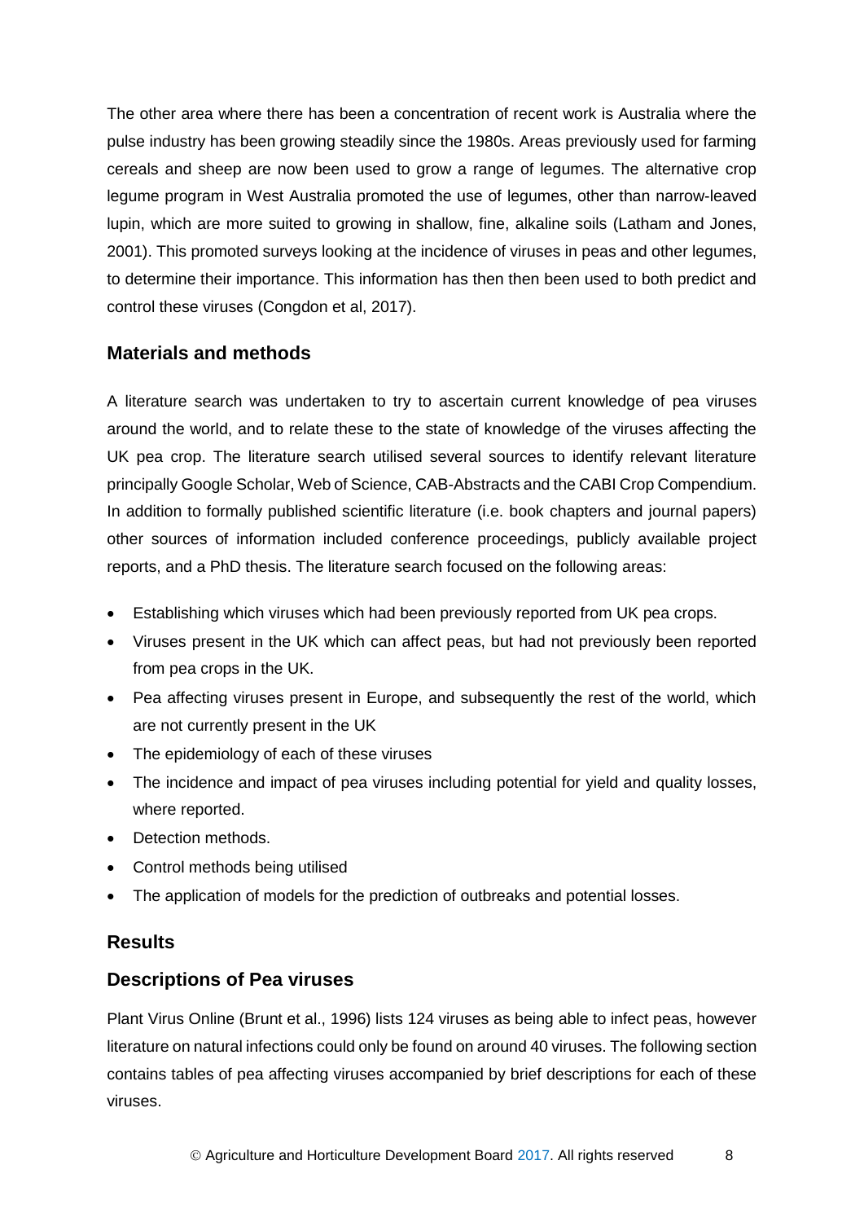The other area where there has been a concentration of recent work is Australia where the pulse industry has been growing steadily since the 1980s. Areas previously used for farming cereals and sheep are now been used to grow a range of legumes. The alternative crop legume program in West Australia promoted the use of legumes, other than narrow-leaved lupin, which are more suited to growing in shallow, fine, alkaline soils (Latham and Jones, 2001). This promoted surveys looking at the incidence of viruses in peas and other legumes, to determine their importance. This information has then then been used to both predict and control these viruses (Congdon et al, 2017).

## Materials and methods

A literature search was undertaken to try to ascertain current knowledge of pea viruses around the world, and to relate these to the state of knowledge of the viruses affecting the UK pea crop. The literature search utilised several sources to identify relevant literature principally Google Scholar, Web of Science, CAB-Abstracts and the CABI Crop Compendium. In addition to formally published scientific literature (i.e. book chapters and journal papers) other sources of information included conference proceedings, publicly available project reports, and a PhD thesis. The literature search focused on the following areas:

- Establishing which viruses which had been previously reported from UK pea crops.
- Viruses present in the UK which can affect peas, but had not previously been reported from pea crops in the UK.
- Pea affecting viruses present in Europe, and subsequently the rest of the world, which are not currently present in the UK
- The epidemiology of each of these viruses
- The incidence and impact of pea viruses including potential for yield and quality losses, where reported.
- Detection methods.
- Control methods being utilised
- The application of models for the prediction of outbreaks and potential losses.

## Results

## Descriptions of Pea viruses

Plant Virus Online (Brunt et al., 1996) lists 124 viruses as being able to infect peas, however literature on natural infections could only be found on around 40 viruses. The following section contains tables of pea affecting viruses accompanied by brief descriptions for each of these viruses.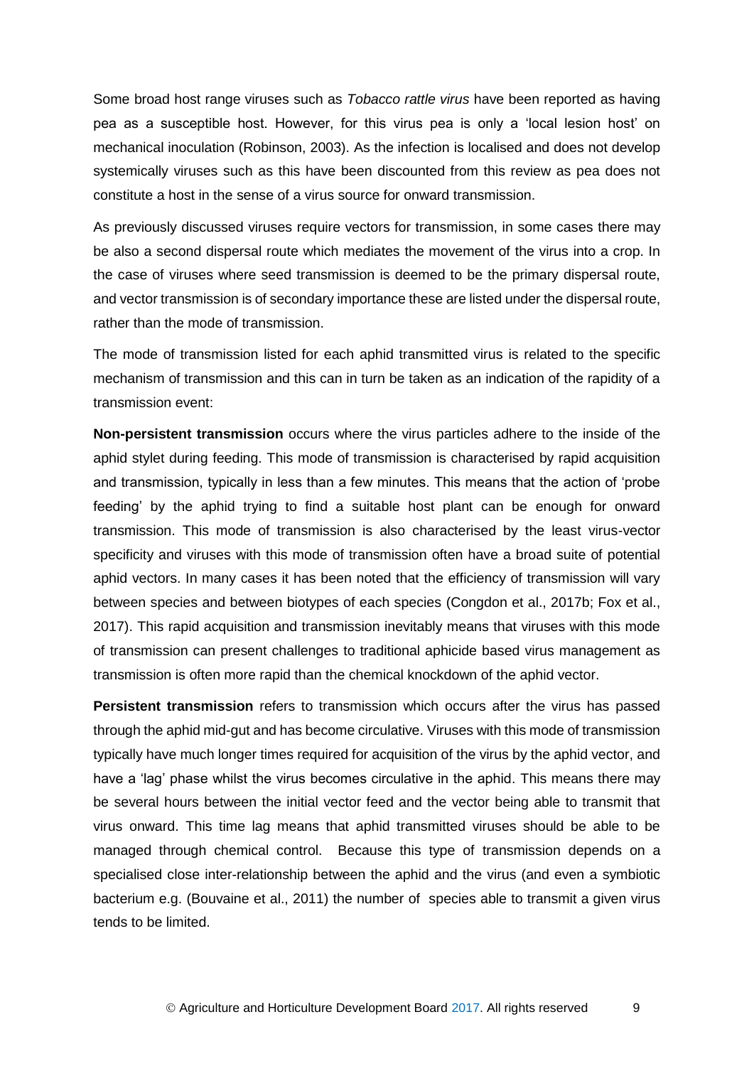Some broad host range viruses such as *Tobacco rattle virus* have been reported as having pea as a susceptible host. However, for this virus pea is only a 'local lesion host' on mechanical inoculation (Robinson, 2003). As the infection is localised and does not develop systemically viruses such as this have been discounted from this review as pea does not constitute a host in the sense of a virus source for onward transmission.

As previously discussed viruses require vectors for transmission, in some cases there may be also a second dispersal route which mediates the movement of the virus into a crop. In the case of viruses where seed transmission is deemed to be the primary dispersal route, and vector transmission is of secondary importance these are listed under the dispersal route, rather than the mode of transmission.

The mode of transmission listed for each aphid transmitted virus is related to the specific mechanism of transmission and this can in turn be taken as an indication of the rapidity of a transmission event:

**Non-persistent transmission** occurs where the virus particles adhere to the inside of the aphid stylet during feeding. This mode of transmission is characterised by rapid acquisition and transmission, typically in less than a few minutes. This means that the action of 'probe feeding' by the aphid trying to find a suitable host plant can be enough for onward transmission. This mode of transmission is also characterised by the least virus-vector specificity and viruses with this mode of transmission often have a broad suite of potential aphid vectors. In many cases it has been noted that the efficiency of transmission will vary between species and between biotypes of each species (Congdon et al., 2017b; Fox et al., 2017). This rapid acquisition and transmission inevitably means that viruses with this mode of transmission can present challenges to traditional aphicide based virus management as transmission is often more rapid than the chemical knockdown of the aphid vector.

**Persistent transmission** refers to transmission which occurs after the virus has passed through the aphid mid-gut and has become circulative. Viruses with this mode of transmission typically have much longer times required for acquisition of the virus by the aphid vector, and have a 'lag' phase whilst the virus becomes circulative in the aphid. This means there may be several hours between the initial vector feed and the vector being able to transmit that virus onward. This time lag means that aphid transmitted viruses should be able to be managed through chemical control. Because this type of transmission depends on a specialised close inter-relationship between the aphid and the virus (and even a symbiotic bacterium e.g. (Bouvaine et al., 2011) the number of species able to transmit a given virus tends to be limited.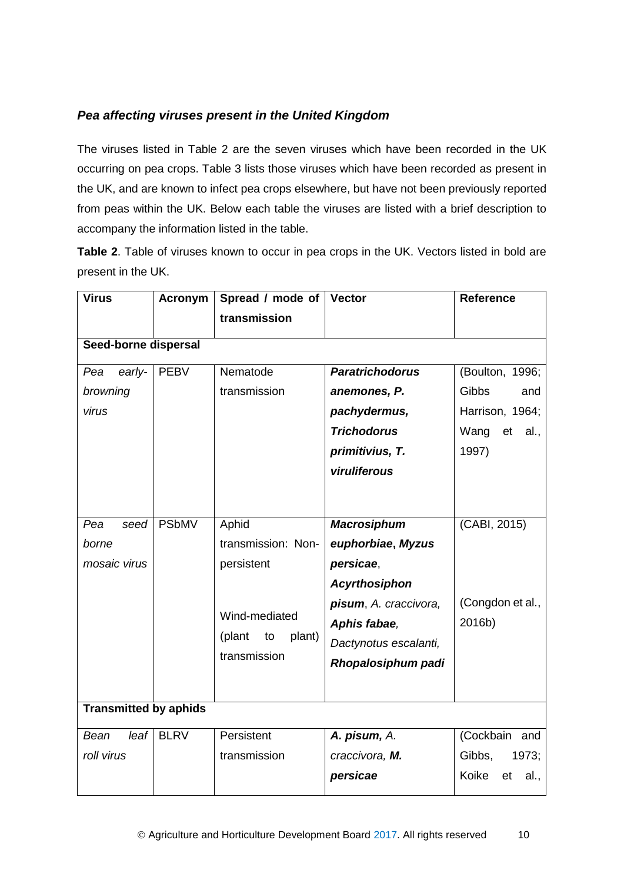### *Pea affecting viruses present in the United Kingdom*

The viruses listed in Table 2 are the seven viruses which have been recorded in the UK occurring on pea crops. Table 3 lists those viruses which have been recorded as present in the UK, and are known to infect pea crops elsewhere, but have not been previously reported from peas within the UK. Below each table the viruses are listed with a brief description to accompany the information listed in the table.

**Table 2**. Table of viruses known to occur in pea crops in the UK. Vectors listed in bold are present in the UK.

| **Virus** | **Acronym** | **Spread / mode of transmission** | **Vector** | **Reference** |
|---|---|---|---|---|
| **Seed-borne dispersal** | | | | |
| *Pea early-browning virus* | PEBV | Nematode transmission | ***Paratrichodorus anemones, P. pachydermus, Trichodorus primitivius, T. viruliferous*** | (Boulton, 1996; Gibbs and Harrison, 1964; Wang et al., 1997) |
| *Pea seed borne mosaic virus* | PSbMV | Aphid transmission: Non-persistent<br><br>Wind-mediated (plant to plant) transmission | ***Macrosiphum euphorbiae*, *Myzus persicae*, *Acyrthosiphon pisum***, *A. craccivora,* ***Aphis fabae****,* *Dactynotus escalanti,* ***Rhopalosiphum padi*** | (CABI, 2015)<br><br>(Congdon et al., 2016b) |
| **Transmitted by aphids** | | | | |
| *Bean leaf roll virus* | BLRV | Persistent transmission | ***A. pisum,*** *A. craccivora,* ***M. persicae*** | (Cockbain and Gibbs, 1973; Koike et al., |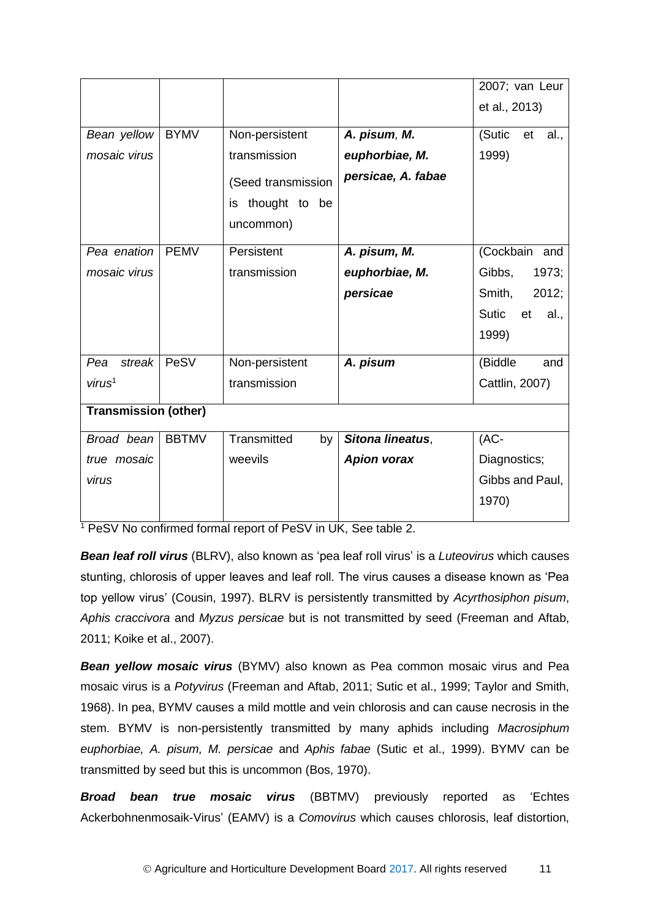| | | | | |
|---|---|---|---|---|
| | | | | 2007; van Leur et al., 2013) |
| *Bean yellow mosaic virus* | BYMV | Non-persistent transmission (Seed transmission is thought to be uncommon) | ***A. pisum, M. euphorbiae, M. persicae, A. fabae*** | (Sutic et al., 1999) |
| *Pea enation mosaic virus* | PEMV | Persistent transmission | ***A. pisum, M. euphorbiae, M. persicae*** | (Cockbain and Gibbs, 1973; Smith, 2012; Sutic et al., 1999) |
| *Pea streak virus*[1] | PeSV | Non-persistent transmission | ***A. pisum*** | (Biddle and Cattlin, 2007) |
| **Transmission (other)** | | | | |
| *Broad bean true mosaic virus* | BBTMV | Transmitted by weevils | ***Sitona lineatus*, *Apion vorax*** | (AC-Diagnostics; Gibbs and Paul, 1970) |

[1] PeSV No confirmed formal report of PeSV in UK, See table 2.

***Bean leaf roll virus*** (BLRV), also known as 'pea leaf roll virus' is a *Luteovirus* which causes stunting, chlorosis of upper leaves and leaf roll. The virus causes a disease known as 'Pea top yellow virus' (Cousin, 1997). BLRV is persistently transmitted by *Acyrthosiphon pisum*, *Aphis craccivora* and *Myzus persicae* but is not transmitted by seed (Freeman and Aftab, 2011; Koike et al., 2007).

***Bean yellow mosaic virus*** (BYMV) also known as Pea common mosaic virus and Pea mosaic virus is a *Potyvirus* (Freeman and Aftab, 2011; Sutic et al., 1999; Taylor and Smith, 1968). In pea, BYMV causes a mild mottle and vein chlorosis and can cause necrosis in the stem. BYMV is non-persistently transmitted by many aphids including *Macrosiphum euphorbiae, A. pisum, M. persicae* and *Aphis fabae* (Sutic et al., 1999). BYMV can be transmitted by seed but this is uncommon (Bos, 1970).

***Broad bean true mosaic virus*** (BBTMV) previously reported as 'Echtes Ackerbohnenmosaik-Virus' (EAMV) is a *Comovirus* which causes chlorosis, leaf distortion,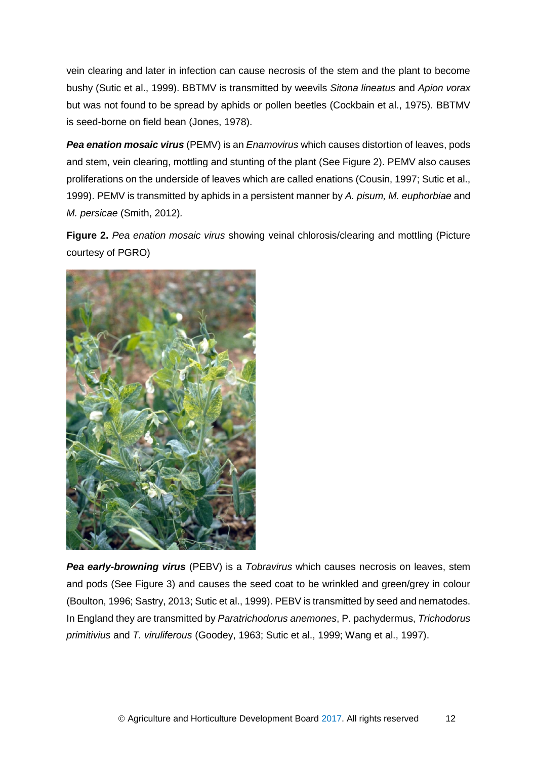vein clearing and later in infection can cause necrosis of the stem and the plant to become bushy (Sutic et al., 1999). BBTMV is transmitted by weevils *Sitona lineatus* and *Apion vorax* but was not found to be spread by aphids or pollen beetles (Cockbain et al., 1975). BBTMV is seed-borne on field bean (Jones, 1978).

***Pea enation mosaic virus*** (PEMV) is an *Enamovirus* which causes distortion of leaves, pods and stem, vein clearing, mottling and stunting of the plant (See Figure 2). PEMV also causes proliferations on the underside of leaves which are called enations (Cousin, 1997; Sutic et al., 1999). PEMV is transmitted by aphids in a persistent manner by *A. pisum, M. euphorbiae* and *M. persicae* (Smith, 2012).

**Figure 2.** *Pea enation mosaic virus* showing veinal chlorosis/clearing and mottling (Picture courtesy of PGRO)

***Pea early-browning virus*** (PEBV) is a *Tobravirus* which causes necrosis on leaves, stem and pods (See Figure 3) and causes the seed coat to be wrinkled and green/grey in colour (Boulton, 1996; Sastry, 2013; Sutic et al., 1999). PEBV is transmitted by seed and nematodes. In England they are transmitted by *Paratrichodorus anemones*, P. pachydermus, *Trichodorus primitivius* and *T. viruliferous* (Goodey, 1963; Sutic et al., 1999; Wang et al., 1997).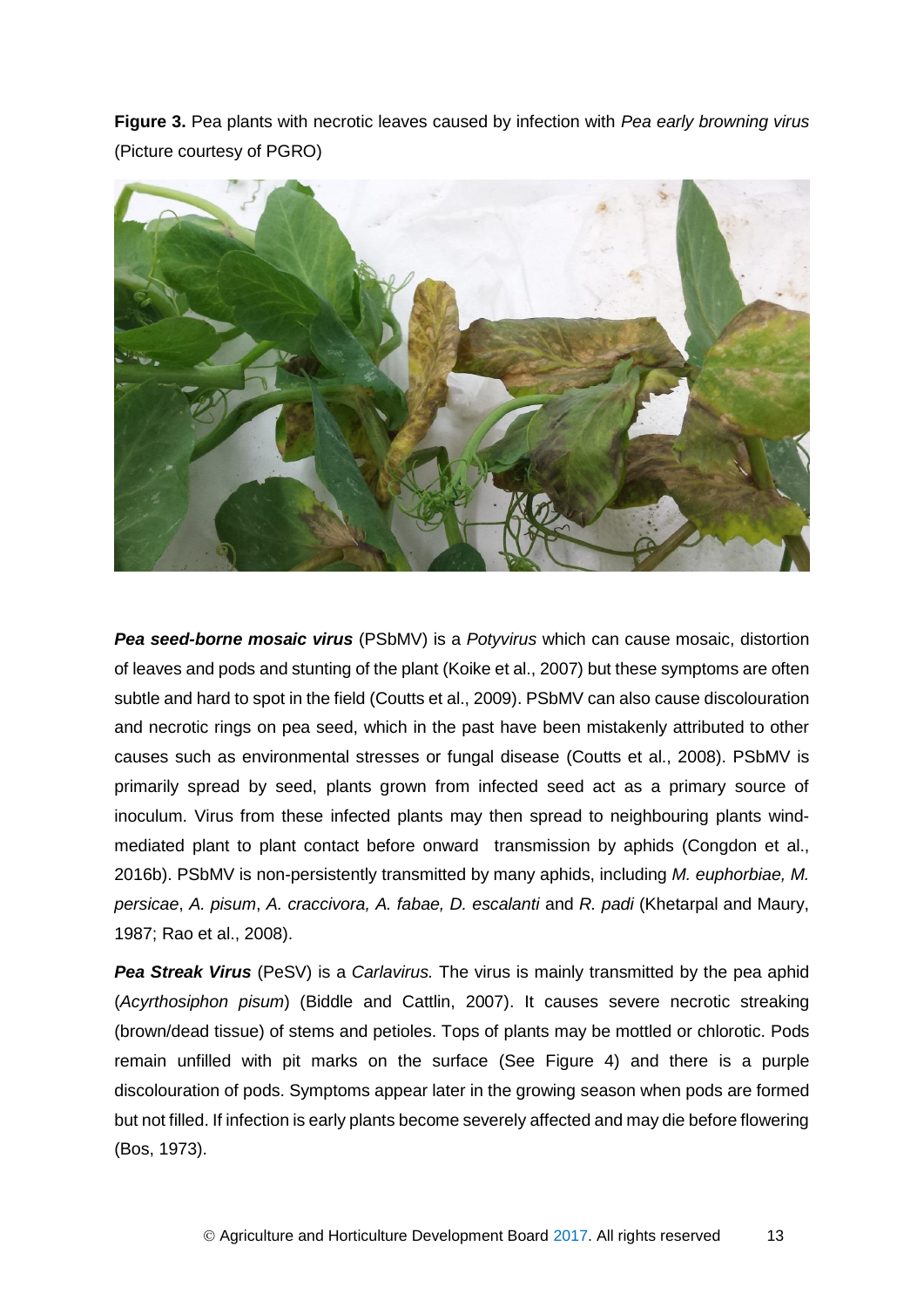**Figure 3.** Pea plants with necrotic leaves caused by infection with *Pea early browning virus* (Picture courtesy of PGRO)

***Pea seed-borne mosaic virus*** (PSbMV) is a *Potyvirus* which can cause mosaic, distortion of leaves and pods and stunting of the plant (Koike et al., 2007) but these symptoms are often subtle and hard to spot in the field (Coutts et al., 2009). PSbMV can also cause discolouration and necrotic rings on pea seed, which in the past have been mistakenly attributed to other causes such as environmental stresses or fungal disease (Coutts et al., 2008). PSbMV is primarily spread by seed, plants grown from infected seed act as a primary source of inoculum. Virus from these infected plants may then spread to neighbouring plants wind-mediated plant to plant contact before onward transmission by aphids (Congdon et al., 2016b). PSbMV is non-persistently transmitted by many aphids, including *M. euphorbiae, M. persicae*, *A. pisum*, *A. craccivora, A. fabae, D. escalanti* and *R. padi* (Khetarpal and Maury, 1987; Rao et al., 2008).

***Pea Streak Virus*** (PeSV) is a *Carlavirus.* The virus is mainly transmitted by the pea aphid (*Acyrthosiphon pisum*) (Biddle and Cattlin, 2007). It causes severe necrotic streaking (brown/dead tissue) of stems and petioles. Tops of plants may be mottled or chlorotic. Pods remain unfilled with pit marks on the surface (See Figure 4) and there is a purple discolouration of pods. Symptoms appear later in the growing season when pods are formed but not filled. If infection is early plants become severely affected and may die before flowering (Bos, 1973).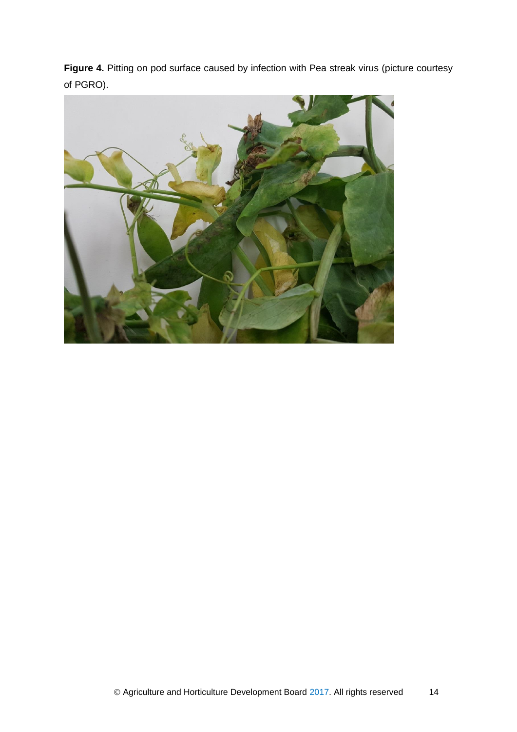**Figure 4.** Pitting on pod surface caused by infection with Pea streak virus (picture courtesy of PGRO).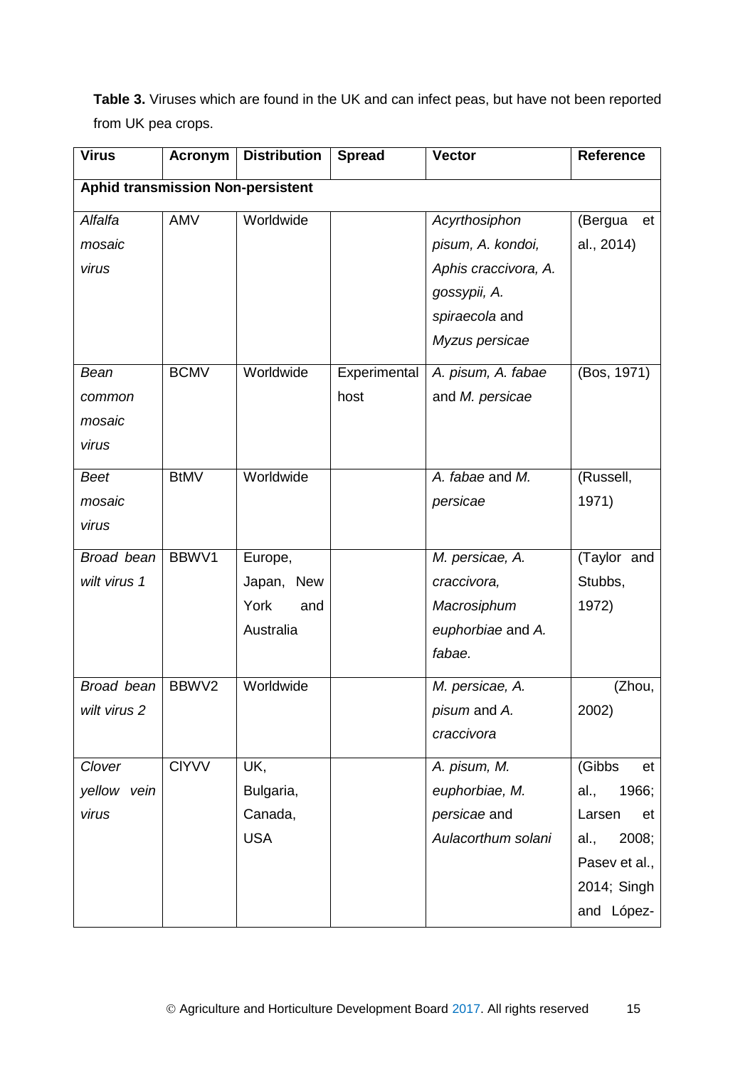**Table 3.** Viruses which are found in the UK and can infect peas, but have not been reported from UK pea crops.

| Virus | Acronym | Distribution | Spread | Vector | Reference |
|---|---|---|---|---|---|
| **Aphid transmission Non-persistent** | | | | | |
| *Alfalfa mosaic virus* | AMV | Worldwide | | *Acyrthosiphon pisum, A. kondoi, Aphis craccivora, A. gossypii, A. spiraecola* and *Myzus persicae* | (Bergua et al., 2014) |
| *Bean common mosaic virus* | BCMV | Worldwide | Experimental host | *A. pisum, A. fabae* and *M. persicae* | (Bos, 1971) |
| *Beet mosaic virus* | BtMV | Worldwide | | *A. fabae* and *M. persicae* | (Russell, 1971) |
| *Broad bean wilt virus 1* | BBWV1 | Europe, Japan, New York and Australia | | *M. persicae, A. craccivora, Macrosiphum euphorbiae* and *A. fabae.* | (Taylor and Stubbs, 1972) |
| *Broad bean wilt virus 2* | BBWV2 | Worldwide | | *M. persicae, A. pisum* and *A. craccivora* | (Zhou, 2002) |
| *Clover yellow vein virus* | ClYVV | UK, Bulgaria, Canada, USA | | *A. pisum, M. euphorbiae, M. persicae* and *Aulacorthum solani* | (Gibbs et al., 1966; Larsen et al., 2008; Pasev et al., 2014; Singh and López- |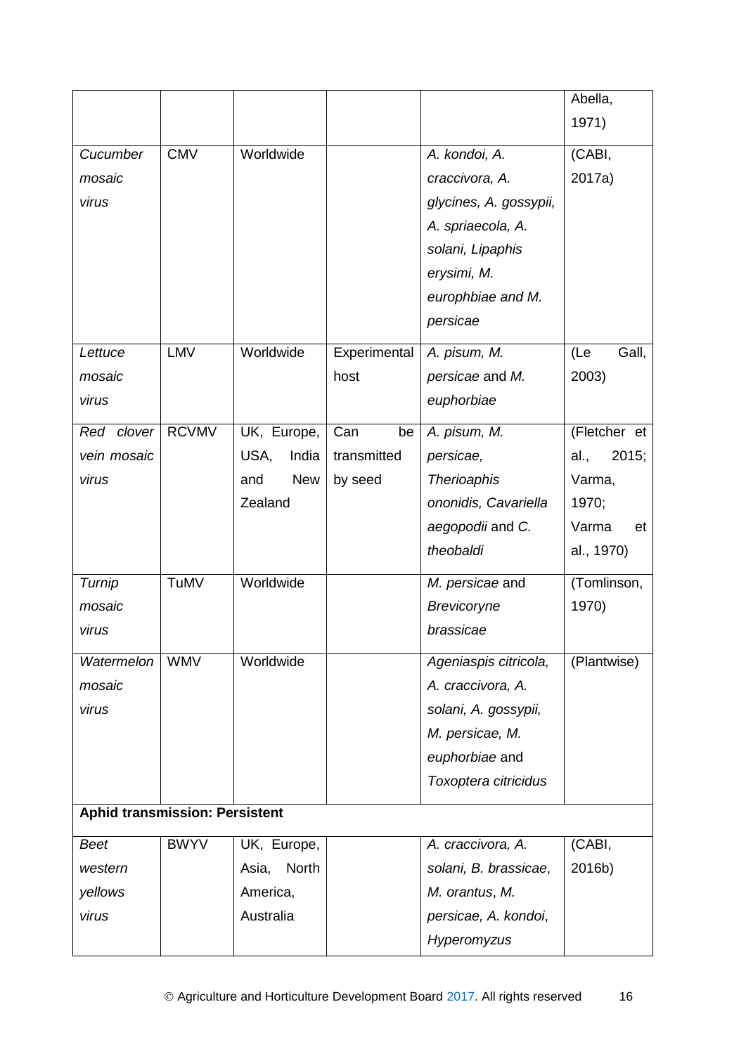| | | | | | |
|---|---|---|---|---|---|
| | | | | | Abella, 1971) |
| *Cucumber mosaic virus* | CMV | Worldwide | | *A. kondoi, A. craccivora, A. glycines, A. gossypii, A. spriaecola, A. solani, Lipaphis erysimi, M. europhbiae and M. persicae* | (CABI, 2017a) |
| *Lettuce mosaic virus* | LMV | Worldwide | Experimental host | *A. pisum, M. persicae* and *M. euphorbiae* | (Le Gall, 2003) |
| *Red clover vein mosaic virus* | RCVMV | UK, Europe, USA, India and New Zealand | Can be transmitted by seed | *A. pisum, M. persicae, Therioaphis ononidis, Cavariella aegopodii* and *C. theobaldi* | (Fletcher et al., 2015; Varma, 1970; Varma et al., 1970) |
| *Turnip mosaic virus* | TuMV | Worldwide | | *M. persicae* and *Brevicoryne brassicae* | (Tomlinson, 1970) |
| *Watermelon mosaic virus* | WMV | Worldwide | | *Ageniaspis citricola, A. craccivora, A. solani, A. gossypii, M. persicae, M. euphorbiae* and *Toxoptera citricidus* | (Plantwise) |
| **Aphid transmission: Persistent** | | | | | |
| *Beet western yellows virus* | BWYV | UK, Europe, Asia, North America, Australia | | *A. craccivora, A. solani, B. brassicae, M. orantus, M. persicae, A. kondoi, Hyperomyzus* | (CABI, 2016b) |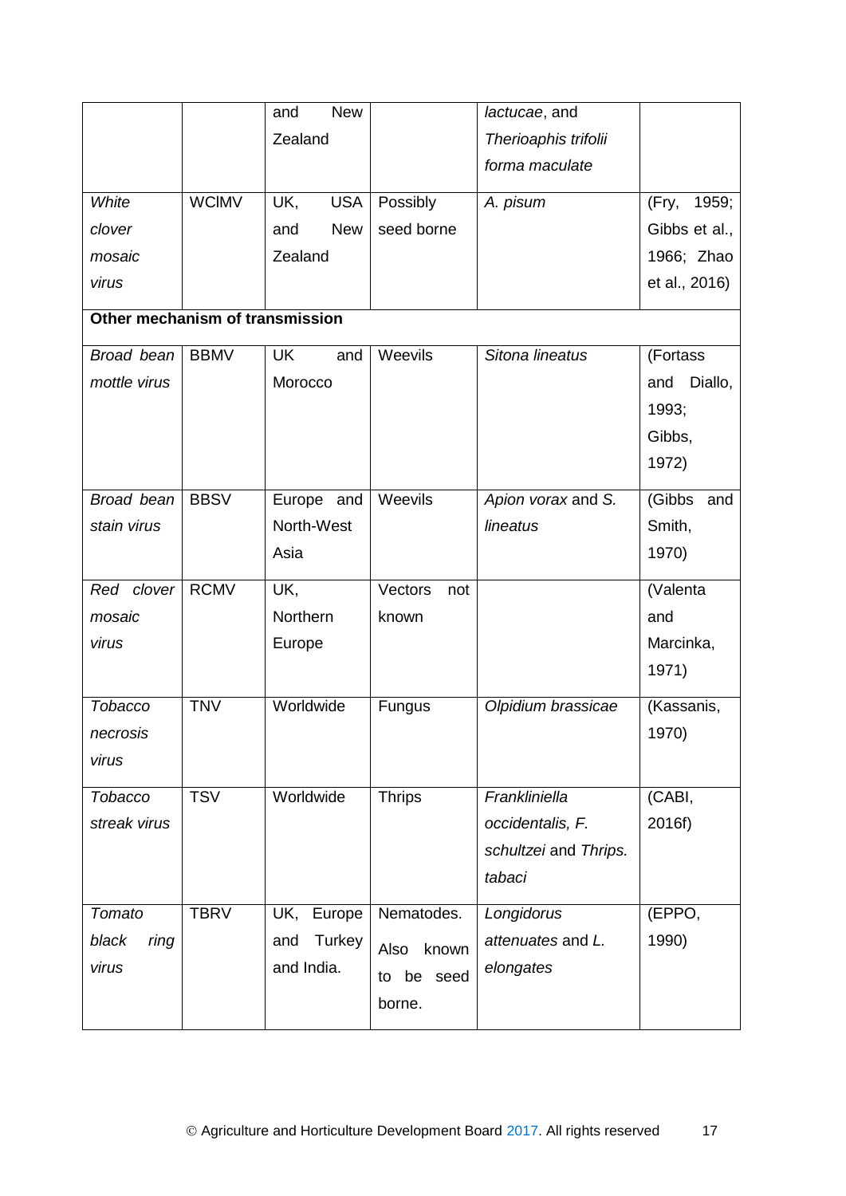| | | and New Zealand | | *lactucae*, and *Therioaphis trifolii forma maculate* | |
|---|---|---|---|---|---|
| *White clover mosaic virus* | WClMV | UK, USA and New Zealand | Possibly seed borne | *A. pisum* | (Fry, 1959; Gibbs et al., 1966; Zhao et al., 2016) |
| **Other mechanism of transmission** | | | | | |
| *Broad bean mottle virus* | BBMV | UK and Morocco | Weevils | *Sitona lineatus* | (Fortass and Diallo, 1993; Gibbs, 1972) |
| *Broad bean stain virus* | BBSV | Europe and North-West Asia | Weevils | *Apion vorax* and *S. lineatus* | (Gibbs and Smith, 1970) |
| *Red clover mosaic virus* | RCMV | UK, Northern Europe | Vectors not known | | (Valenta and Marcinka, 1971) |
| *Tobacco necrosis virus* | TNV | Worldwide | Fungus | *Olpidium brassicae* | (Kassanis, 1970) |
| *Tobacco streak virus* | TSV | Worldwide | Thrips | *Frankliniella occidentalis, F. schultzei* and *Thrips. tabaci* | (CABI, 2016f) |
| *Tomato black ring virus* | TBRV | UK, Europe and Turkey and India. | Nematodes. Also known to be seed borne. | *Longidorus attenuates* and *L. elongates* | (EPPO, 1990) |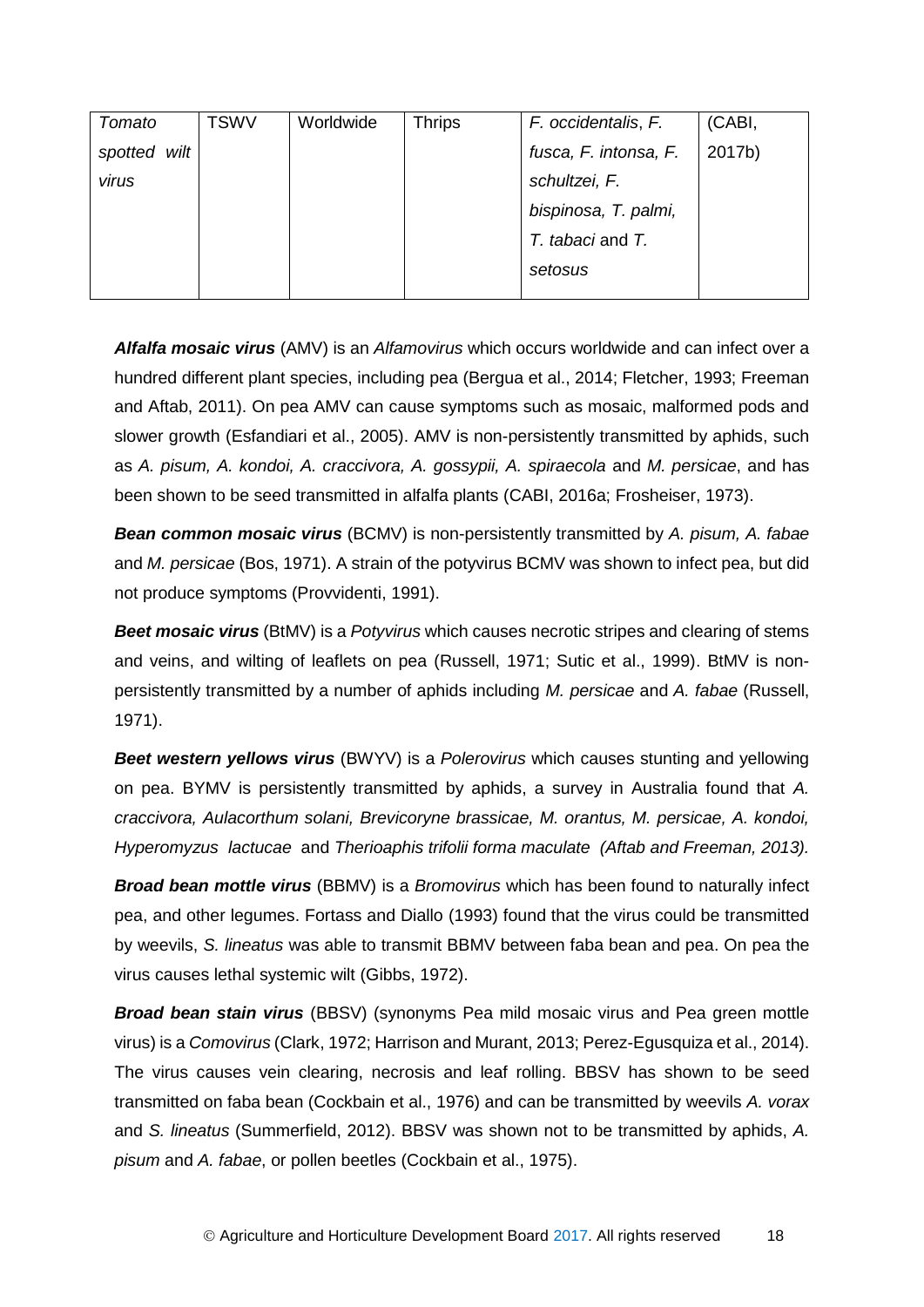| *Tomato spotted wilt virus* | TSWV | Worldwide | Thrips | *F. occidentalis*, *F. fusca, F. intonsa, F. schultzei, F. bispinosa, T. palmi, T. tabaci* and *T. setosus* | (CABI, 2017b) |
|---|---|---|---|---|---|

***Alfalfa mosaic virus*** (AMV) is an *Alfamovirus* which occurs worldwide and can infect over a hundred different plant species, including pea (Bergua et al., 2014; Fletcher, 1993; Freeman and Aftab, 2011). On pea AMV can cause symptoms such as mosaic, malformed pods and slower growth (Esfandiari et al., 2005). AMV is non-persistently transmitted by aphids, such as *A. pisum, A. kondoi, A. craccivora, A. gossypii, A. spiraecola* and *M. persicae*, and has been shown to be seed transmitted in alfalfa plants (CABI, 2016a; Frosheiser, 1973).

***Bean common mosaic virus*** (BCMV) is non-persistently transmitted by *A. pisum, A. fabae* and *M. persicae* (Bos, 1971). A strain of the potyvirus BCMV was shown to infect pea, but did not produce symptoms (Provvidenti, 1991).

***Beet mosaic virus*** (BtMV) is a *Potyvirus* which causes necrotic stripes and clearing of stems and veins, and wilting of leaflets on pea (Russell, 1971; Sutic et al., 1999). BtMV is non-persistently transmitted by a number of aphids including *M. persicae* and *A. fabae* (Russell, 1971).

***Beet western yellows virus*** (BWYV) is a *Polerovirus* which causes stunting and yellowing on pea. BYMV is persistently transmitted by aphids, a survey in Australia found that *A. craccivora, Aulacorthum solani, Brevicoryne brassicae, M. orantus, M. persicae, A. kondoi, Hyperomyzus lactucae* and *Therioaphis trifolii forma maculate (Aftab and Freeman, 2013).*

***Broad bean mottle virus*** (BBMV) is a *Bromovirus* which has been found to naturally infect pea, and other legumes. Fortass and Diallo (1993) found that the virus could be transmitted by weevils, *S. lineatus* was able to transmit BBMV between faba bean and pea. On pea the virus causes lethal systemic wilt (Gibbs, 1972).

***Broad bean stain virus*** (BBSV) (synonyms Pea mild mosaic virus and Pea green mottle virus) is a *Comovirus* (Clark, 1972; Harrison and Murant, 2013; Perez-Egusquiza et al., 2014). The virus causes vein clearing, necrosis and leaf rolling. BBSV has shown to be seed transmitted on faba bean (Cockbain et al., 1976) and can be transmitted by weevils *A. vorax* and *S. lineatus* (Summerfield, 2012). BBSV was shown not to be transmitted by aphids, *A. pisum* and *A. fabae*, or pollen beetles (Cockbain et al., 1975).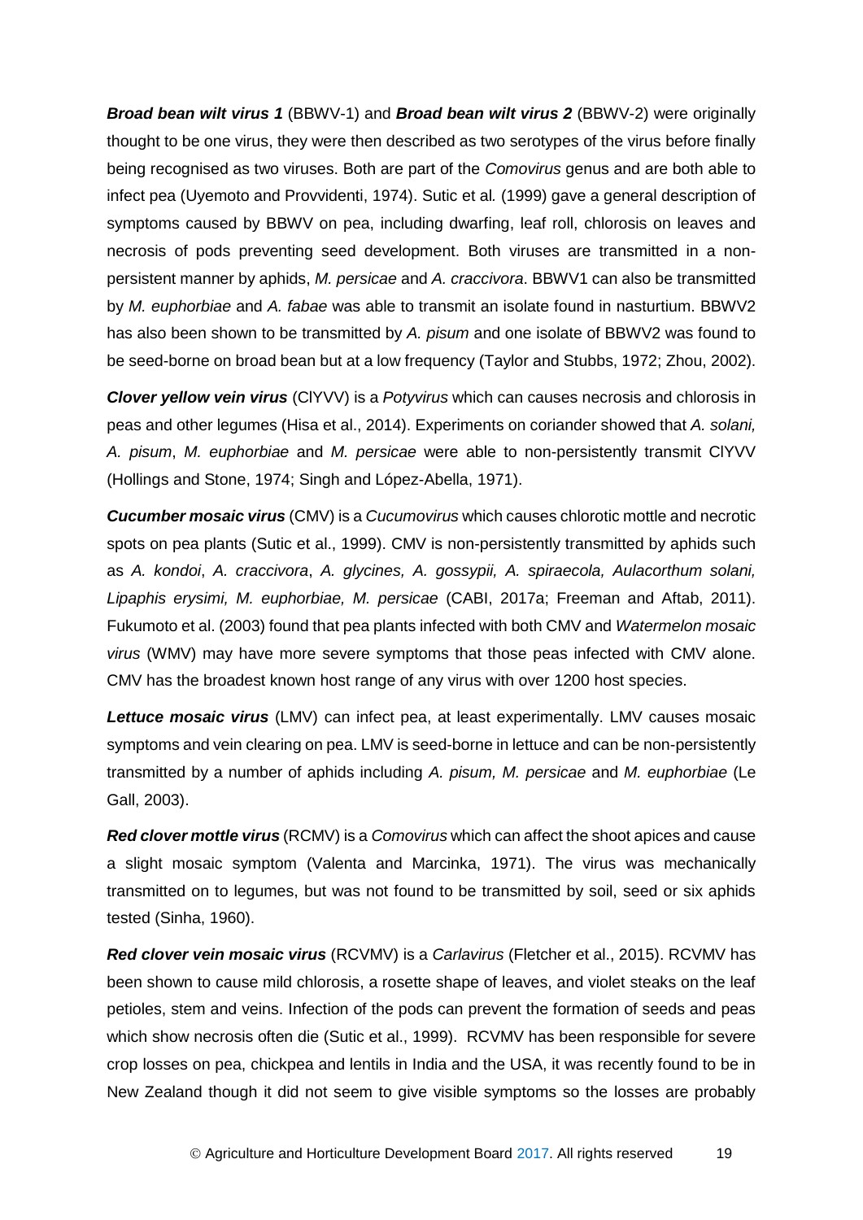***Broad bean wilt virus 1*** (BBWV-1) and ***Broad bean wilt virus 2*** (BBWV-2) were originally thought to be one virus, they were then described as two serotypes of the virus before finally being recognised as two viruses. Both are part of the *Comovirus* genus and are both able to infect pea (Uyemoto and Provvidenti, 1974). Sutic et al*.* (1999) gave a general description of symptoms caused by BBWV on pea, including dwarfing, leaf roll, chlorosis on leaves and necrosis of pods preventing seed development. Both viruses are transmitted in a non-persistent manner by aphids, *M. persicae* and *A. craccivora*. BBWV1 can also be transmitted by *M. euphorbiae* and *A. fabae* was able to transmit an isolate found in nasturtium. BBWV2 has also been shown to be transmitted by *A. pisum* and one isolate of BBWV2 was found to be seed-borne on broad bean but at a low frequency (Taylor and Stubbs, 1972; Zhou, 2002).

***Clover yellow vein virus*** (ClYVV) is a *Potyvirus* which can causes necrosis and chlorosis in peas and other legumes (Hisa et al., 2014). Experiments on coriander showed that *A. solani, A. pisum*, *M. euphorbiae* and *M. persicae* were able to non-persistently transmit ClYVV (Hollings and Stone, 1974; Singh and López-Abella, 1971).

***Cucumber mosaic virus*** (CMV) is a *Cucumovirus* which causes chlorotic mottle and necrotic spots on pea plants (Sutic et al., 1999). CMV is non-persistently transmitted by aphids such as *A. kondoi*, *A. craccivora*, *A. glycines, A. gossypii, A. spiraecola, Aulacorthum solani, Lipaphis erysimi, M. euphorbiae, M. persicae* (CABI, 2017a; Freeman and Aftab, 2011). Fukumoto et al. (2003) found that pea plants infected with both CMV and *Watermelon mosaic virus* (WMV) may have more severe symptoms that those peas infected with CMV alone. CMV has the broadest known host range of any virus with over 1200 host species.

***Lettuce mosaic virus*** (LMV) can infect pea, at least experimentally. LMV causes mosaic symptoms and vein clearing on pea. LMV is seed-borne in lettuce and can be non-persistently transmitted by a number of aphids including *A. pisum, M. persicae* and *M. euphorbiae* (Le Gall, 2003).

***Red clover mottle virus*** (RCMV) is a *Comovirus* which can affect the shoot apices and cause a slight mosaic symptom (Valenta and Marcinka, 1971). The virus was mechanically transmitted on to legumes, but was not found to be transmitted by soil, seed or six aphids tested (Sinha, 1960).

***Red clover vein mosaic virus*** (RCVMV) is a *Carlavirus* (Fletcher et al., 2015). RCVMV has been shown to cause mild chlorosis, a rosette shape of leaves, and violet steaks on the leaf petioles, stem and veins. Infection of the pods can prevent the formation of seeds and peas which show necrosis often die (Sutic et al., 1999). RCVMV has been responsible for severe crop losses on pea, chickpea and lentils in India and the USA, it was recently found to be in New Zealand though it did not seem to give visible symptoms so the losses are probably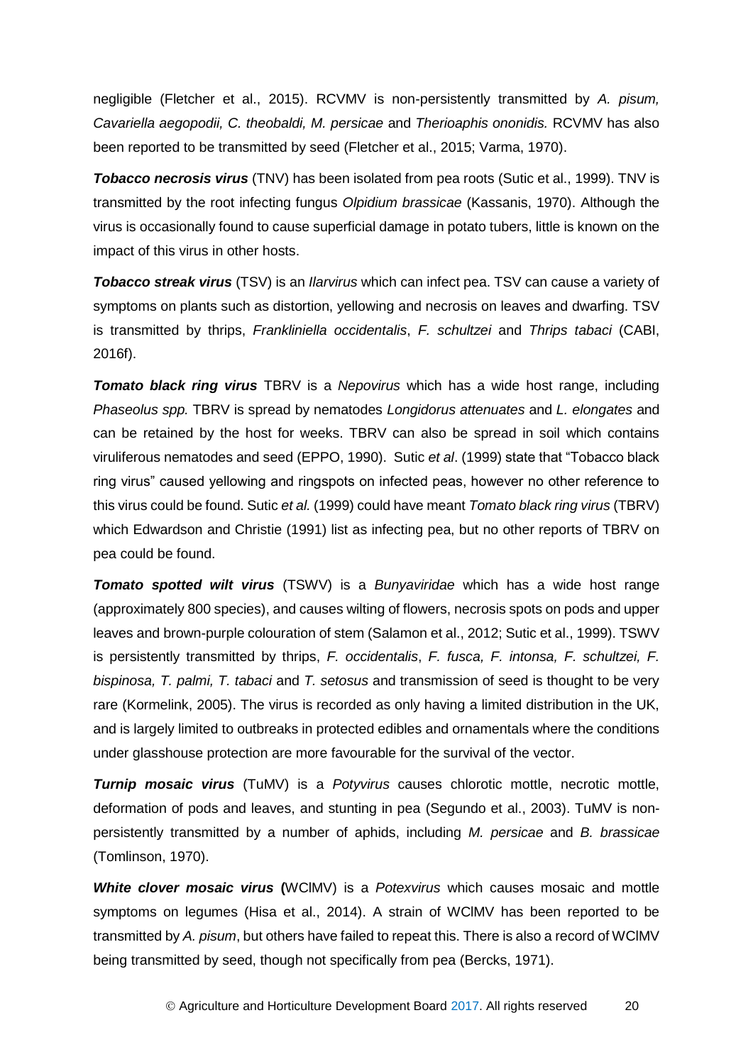negligible (Fletcher et al., 2015). RCVMV is non-persistently transmitted by *A. pisum, Cavariella aegopodii, C. theobaldi, M. persicae* and *Therioaphis ononidis.* RCVMV has also been reported to be transmitted by seed (Fletcher et al., 2015; Varma, 1970).

***Tobacco necrosis virus*** (TNV) has been isolated from pea roots (Sutic et al., 1999). TNV is transmitted by the root infecting fungus *Olpidium brassicae* (Kassanis, 1970). Although the virus is occasionally found to cause superficial damage in potato tubers, little is known on the impact of this virus in other hosts.

***Tobacco streak virus*** (TSV) is an *Ilarvirus* which can infect pea. TSV can cause a variety of symptoms on plants such as distortion, yellowing and necrosis on leaves and dwarfing. TSV is transmitted by thrips, *Frankliniella occidentalis*, *F. schultzei* and *Thrips tabaci* (CABI, 2016f).

***Tomato black ring virus*** TBRV is a *Nepovirus* which has a wide host range, including *Phaseolus spp.* TBRV is spread by nematodes *Longidorus attenuates* and *L. elongates* and can be retained by the host for weeks. TBRV can also be spread in soil which contains viruliferous nematodes and seed (EPPO, 1990). Sutic *et al*. (1999) state that "Tobacco black ring virus" caused yellowing and ringspots on infected peas, however no other reference to this virus could be found. Sutic *et al.* (1999) could have meant *Tomato black ring virus* (TBRV) which Edwardson and Christie (1991) list as infecting pea, but no other reports of TBRV on pea could be found.

***Tomato spotted wilt virus*** (TSWV) is a *Bunyaviridae* which has a wide host range (approximately 800 species), and causes wilting of flowers, necrosis spots on pods and upper leaves and brown-purple colouration of stem (Salamon et al., 2012; Sutic et al., 1999). TSWV is persistently transmitted by thrips, *F. occidentalis*, *F. fusca, F. intonsa, F. schultzei, F. bispinosa, T. palmi, T. tabaci* and *T. setosus* and transmission of seed is thought to be very rare (Kormelink, 2005). The virus is recorded as only having a limited distribution in the UK, and is largely limited to outbreaks in protected edibles and ornamentals where the conditions under glasshouse protection are more favourable for the survival of the vector.

***Turnip mosaic virus*** (TuMV) is a *Potyvirus* causes chlorotic mottle, necrotic mottle, deformation of pods and leaves, and stunting in pea (Segundo et al., 2003). TuMV is non-persistently transmitted by a number of aphids, including *M. persicae* and *B. brassicae* (Tomlinson, 1970).

***White clover mosaic virus*** **(**WClMV) is a *Potexvirus* which causes mosaic and mottle symptoms on legumes (Hisa et al., 2014). A strain of WClMV has been reported to be transmitted by *A. pisum*, but others have failed to repeat this. There is also a record of WClMV being transmitted by seed, though not specifically from pea (Bercks, 1971).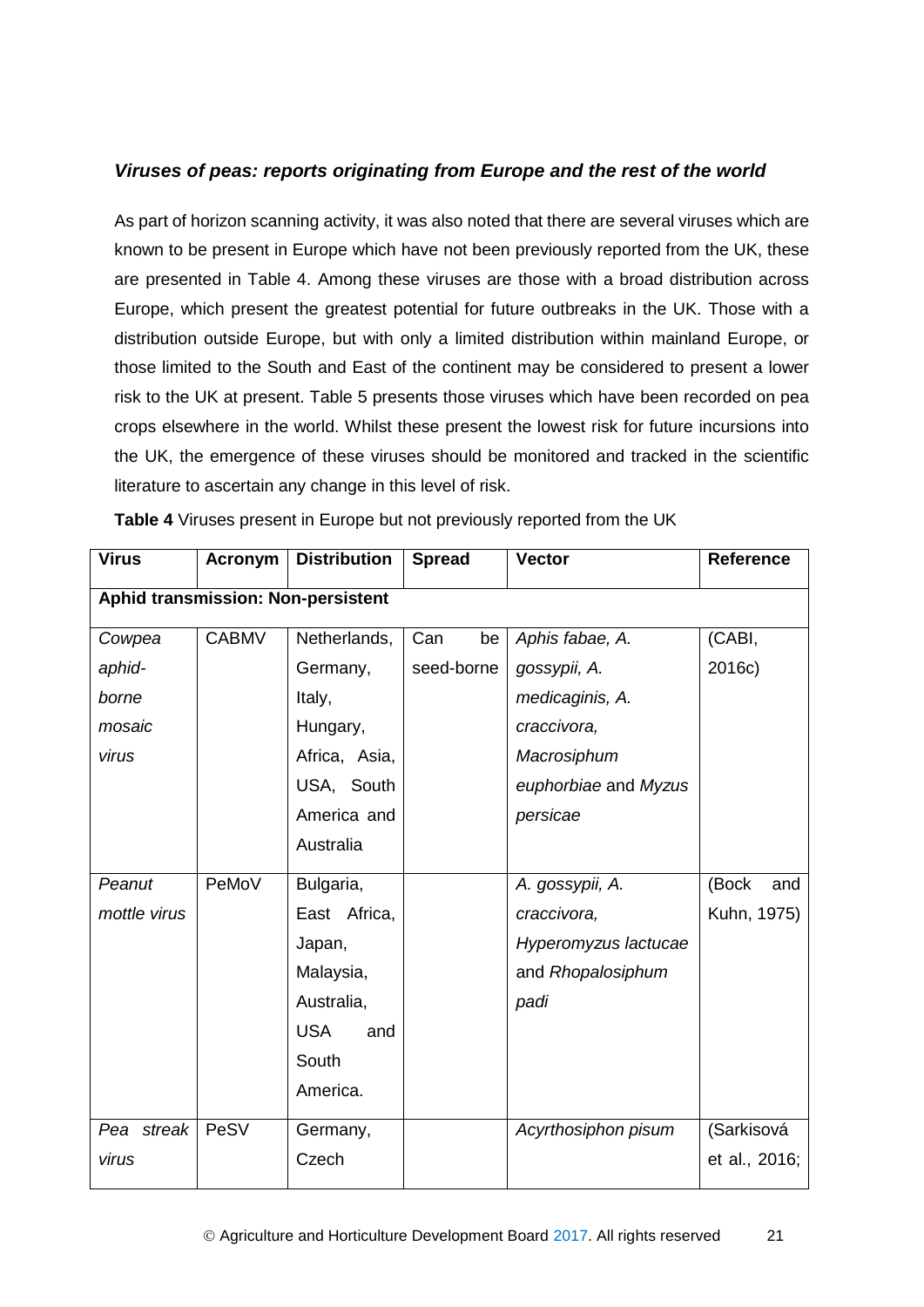### *Viruses of peas: reports originating from Europe and the rest of the world*

As part of horizon scanning activity, it was also noted that there are several viruses which are known to be present in Europe which have not been previously reported from the UK, these are presented in Table 4. Among these viruses are those with a broad distribution across Europe, which present the greatest potential for future outbreaks in the UK. Those with a distribution outside Europe, but with only a limited distribution within mainland Europe, or those limited to the South and East of the continent may be considered to present a lower risk to the UK at present. Table 5 presents those viruses which have been recorded on pea crops elsewhere in the world. Whilst these present the lowest risk for future incursions into the UK, the emergence of these viruses should be monitored and tracked in the scientific literature to ascertain any change in this level of risk.

**Table 4** Viruses present in Europe but not previously reported from the UK

| Virus | Acronym | Distribution | Spread | Vector | Reference |
|---|---|---|---|---|---|
| **Aphid transmission: Non-persistent** | | | | | |
| *Cowpea aphid-borne mosaic virus* | CABMV | Netherlands, Germany, Italy, Hungary, Africa, Asia, USA, South America and Australia | Can be seed-borne | *Aphis fabae, A. gossypii, A. medicaginis, A. craccivora, Macrosiphum euphorbiae* and *Myzus persicae* | (CABI, 2016c) |
| *Peanut mottle virus* | PeMoV | Bulgaria, East Africa, Japan, Malaysia, Australia, USA and South America. | | *A. gossypii, A. craccivora, Hyperomyzus lactucae* and *Rhopalosiphum padi* | (Bock and Kuhn, 1975) |
| *Pea streak virus* | PeSV | Germany, Czech | | *Acyrthosiphon pisum* | (Sarkisová et al., 2016; |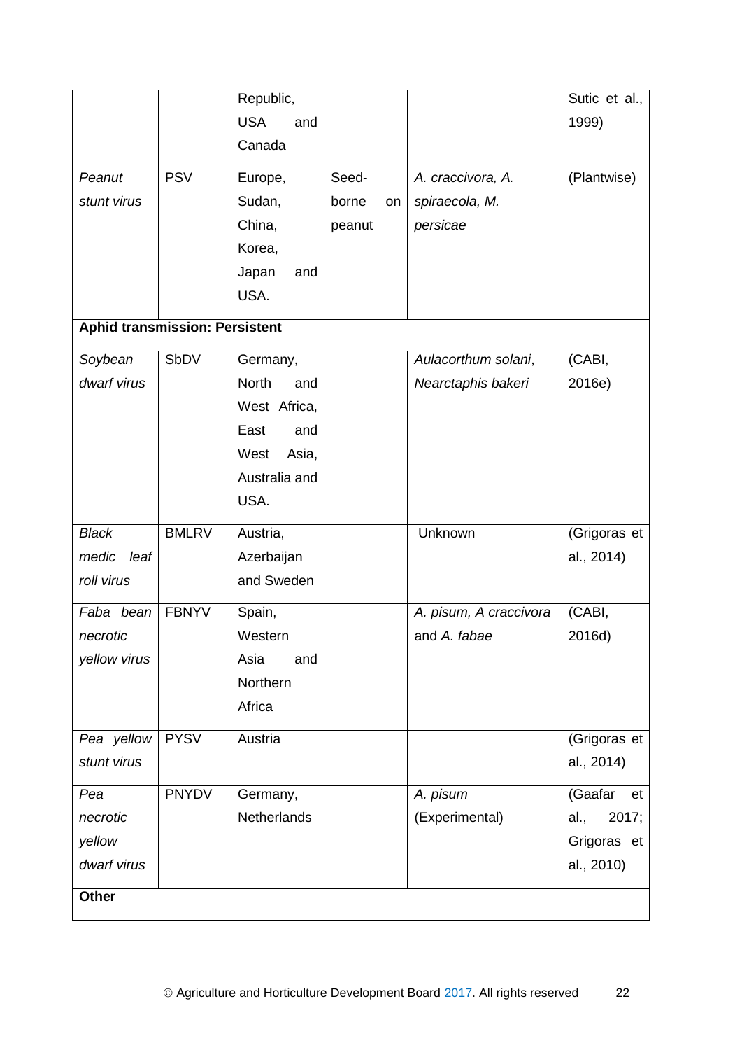| | | Republic, USA and Canada | | | Sutic et al., 1999) |
|---|---|---|---|---|---|
| *Peanut stunt virus* | PSV | Europe, Sudan, China, Korea, Japan and USA. | Seed-borne on peanut | *A. craccivora, A. spiraecola, M. persicae* | (Plantwise) |
| **Aphid transmission: Persistent** | | | | | |
| *Soybean dwarf virus* | SbDV | Germany, North and West Africa, East and West Asia, Australia and USA. | | *Aulacorthum solani*, *Nearctaphis bakeri* | (CABI, 2016e) |
| *Black medic leaf roll virus* | BMLRV | Austria, Azerbaijan and Sweden | | Unknown | (Grigoras et al., 2014) |
| *Faba bean necrotic yellow virus* | FBNYV | Spain, Western Asia and Northern Africa | | *A. pisum, A craccivora* and *A. fabae* | (CABI, 2016d) |
| *Pea yellow stunt virus* | PYSV | Austria | | | (Grigoras et al., 2014) |
| *Pea necrotic yellow dwarf virus* | PNYDV | Germany, Netherlands | | *A. pisum* (Experimental) | (Gaafar et al., 2017; Grigoras et al., 2010) |
| **Other** | | | | | |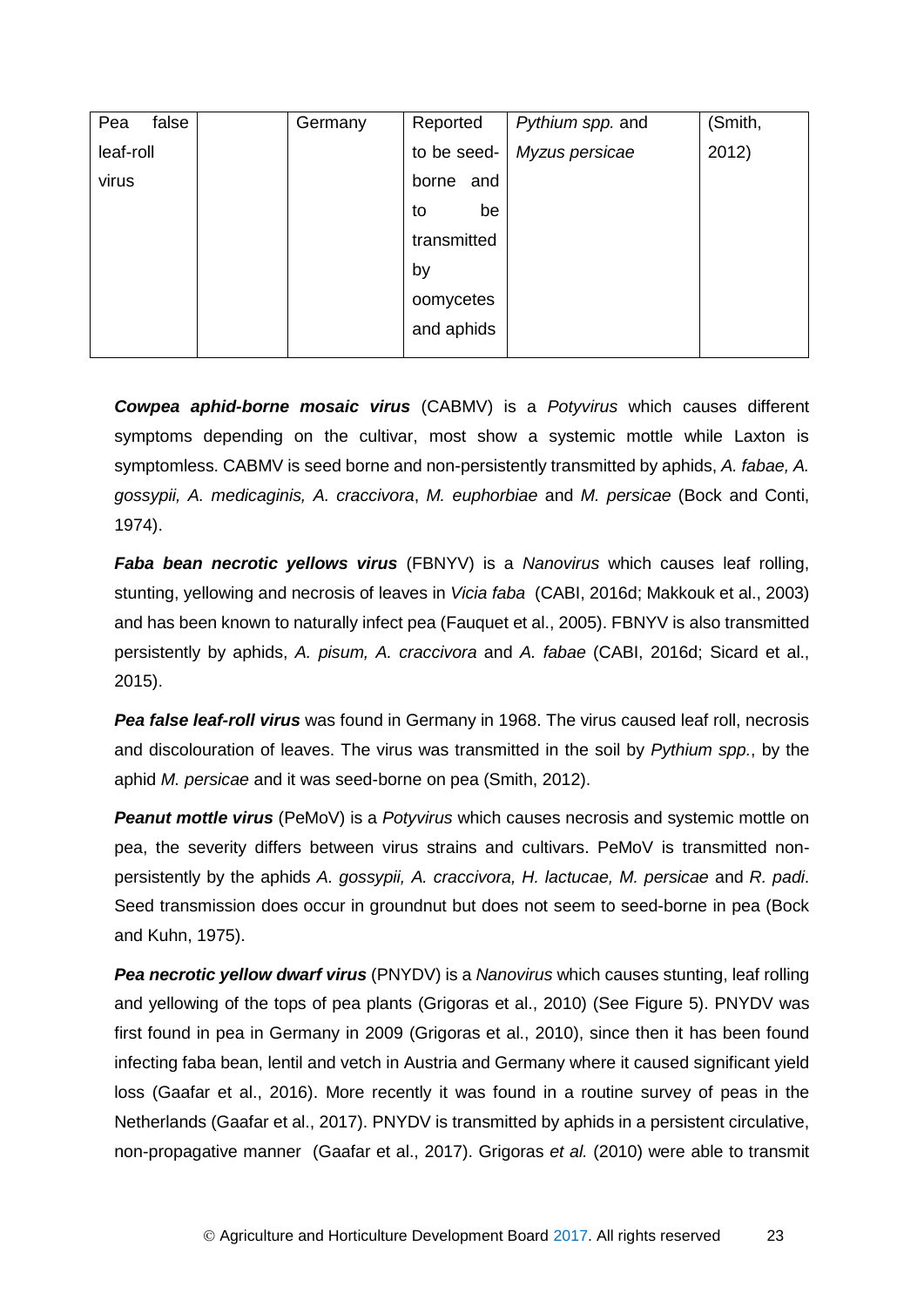| Pea false leaf-roll virus | | Germany | Reported to be seed-borne and to be transmitted by oomycetes and aphids | *Pythium spp.* and *Myzus persicae* | (Smith, 2012) |
|---|---|---|---|---|---|

***Cowpea aphid-borne mosaic virus*** (CABMV) is a *Potyvirus* which causes different symptoms depending on the cultivar, most show a systemic mottle while Laxton is symptomless. CABMV is seed borne and non-persistently transmitted by aphids, *A. fabae, A. gossypii, A. medicaginis, A. craccivora*, *M. euphorbiae* and *M. persicae* (Bock and Conti, 1974).

***Faba bean necrotic yellows virus*** (FBNYV) is a *Nanovirus* which causes leaf rolling, stunting, yellowing and necrosis of leaves in *Vicia faba* (CABI, 2016d; Makkouk et al., 2003) and has been known to naturally infect pea (Fauquet et al., 2005). FBNYV is also transmitted persistently by aphids, *A. pisum, A. craccivora* and *A. fabae* (CABI, 2016d; Sicard et al., 2015).

***Pea false leaf-roll virus*** was found in Germany in 1968. The virus caused leaf roll, necrosis and discolouration of leaves. The virus was transmitted in the soil by *Pythium spp.*, by the aphid *M. persicae* and it was seed-borne on pea (Smith, 2012).

***Peanut mottle virus*** (PeMoV) is a *Potyvirus* which causes necrosis and systemic mottle on pea, the severity differs between virus strains and cultivars. PeMoV is transmitted non-persistently by the aphids *A. gossypii, A. craccivora, H. lactucae, M. persicae* and *R. padi*. Seed transmission does occur in groundnut but does not seem to seed-borne in pea (Bock and Kuhn, 1975).

***Pea necrotic yellow dwarf virus*** (PNYDV) is a *Nanovirus* which causes stunting, leaf rolling and yellowing of the tops of pea plants (Grigoras et al., 2010) (See Figure 5). PNYDV was first found in pea in Germany in 2009 (Grigoras et al., 2010), since then it has been found infecting faba bean, lentil and vetch in Austria and Germany where it caused significant yield loss (Gaafar et al., 2016). More recently it was found in a routine survey of peas in the Netherlands (Gaafar et al., 2017). PNYDV is transmitted by aphids in a persistent circulative, non-propagative manner (Gaafar et al., 2017). Grigoras *et al.* (2010) were able to transmit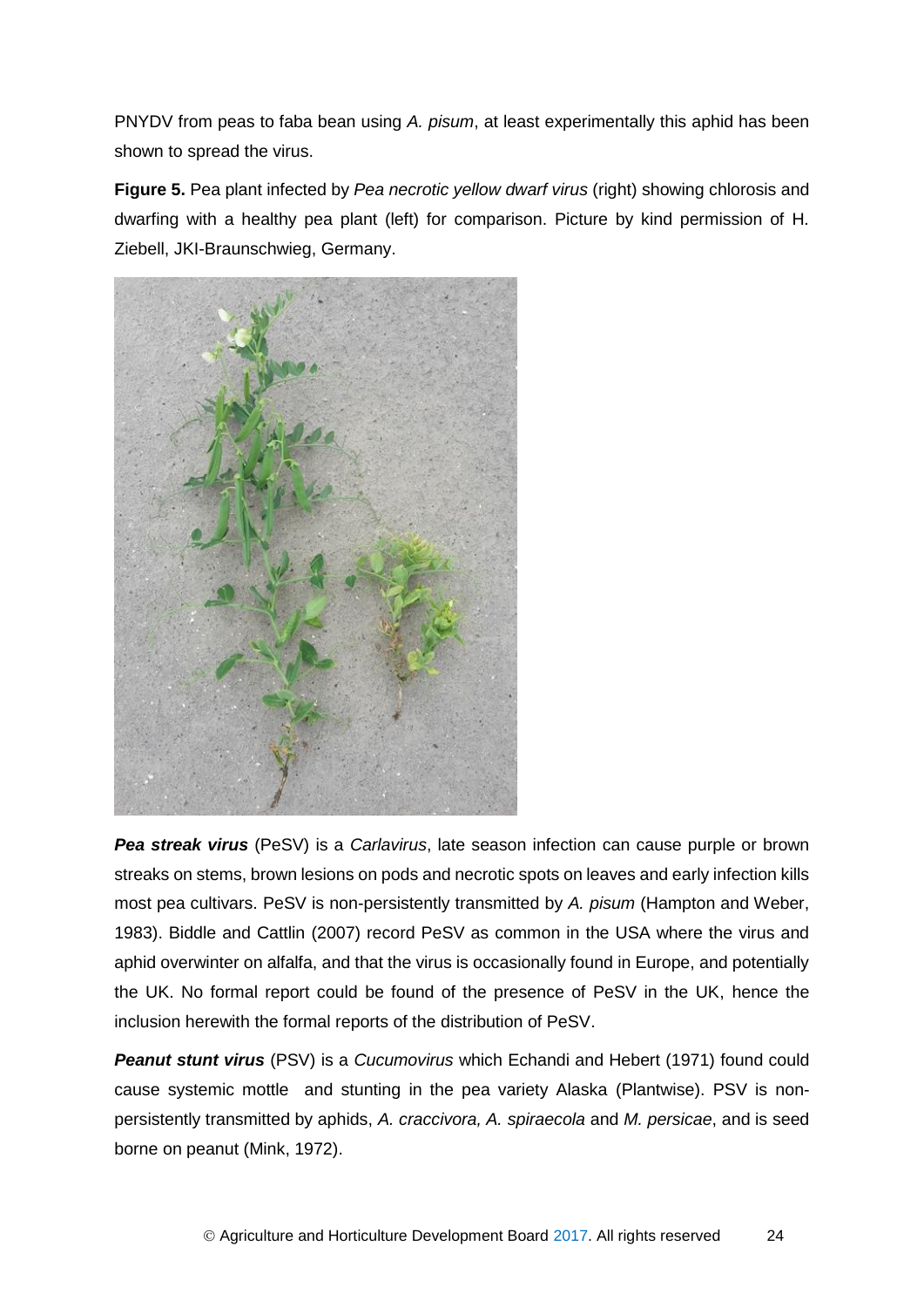PNYDV from peas to faba bean using *A. pisum*, at least experimentally this aphid has been shown to spread the virus.

**Figure 5.** Pea plant infected by *Pea necrotic yellow dwarf virus* (right) showing chlorosis and dwarfing with a healthy pea plant (left) for comparison. Picture by kind permission of H. Ziebell, JKI-Braunschwieg, Germany.

***Pea streak virus*** (PeSV) is a *Carlavirus*, late season infection can cause purple or brown streaks on stems, brown lesions on pods and necrotic spots on leaves and early infection kills most pea cultivars. PeSV is non-persistently transmitted by *A. pisum* (Hampton and Weber, 1983). Biddle and Cattlin (2007) record PeSV as common in the USA where the virus and aphid overwinter on alfalfa, and that the virus is occasionally found in Europe, and potentially the UK. No formal report could be found of the presence of PeSV in the UK, hence the inclusion herewith the formal reports of the distribution of PeSV.

***Peanut stunt virus*** (PSV) is a *Cucumovirus* which Echandi and Hebert (1971) found could cause systemic mottle and stunting in the pea variety Alaska (Plantwise). PSV is non-persistently transmitted by aphids, *A. craccivora, A. spiraecola* and *M. persicae*, and is seed borne on peanut (Mink, 1972).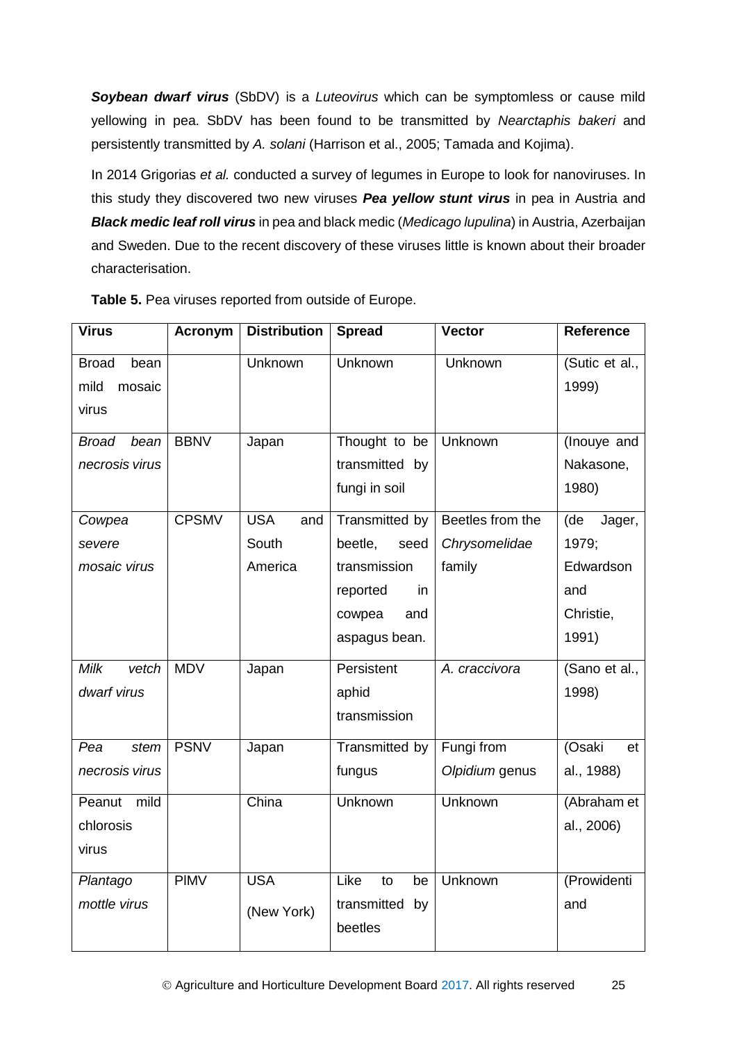***Soybean dwarf virus*** (SbDV) is a *Luteovirus* which can be symptomless or cause mild yellowing in pea. SbDV has been found to be transmitted by *Nearctaphis bakeri* and persistently transmitted by *A. solani* (Harrison et al., 2005; Tamada and Kojima).

In 2014 Grigorias *et al.* conducted a survey of legumes in Europe to look for nanoviruses. In this study they discovered two new viruses ***Pea yellow stunt virus*** in pea in Austria and ***Black medic leaf roll virus*** in pea and black medic (*Medicago lupulina*) in Austria, Azerbaijan and Sweden. Due to the recent discovery of these viruses little is known about their broader characterisation.

**Table 5.** Pea viruses reported from outside of Europe.

| Virus | Acronym | Distribution | Spread | Vector | Reference |
|---|---|---|---|---|---|
| Broad bean mild mosaic virus | | Unknown | Unknown | Unknown | (Sutic et al., 1999) |
| *Broad bean necrosis virus* | BBNV | Japan | Thought to be transmitted by fungi in soil | Unknown | (Inouye and Nakasone, 1980) |
| *Cowpea severe mosaic virus* | CPSMV | USA and South America | Transmitted by beetle, seed transmission reported in cowpea and aspagus bean. | Beetles from the *Chrysomelidae* family | (de Jager, 1979; Edwardson and Christie, 1991) |
| *Milk vetch dwarf virus* | MDV | Japan | Persistent aphid transmission | *A. craccivora* | (Sano et al., 1998) |
| *Pea stem necrosis virus* | PSNV | Japan | Transmitted by fungus | Fungi from *Olpidium* genus | (Osaki et al., 1988) |
| Peanut mild chlorosis virus | | China | Unknown | Unknown | (Abraham et al., 2006) |
| *Plantago mottle virus* | PlMV | USA (New York) | Like to be transmitted by beetles | Unknown | (Prowidenti and |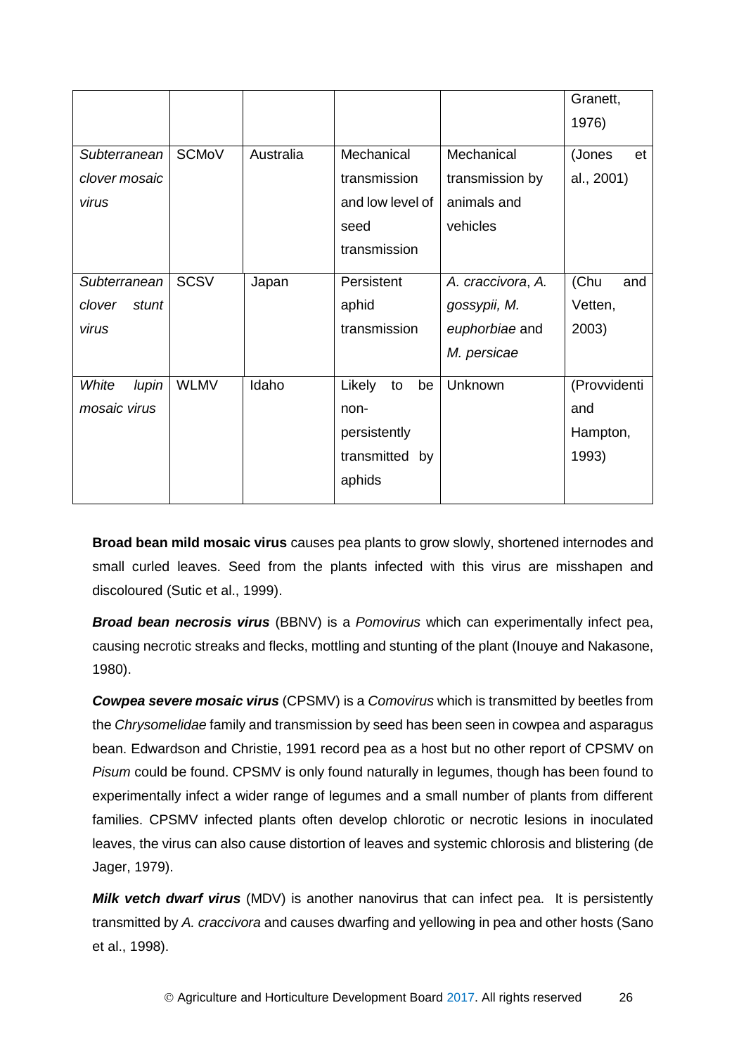| | | | | | |
|---|---|---|---|---|---|
| | | | | | Granett, 1976) |
| *Subterranean clover mosaic virus* | SCMoV | Australia | Mechanical transmission and low level of seed transmission | Mechanical transmission by animals and vehicles | (Jones et al., 2001) |
| *Subterranean clover stunt virus* | SCSV | Japan | Persistent aphid transmission | *A. craccivora*, *A. gossypii, M. euphorbiae* and *M. persicae* | (Chu and Vetten, 2003) |
| *White lupin mosaic virus* | WLMV | Idaho | Likely to be non-persistently transmitted by aphids | Unknown | (Provvidenti and Hampton, 1993) |

**Broad bean mild mosaic virus** causes pea plants to grow slowly, shortened internodes and small curled leaves. Seed from the plants infected with this virus are misshapen and discoloured (Sutic et al., 1999).

***Broad bean necrosis virus*** (BBNV) is a *Pomovirus* which can experimentally infect pea, causing necrotic streaks and flecks, mottling and stunting of the plant (Inouye and Nakasone, 1980).

***Cowpea severe mosaic virus*** (CPSMV) is a *Comovirus* which is transmitted by beetles from the *Chrysomelidae* family and transmission by seed has been seen in cowpea and asparagus bean. Edwardson and Christie, 1991 record pea as a host but no other report of CPSMV on *Pisum* could be found. CPSMV is only found naturally in legumes, though has been found to experimentally infect a wider range of legumes and a small number of plants from different families. CPSMV infected plants often develop chlorotic or necrotic lesions in inoculated leaves, the virus can also cause distortion of leaves and systemic chlorosis and blistering (de Jager, 1979).

***Milk vetch dwarf virus*** (MDV) is another nanovirus that can infect pea. It is persistently transmitted by *A. craccivora* and causes dwarfing and yellowing in pea and other hosts (Sano et al., 1998).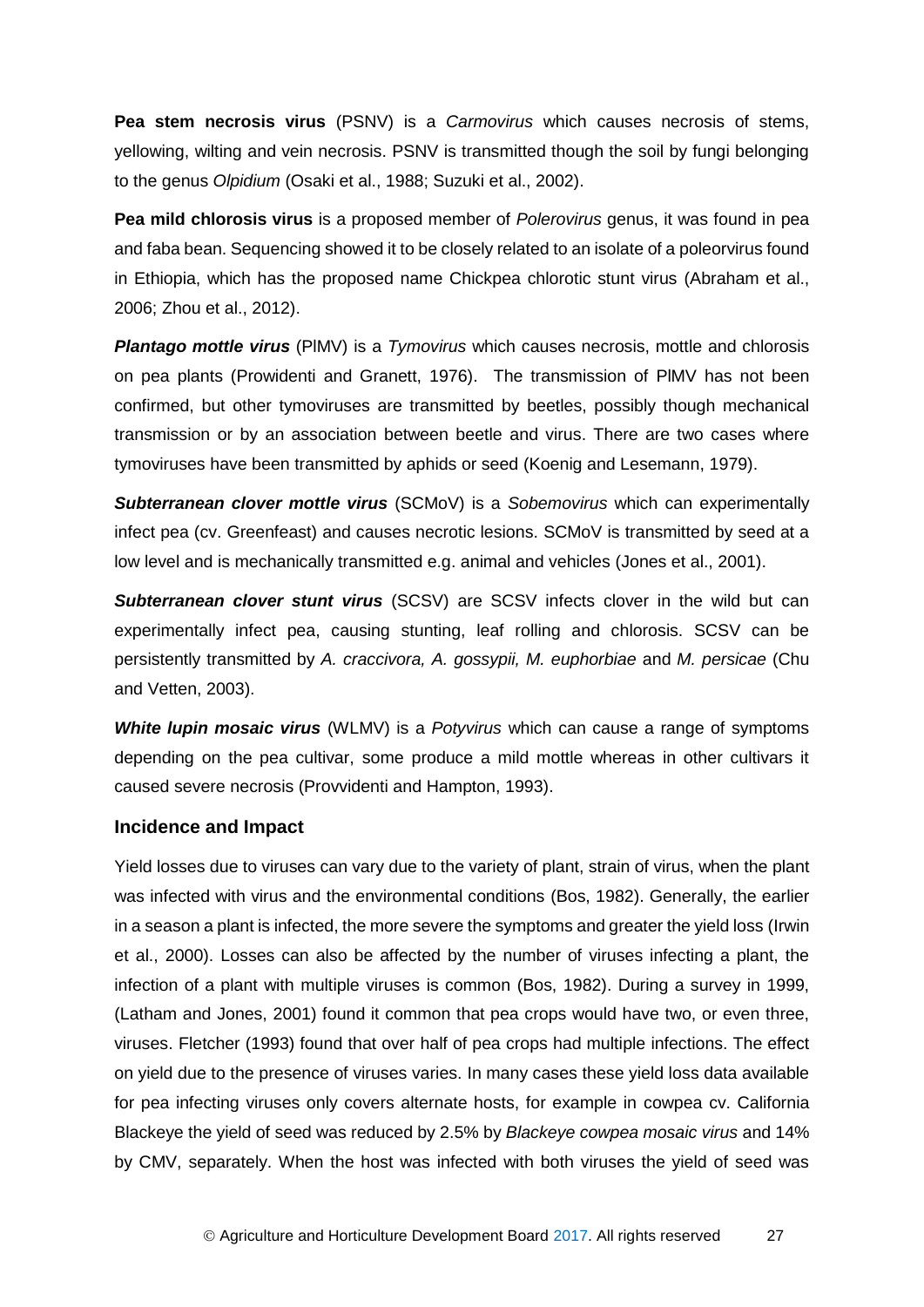**Pea stem necrosis virus** (PSNV) is a *Carmovirus* which causes necrosis of stems, yellowing, wilting and vein necrosis. PSNV is transmitted though the soil by fungi belonging to the genus *Olpidium* (Osaki et al., 1988; Suzuki et al., 2002).

**Pea mild chlorosis virus** is a proposed member of *Polerovirus* genus, it was found in pea and faba bean. Sequencing showed it to be closely related to an isolate of a poleorvirus found in Ethiopia, which has the proposed name Chickpea chlorotic stunt virus (Abraham et al., 2006; Zhou et al., 2012).

***Plantago mottle virus*** (PlMV) is a *Tymovirus* which causes necrosis, mottle and chlorosis on pea plants (Prowidenti and Granett, 1976). The transmission of PlMV has not been confirmed, but other tymoviruses are transmitted by beetles, possibly though mechanical transmission or by an association between beetle and virus. There are two cases where tymoviruses have been transmitted by aphids or seed (Koenig and Lesemann, 1979).

***Subterranean clover mottle virus*** (SCMoV) is a *Sobemovirus* which can experimentally infect pea (cv. Greenfeast) and causes necrotic lesions. SCMoV is transmitted by seed at a low level and is mechanically transmitted e.g. animal and vehicles (Jones et al., 2001).

***Subterranean clover stunt virus*** (SCSV) are SCSV infects clover in the wild but can experimentally infect pea, causing stunting, leaf rolling and chlorosis. SCSV can be persistently transmitted by *A. craccivora, A. gossypii, M. euphorbiae* and *M. persicae* (Chu and Vetten, 2003).

***White lupin mosaic virus*** (WLMV) is a *Potyvirus* which can cause a range of symptoms depending on the pea cultivar, some produce a mild mottle whereas in other cultivars it caused severe necrosis (Provvidenti and Hampton, 1993).

### Incidence and Impact

Yield losses due to viruses can vary due to the variety of plant, strain of virus, when the plant was infected with virus and the environmental conditions (Bos, 1982). Generally, the earlier in a season a plant is infected, the more severe the symptoms and greater the yield loss (Irwin et al., 2000). Losses can also be affected by the number of viruses infecting a plant, the infection of a plant with multiple viruses is common (Bos, 1982). During a survey in 1999, (Latham and Jones, 2001) found it common that pea crops would have two, or even three, viruses. Fletcher (1993) found that over half of pea crops had multiple infections. The effect on yield due to the presence of viruses varies. In many cases these yield loss data available for pea infecting viruses only covers alternate hosts, for example in cowpea cv. California Blackeye the yield of seed was reduced by 2.5% by *Blackeye cowpea mosaic virus* and 14% by CMV, separately. When the host was infected with both viruses the yield of seed was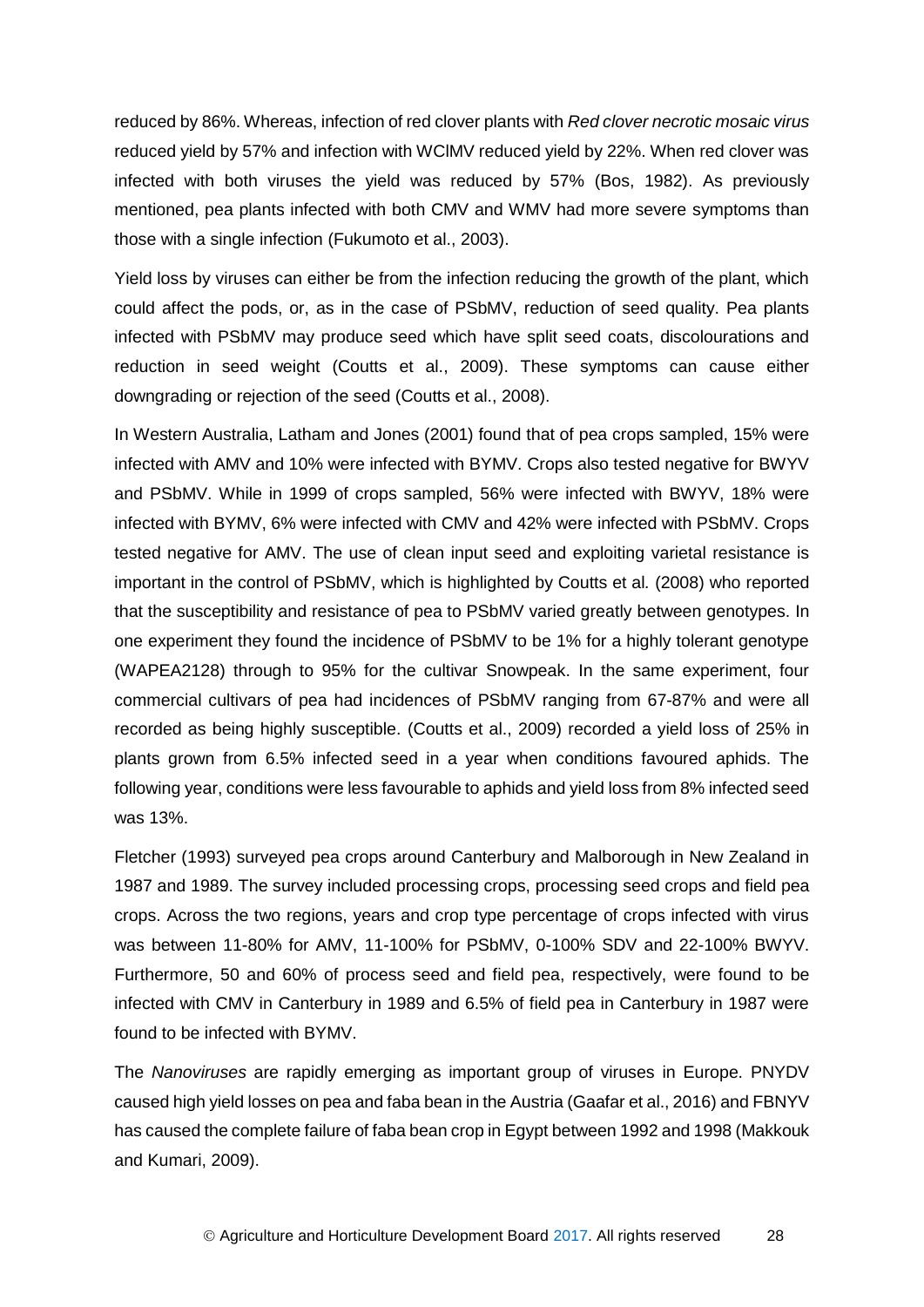reduced by 86%. Whereas, infection of red clover plants with *Red clover necrotic mosaic virus* reduced yield by 57% and infection with WClMV reduced yield by 22%. When red clover was infected with both viruses the yield was reduced by 57% (Bos, 1982). As previously mentioned, pea plants infected with both CMV and WMV had more severe symptoms than those with a single infection (Fukumoto et al., 2003).

Yield loss by viruses can either be from the infection reducing the growth of the plant, which could affect the pods, or, as in the case of PSbMV, reduction of seed quality. Pea plants infected with PSbMV may produce seed which have split seed coats, discolourations and reduction in seed weight (Coutts et al., 2009). These symptoms can cause either downgrading or rejection of the seed (Coutts et al., 2008).

In Western Australia, Latham and Jones (2001) found that of pea crops sampled, 15% were infected with AMV and 10% were infected with BYMV. Crops also tested negative for BWYV and PSbMV. While in 1999 of crops sampled, 56% were infected with BWYV, 18% were infected with BYMV, 6% were infected with CMV and 42% were infected with PSbMV. Crops tested negative for AMV. The use of clean input seed and exploiting varietal resistance is important in the control of PSbMV, which is highlighted by Coutts et al*.* (2008) who reported that the susceptibility and resistance of pea to PSbMV varied greatly between genotypes. In one experiment they found the incidence of PSbMV to be 1% for a highly tolerant genotype (WAPEA2128) through to 95% for the cultivar Snowpeak. In the same experiment, four commercial cultivars of pea had incidences of PSbMV ranging from 67-87% and were all recorded as being highly susceptible. (Coutts et al., 2009) recorded a yield loss of 25% in plants grown from 6.5% infected seed in a year when conditions favoured aphids. The following year, conditions were less favourable to aphids and yield loss from 8% infected seed was 13%.

Fletcher (1993) surveyed pea crops around Canterbury and Malborough in New Zealand in 1987 and 1989. The survey included processing crops, processing seed crops and field pea crops. Across the two regions, years and crop type percentage of crops infected with virus was between 11-80% for AMV, 11-100% for PSbMV, 0-100% SDV and 22-100% BWYV. Furthermore, 50 and 60% of process seed and field pea, respectively, were found to be infected with CMV in Canterbury in 1989 and 6.5% of field pea in Canterbury in 1987 were found to be infected with BYMV.

The *Nanoviruses* are rapidly emerging as important group of viruses in Europe. PNYDV caused high yield losses on pea and faba bean in the Austria (Gaafar et al., 2016) and FBNYV has caused the complete failure of faba bean crop in Egypt between 1992 and 1998 (Makkouk and Kumari, 2009).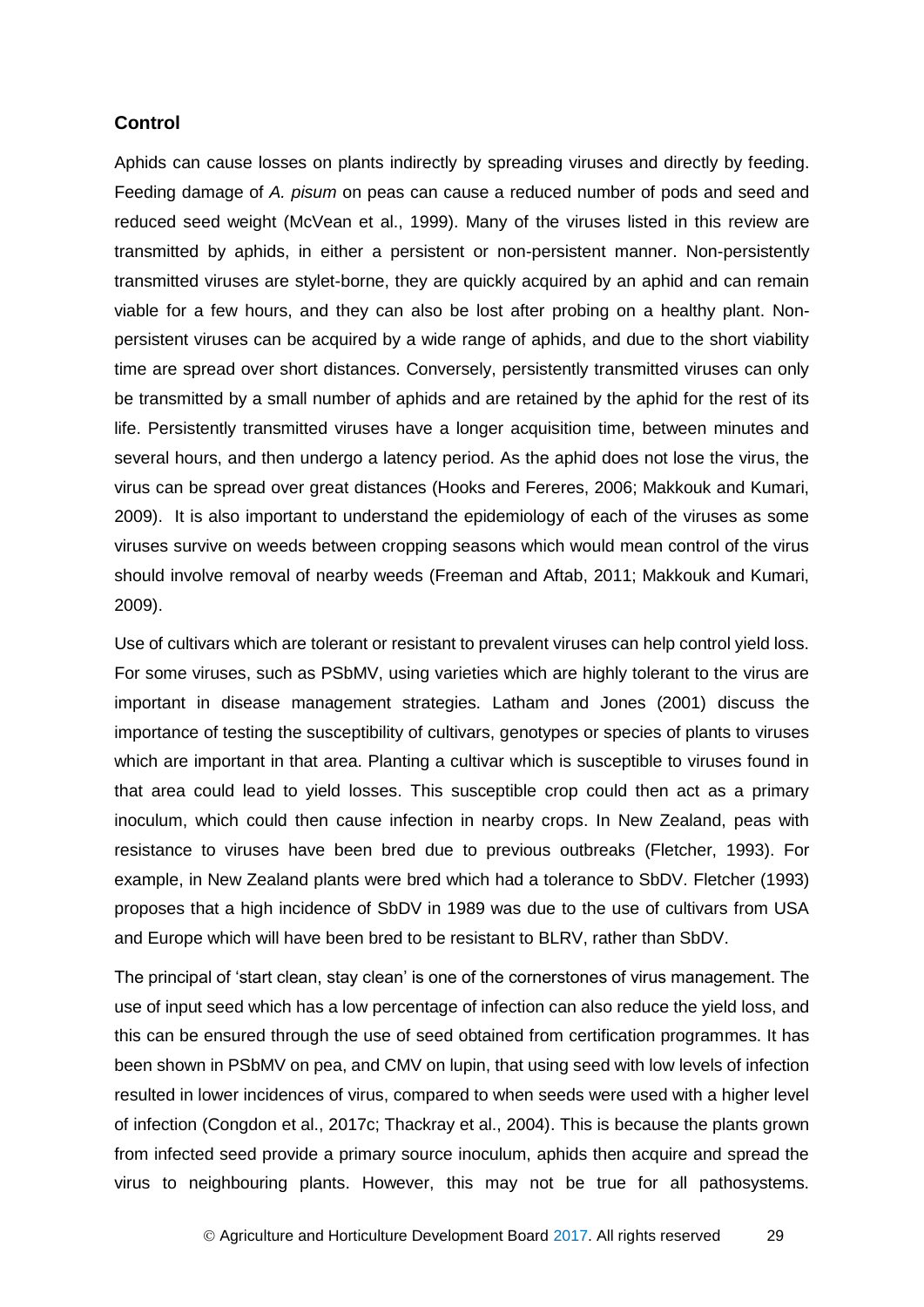## Control

Aphids can cause losses on plants indirectly by spreading viruses and directly by feeding. Feeding damage of *A. pisum* on peas can cause a reduced number of pods and seed and reduced seed weight (McVean et al., 1999). Many of the viruses listed in this review are transmitted by aphids, in either a persistent or non-persistent manner. Non-persistently transmitted viruses are stylet-borne, they are quickly acquired by an aphid and can remain viable for a few hours, and they can also be lost after probing on a healthy plant. Non-persistent viruses can be acquired by a wide range of aphids, and due to the short viability time are spread over short distances. Conversely, persistently transmitted viruses can only be transmitted by a small number of aphids and are retained by the aphid for the rest of its life. Persistently transmitted viruses have a longer acquisition time, between minutes and several hours, and then undergo a latency period. As the aphid does not lose the virus, the virus can be spread over great distances (Hooks and Fereres, 2006; Makkouk and Kumari, 2009). It is also important to understand the epidemiology of each of the viruses as some viruses survive on weeds between cropping seasons which would mean control of the virus should involve removal of nearby weeds (Freeman and Aftab, 2011; Makkouk and Kumari, 2009).

Use of cultivars which are tolerant or resistant to prevalent viruses can help control yield loss. For some viruses, such as PSbMV, using varieties which are highly tolerant to the virus are important in disease management strategies. Latham and Jones (2001) discuss the importance of testing the susceptibility of cultivars, genotypes or species of plants to viruses which are important in that area. Planting a cultivar which is susceptible to viruses found in that area could lead to yield losses. This susceptible crop could then act as a primary inoculum, which could then cause infection in nearby crops. In New Zealand, peas with resistance to viruses have been bred due to previous outbreaks (Fletcher, 1993). For example, in New Zealand plants were bred which had a tolerance to SbDV. Fletcher (1993) proposes that a high incidence of SbDV in 1989 was due to the use of cultivars from USA and Europe which will have been bred to be resistant to BLRV, rather than SbDV.

The principal of 'start clean, stay clean' is one of the cornerstones of virus management. The use of input seed which has a low percentage of infection can also reduce the yield loss, and this can be ensured through the use of seed obtained from certification programmes. It has been shown in PSbMV on pea, and CMV on lupin, that using seed with low levels of infection resulted in lower incidences of virus, compared to when seeds were used with a higher level of infection (Congdon et al., 2017c; Thackray et al., 2004). This is because the plants grown from infected seed provide a primary source inoculum, aphids then acquire and spread the virus to neighbouring plants. However, this may not be true for all pathosystems.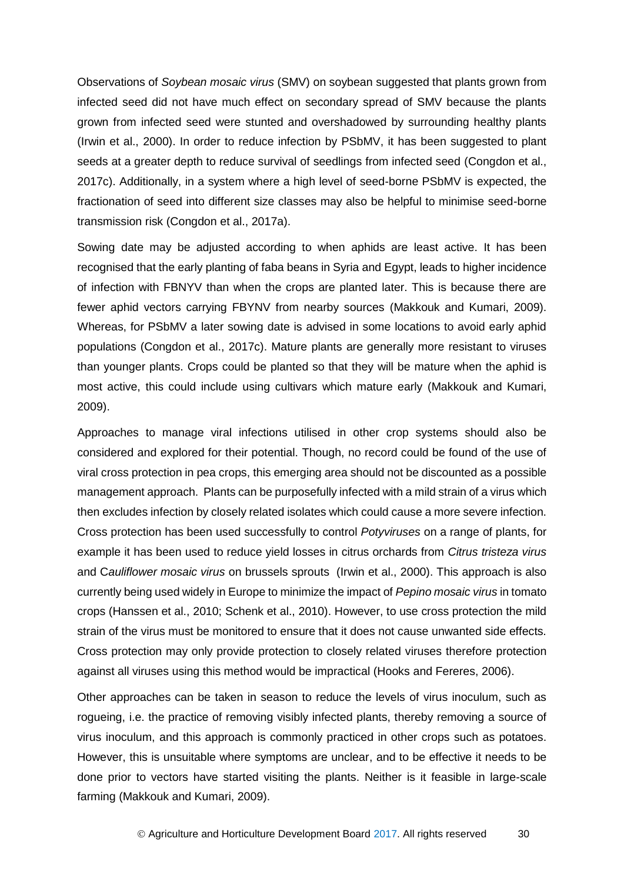Observations of *Soybean mosaic virus* (SMV) on soybean suggested that plants grown from infected seed did not have much effect on secondary spread of SMV because the plants grown from infected seed were stunted and overshadowed by surrounding healthy plants (Irwin et al., 2000). In order to reduce infection by PSbMV, it has been suggested to plant seeds at a greater depth to reduce survival of seedlings from infected seed (Congdon et al., 2017c). Additionally, in a system where a high level of seed-borne PSbMV is expected, the fractionation of seed into different size classes may also be helpful to minimise seed-borne transmission risk (Congdon et al., 2017a).

Sowing date may be adjusted according to when aphids are least active. It has been recognised that the early planting of faba beans in Syria and Egypt, leads to higher incidence of infection with FBNYV than when the crops are planted later. This is because there are fewer aphid vectors carrying FBYNV from nearby sources (Makkouk and Kumari, 2009). Whereas, for PSbMV a later sowing date is advised in some locations to avoid early aphid populations (Congdon et al., 2017c). Mature plants are generally more resistant to viruses than younger plants. Crops could be planted so that they will be mature when the aphid is most active, this could include using cultivars which mature early (Makkouk and Kumari, 2009).

Approaches to manage viral infections utilised in other crop systems should also be considered and explored for their potential. Though, no record could be found of the use of viral cross protection in pea crops, this emerging area should not be discounted as a possible management approach. Plants can be purposefully infected with a mild strain of a virus which then excludes infection by closely related isolates which could cause a more severe infection. Cross protection has been used successfully to control *Potyviruses* on a range of plants, for example it has been used to reduce yield losses in citrus orchards from *Citrus tristeza virus* and C*auliflower mosaic virus* on brussels sprouts (Irwin et al., 2000). This approach is also currently being used widely in Europe to minimize the impact of *Pepino mosaic virus* in tomato crops (Hanssen et al., 2010; Schenk et al., 2010). However, to use cross protection the mild strain of the virus must be monitored to ensure that it does not cause unwanted side effects. Cross protection may only provide protection to closely related viruses therefore protection against all viruses using this method would be impractical (Hooks and Fereres, 2006).

Other approaches can be taken in season to reduce the levels of virus inoculum, such as rogueing, i.e. the practice of removing visibly infected plants, thereby removing a source of virus inoculum, and this approach is commonly practiced in other crops such as potatoes. However, this is unsuitable where symptoms are unclear, and to be effective it needs to be done prior to vectors have started visiting the plants. Neither is it feasible in large-scale farming (Makkouk and Kumari, 2009).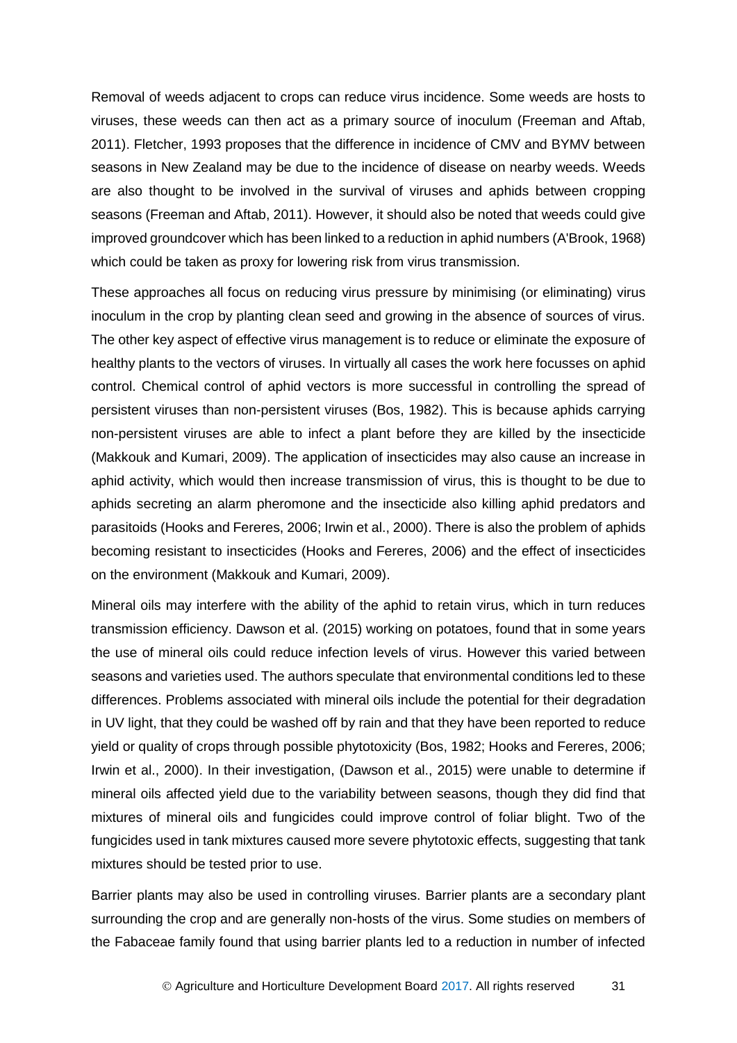Removal of weeds adjacent to crops can reduce virus incidence. Some weeds are hosts to viruses, these weeds can then act as a primary source of inoculum (Freeman and Aftab, 2011). Fletcher, 1993 proposes that the difference in incidence of CMV and BYMV between seasons in New Zealand may be due to the incidence of disease on nearby weeds. Weeds are also thought to be involved in the survival of viruses and aphids between cropping seasons (Freeman and Aftab, 2011). However, it should also be noted that weeds could give improved groundcover which has been linked to a reduction in aphid numbers (A'Brook, 1968) which could be taken as proxy for lowering risk from virus transmission.

These approaches all focus on reducing virus pressure by minimising (or eliminating) virus inoculum in the crop by planting clean seed and growing in the absence of sources of virus. The other key aspect of effective virus management is to reduce or eliminate the exposure of healthy plants to the vectors of viruses. In virtually all cases the work here focusses on aphid control. Chemical control of aphid vectors is more successful in controlling the spread of persistent viruses than non-persistent viruses (Bos, 1982). This is because aphids carrying non-persistent viruses are able to infect a plant before they are killed by the insecticide (Makkouk and Kumari, 2009). The application of insecticides may also cause an increase in aphid activity, which would then increase transmission of virus, this is thought to be due to aphids secreting an alarm pheromone and the insecticide also killing aphid predators and parasitoids (Hooks and Fereres, 2006; Irwin et al., 2000). There is also the problem of aphids becoming resistant to insecticides (Hooks and Fereres, 2006) and the effect of insecticides on the environment (Makkouk and Kumari, 2009).

Mineral oils may interfere with the ability of the aphid to retain virus, which in turn reduces transmission efficiency. Dawson et al. (2015) working on potatoes, found that in some years the use of mineral oils could reduce infection levels of virus. However this varied between seasons and varieties used. The authors speculate that environmental conditions led to these differences. Problems associated with mineral oils include the potential for their degradation in UV light, that they could be washed off by rain and that they have been reported to reduce yield or quality of crops through possible phytotoxicity (Bos, 1982; Hooks and Fereres, 2006; Irwin et al., 2000). In their investigation, (Dawson et al., 2015) were unable to determine if mineral oils affected yield due to the variability between seasons, though they did find that mixtures of mineral oils and fungicides could improve control of foliar blight. Two of the fungicides used in tank mixtures caused more severe phytotoxic effects, suggesting that tank mixtures should be tested prior to use.

Barrier plants may also be used in controlling viruses. Barrier plants are a secondary plant surrounding the crop and are generally non-hosts of the virus. Some studies on members of the Fabaceae family found that using barrier plants led to a reduction in number of infected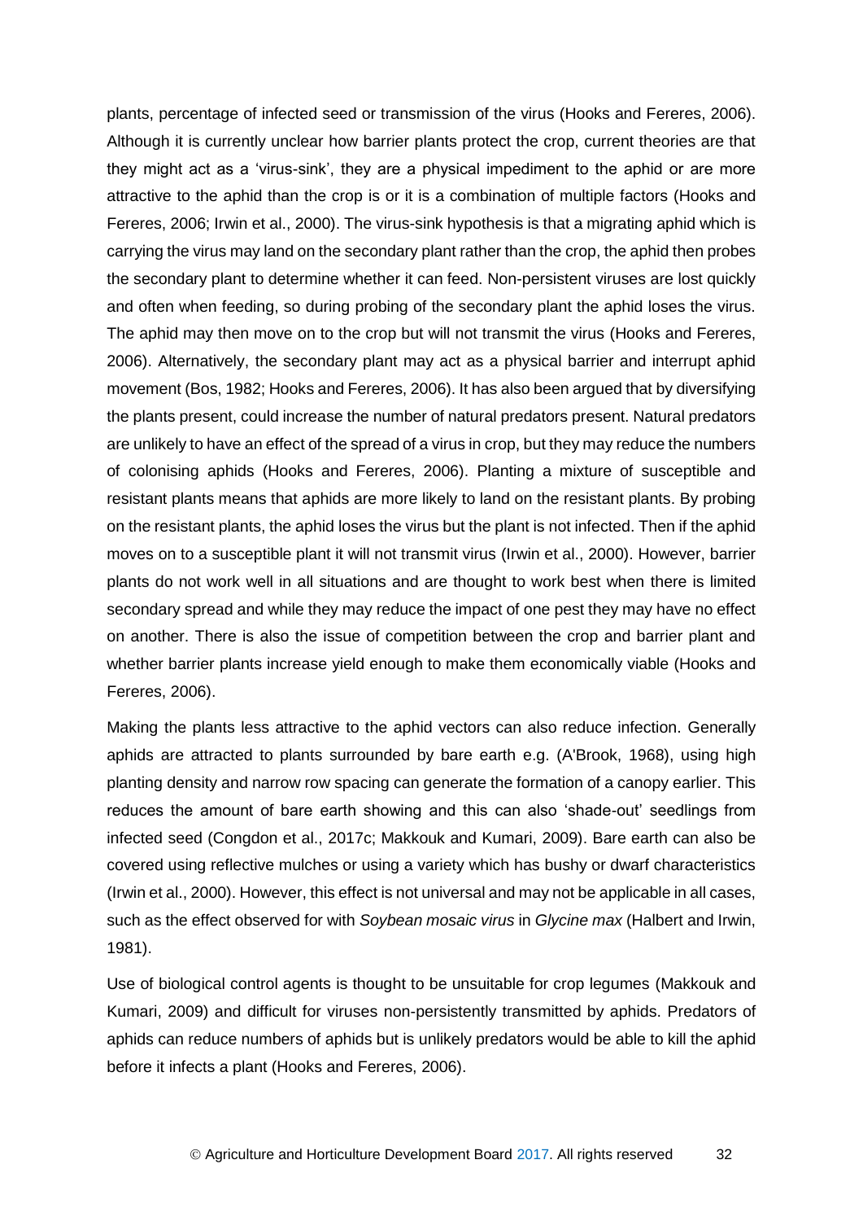plants, percentage of infected seed or transmission of the virus (Hooks and Fereres, 2006). Although it is currently unclear how barrier plants protect the crop, current theories are that they might act as a 'virus-sink', they are a physical impediment to the aphid or are more attractive to the aphid than the crop is or it is a combination of multiple factors (Hooks and Fereres, 2006; Irwin et al., 2000). The virus-sink hypothesis is that a migrating aphid which is carrying the virus may land on the secondary plant rather than the crop, the aphid then probes the secondary plant to determine whether it can feed. Non-persistent viruses are lost quickly and often when feeding, so during probing of the secondary plant the aphid loses the virus. The aphid may then move on to the crop but will not transmit the virus (Hooks and Fereres, 2006). Alternatively, the secondary plant may act as a physical barrier and interrupt aphid movement (Bos, 1982; Hooks and Fereres, 2006). It has also been argued that by diversifying the plants present, could increase the number of natural predators present. Natural predators are unlikely to have an effect of the spread of a virus in crop, but they may reduce the numbers of colonising aphids (Hooks and Fereres, 2006). Planting a mixture of susceptible and resistant plants means that aphids are more likely to land on the resistant plants. By probing on the resistant plants, the aphid loses the virus but the plant is not infected. Then if the aphid moves on to a susceptible plant it will not transmit virus (Irwin et al., 2000). However, barrier plants do not work well in all situations and are thought to work best when there is limited secondary spread and while they may reduce the impact of one pest they may have no effect on another. There is also the issue of competition between the crop and barrier plant and whether barrier plants increase yield enough to make them economically viable (Hooks and Fereres, 2006).

Making the plants less attractive to the aphid vectors can also reduce infection. Generally aphids are attracted to plants surrounded by bare earth e.g. (A'Brook, 1968), using high planting density and narrow row spacing can generate the formation of a canopy earlier. This reduces the amount of bare earth showing and this can also 'shade-out' seedlings from infected seed (Congdon et al., 2017c; Makkouk and Kumari, 2009). Bare earth can also be covered using reflective mulches or using a variety which has bushy or dwarf characteristics (Irwin et al., 2000). However, this effect is not universal and may not be applicable in all cases, such as the effect observed for with *Soybean mosaic virus* in *Glycine max* (Halbert and Irwin, 1981).

Use of biological control agents is thought to be unsuitable for crop legumes (Makkouk and Kumari, 2009) and difficult for viruses non-persistently transmitted by aphids. Predators of aphids can reduce numbers of aphids but is unlikely predators would be able to kill the aphid before it infects a plant (Hooks and Fereres, 2006).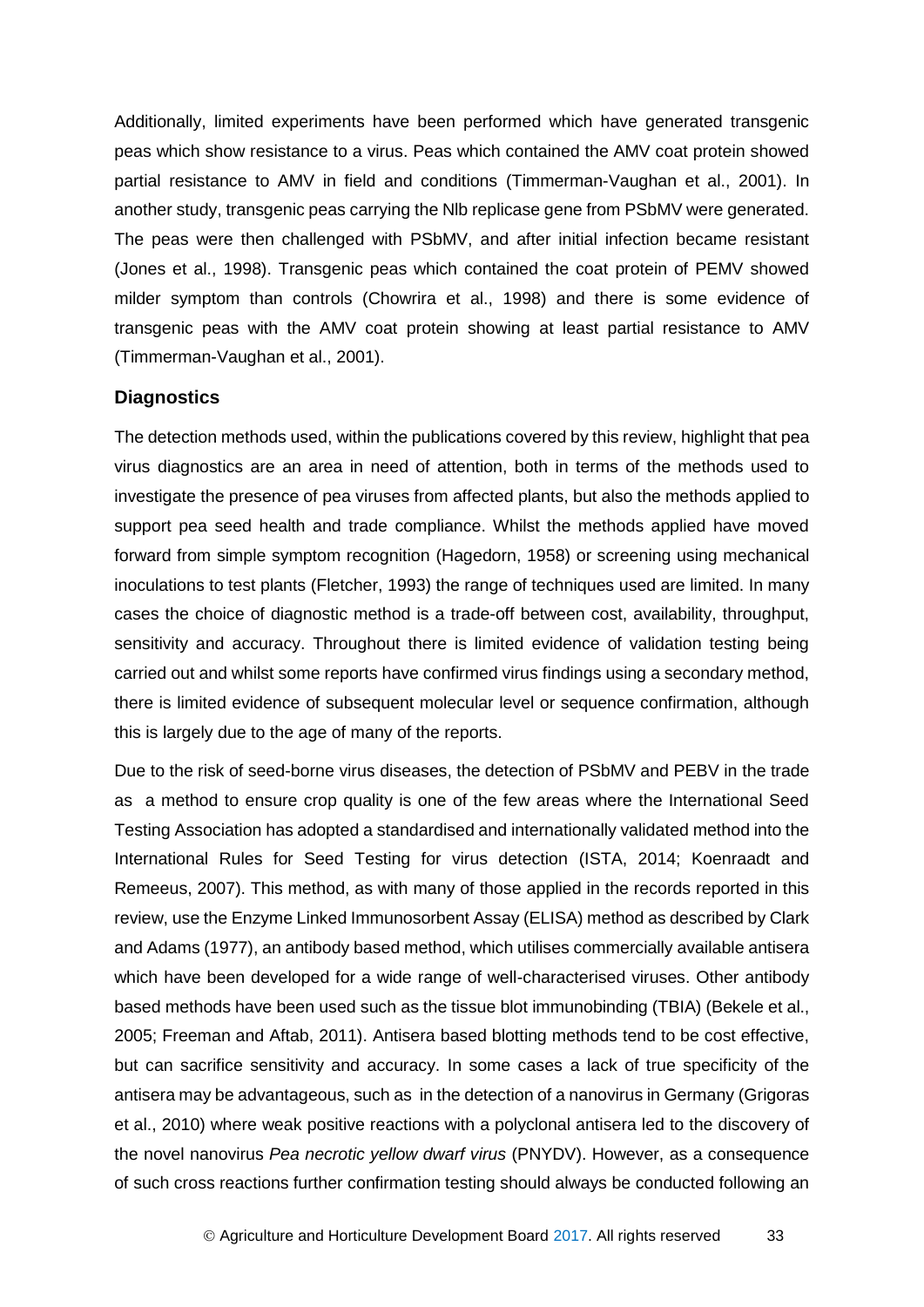Additionally, limited experiments have been performed which have generated transgenic peas which show resistance to a virus. Peas which contained the AMV coat protein showed partial resistance to AMV in field and conditions (Timmerman-Vaughan et al., 2001). In another study, transgenic peas carrying the Nlb replicase gene from PSbMV were generated. The peas were then challenged with PSbMV, and after initial infection became resistant (Jones et al., 1998). Transgenic peas which contained the coat protein of PEMV showed milder symptom than controls (Chowrira et al., 1998) and there is some evidence of transgenic peas with the AMV coat protein showing at least partial resistance to AMV (Timmerman-Vaughan et al., 2001).

### Diagnostics

The detection methods used, within the publications covered by this review, highlight that pea virus diagnostics are an area in need of attention, both in terms of the methods used to investigate the presence of pea viruses from affected plants, but also the methods applied to support pea seed health and trade compliance. Whilst the methods applied have moved forward from simple symptom recognition (Hagedorn, 1958) or screening using mechanical inoculations to test plants (Fletcher, 1993) the range of techniques used are limited. In many cases the choice of diagnostic method is a trade-off between cost, availability, throughput, sensitivity and accuracy. Throughout there is limited evidence of validation testing being carried out and whilst some reports have confirmed virus findings using a secondary method, there is limited evidence of subsequent molecular level or sequence confirmation, although this is largely due to the age of many of the reports.

Due to the risk of seed-borne virus diseases, the detection of PSbMV and PEBV in the trade as a method to ensure crop quality is one of the few areas where the International Seed Testing Association has adopted a standardised and internationally validated method into the International Rules for Seed Testing for virus detection (ISTA, 2014; Koenraadt and Remeeus, 2007). This method, as with many of those applied in the records reported in this review, use the Enzyme Linked Immunosorbent Assay (ELISA) method as described by Clark and Adams (1977), an antibody based method, which utilises commercially available antisera which have been developed for a wide range of well-characterised viruses. Other antibody based methods have been used such as the tissue blot immunobinding (TBIA) (Bekele et al., 2005; Freeman and Aftab, 2011). Antisera based blotting methods tend to be cost effective, but can sacrifice sensitivity and accuracy. In some cases a lack of true specificity of the antisera may be advantageous, such as in the detection of a nanovirus in Germany (Grigoras et al., 2010) where weak positive reactions with a polyclonal antisera led to the discovery of the novel nanovirus *Pea necrotic yellow dwarf virus* (PNYDV). However, as a consequence of such cross reactions further confirmation testing should always be conducted following an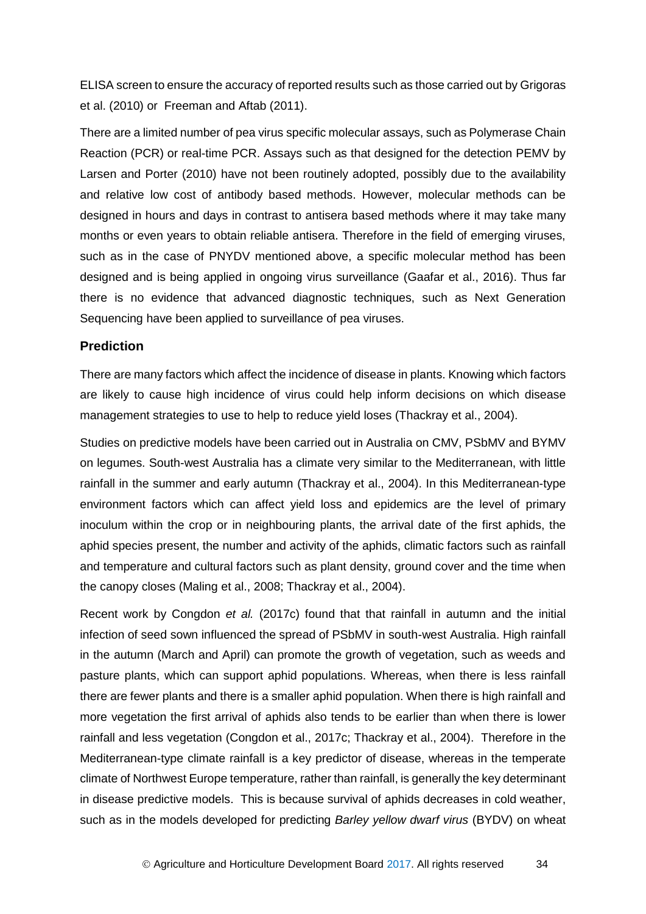ELISA screen to ensure the accuracy of reported results such as those carried out by Grigoras et al. (2010) or Freeman and Aftab (2011).

There are a limited number of pea virus specific molecular assays, such as Polymerase Chain Reaction (PCR) or real-time PCR. Assays such as that designed for the detection PEMV by Larsen and Porter (2010) have not been routinely adopted, possibly due to the availability and relative low cost of antibody based methods. However, molecular methods can be designed in hours and days in contrast to antisera based methods where it may take many months or even years to obtain reliable antisera. Therefore in the field of emerging viruses, such as in the case of PNYDV mentioned above, a specific molecular method has been designed and is being applied in ongoing virus surveillance (Gaafar et al., 2016). Thus far there is no evidence that advanced diagnostic techniques, such as Next Generation Sequencing have been applied to surveillance of pea viruses.

### Prediction

There are many factors which affect the incidence of disease in plants. Knowing which factors are likely to cause high incidence of virus could help inform decisions on which disease management strategies to use to help to reduce yield loses (Thackray et al., 2004).

Studies on predictive models have been carried out in Australia on CMV, PSbMV and BYMV on legumes. South-west Australia has a climate very similar to the Mediterranean, with little rainfall in the summer and early autumn (Thackray et al., 2004). In this Mediterranean-type environment factors which can affect yield loss and epidemics are the level of primary inoculum within the crop or in neighbouring plants, the arrival date of the first aphids, the aphid species present, the number and activity of the aphids, climatic factors such as rainfall and temperature and cultural factors such as plant density, ground cover and the time when the canopy closes (Maling et al., 2008; Thackray et al., 2004).

Recent work by Congdon *et al.* (2017c) found that that rainfall in autumn and the initial infection of seed sown influenced the spread of PSbMV in south-west Australia. High rainfall in the autumn (March and April) can promote the growth of vegetation, such as weeds and pasture plants, which can support aphid populations. Whereas, when there is less rainfall there are fewer plants and there is a smaller aphid population. When there is high rainfall and more vegetation the first arrival of aphids also tends to be earlier than when there is lower rainfall and less vegetation (Congdon et al., 2017c; Thackray et al., 2004). Therefore in the Mediterranean-type climate rainfall is a key predictor of disease, whereas in the temperate climate of Northwest Europe temperature, rather than rainfall, is generally the key determinant in disease predictive models. This is because survival of aphids decreases in cold weather, such as in the models developed for predicting *Barley yellow dwarf virus* (BYDV) on wheat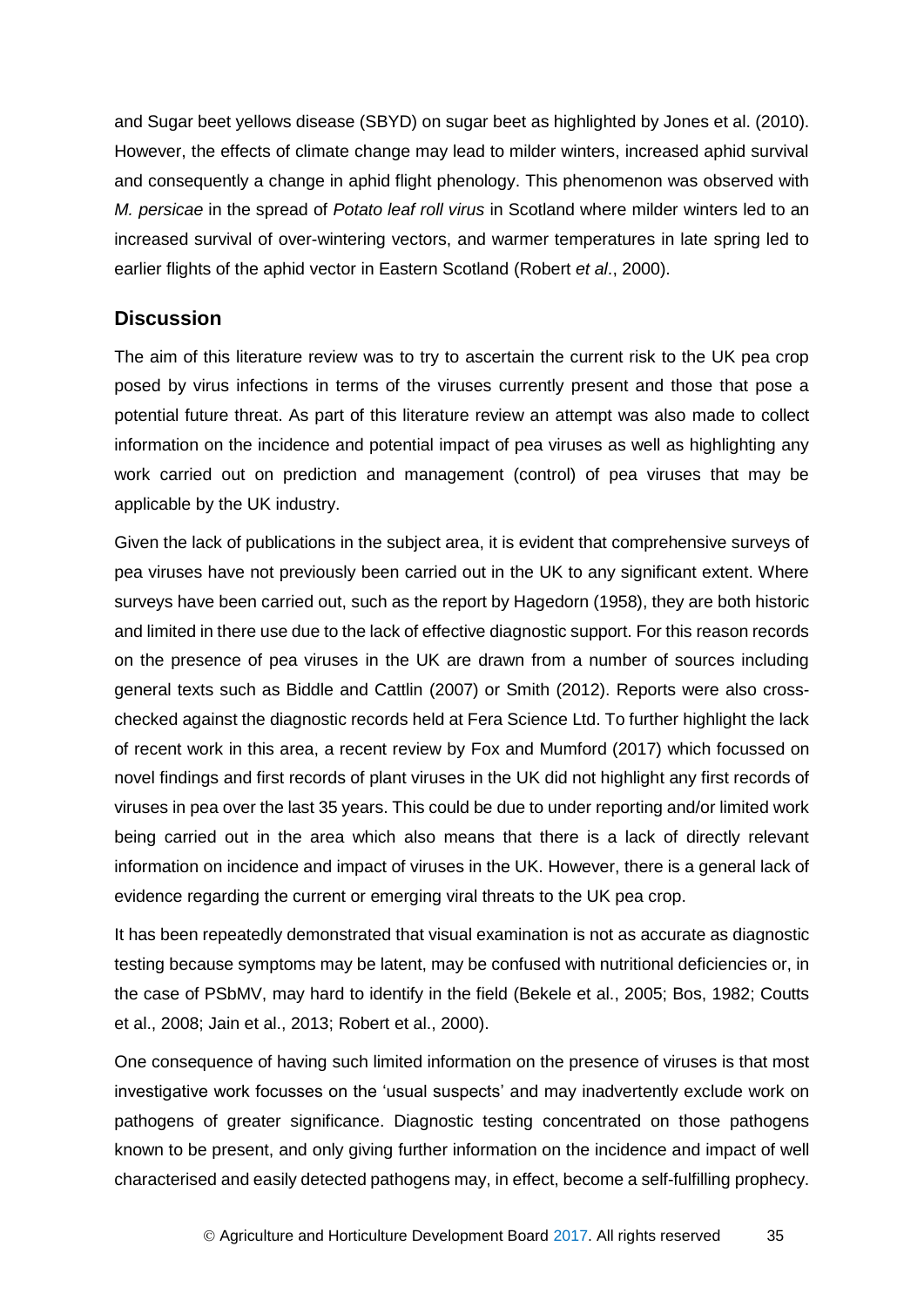and Sugar beet yellows disease (SBYD) on sugar beet as highlighted by Jones et al. (2010). However, the effects of climate change may lead to milder winters, increased aphid survival and consequently a change in aphid flight phenology. This phenomenon was observed with *M. persicae* in the spread of *Potato leaf roll virus* in Scotland where milder winters led to an increased survival of over-wintering vectors, and warmer temperatures in late spring led to earlier flights of the aphid vector in Eastern Scotland (Robert *et al*., 2000).

## Discussion

The aim of this literature review was to try to ascertain the current risk to the UK pea crop posed by virus infections in terms of the viruses currently present and those that pose a potential future threat. As part of this literature review an attempt was also made to collect information on the incidence and potential impact of pea viruses as well as highlighting any work carried out on prediction and management (control) of pea viruses that may be applicable by the UK industry.

Given the lack of publications in the subject area, it is evident that comprehensive surveys of pea viruses have not previously been carried out in the UK to any significant extent. Where surveys have been carried out, such as the report by Hagedorn (1958), they are both historic and limited in there use due to the lack of effective diagnostic support. For this reason records on the presence of pea viruses in the UK are drawn from a number of sources including general texts such as Biddle and Cattlin (2007) or Smith (2012). Reports were also cross-checked against the diagnostic records held at Fera Science Ltd. To further highlight the lack of recent work in this area, a recent review by Fox and Mumford (2017) which focussed on novel findings and first records of plant viruses in the UK did not highlight any first records of viruses in pea over the last 35 years. This could be due to under reporting and/or limited work being carried out in the area which also means that there is a lack of directly relevant information on incidence and impact of viruses in the UK. However, there is a general lack of evidence regarding the current or emerging viral threats to the UK pea crop.

It has been repeatedly demonstrated that visual examination is not as accurate as diagnostic testing because symptoms may be latent, may be confused with nutritional deficiencies or, in the case of PSbMV, may hard to identify in the field (Bekele et al., 2005; Bos, 1982; Coutts et al., 2008; Jain et al., 2013; Robert et al., 2000).

One consequence of having such limited information on the presence of viruses is that most investigative work focusses on the 'usual suspects' and may inadvertently exclude work on pathogens of greater significance. Diagnostic testing concentrated on those pathogens known to be present, and only giving further information on the incidence and impact of well characterised and easily detected pathogens may, in effect, become a self-fulfilling prophecy.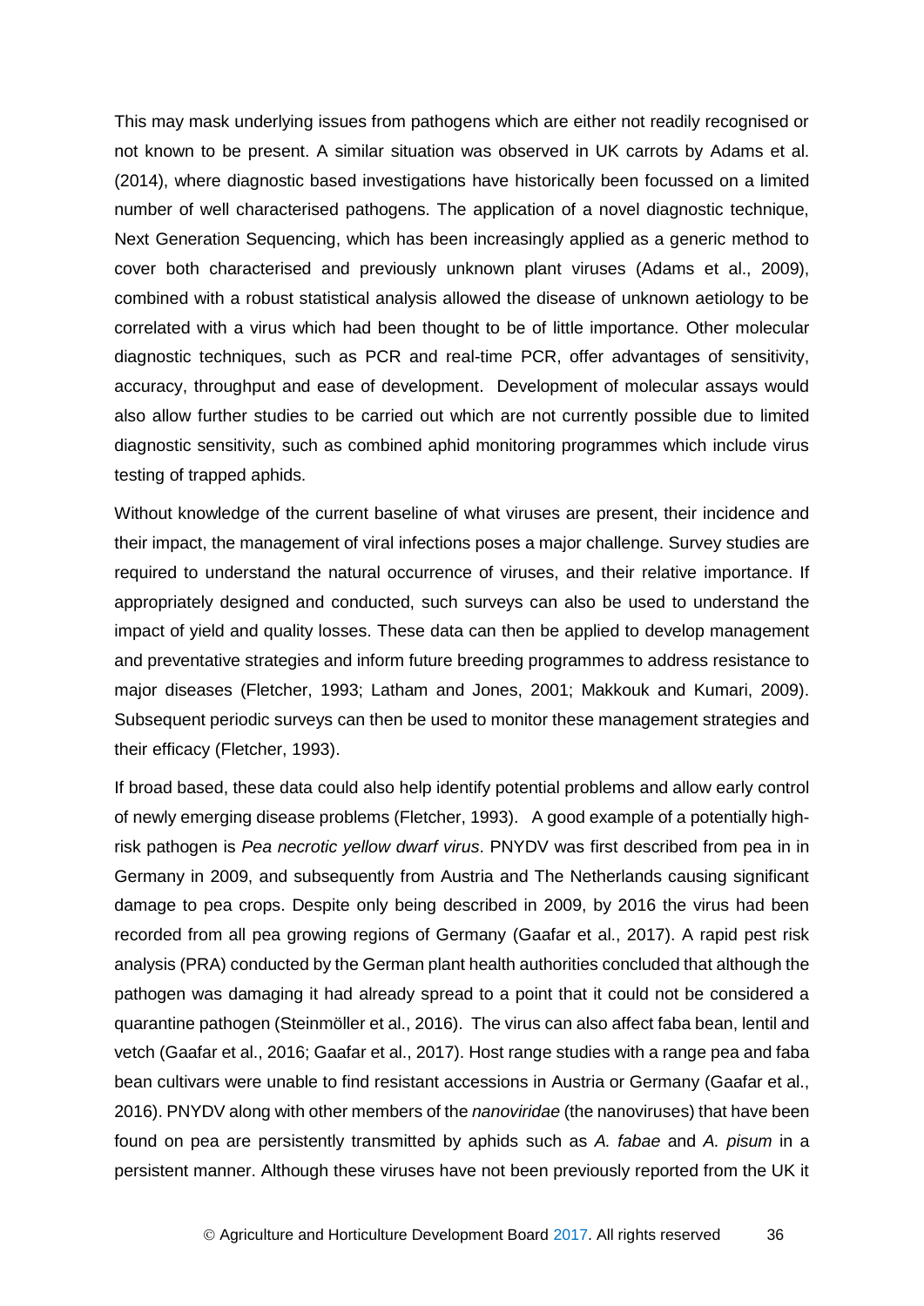This may mask underlying issues from pathogens which are either not readily recognised or not known to be present. A similar situation was observed in UK carrots by Adams et al. (2014), where diagnostic based investigations have historically been focussed on a limited number of well characterised pathogens. The application of a novel diagnostic technique, Next Generation Sequencing, which has been increasingly applied as a generic method to cover both characterised and previously unknown plant viruses (Adams et al., 2009), combined with a robust statistical analysis allowed the disease of unknown aetiology to be correlated with a virus which had been thought to be of little importance. Other molecular diagnostic techniques, such as PCR and real-time PCR, offer advantages of sensitivity, accuracy, throughput and ease of development. Development of molecular assays would also allow further studies to be carried out which are not currently possible due to limited diagnostic sensitivity, such as combined aphid monitoring programmes which include virus testing of trapped aphids.

Without knowledge of the current baseline of what viruses are present, their incidence and their impact, the management of viral infections poses a major challenge. Survey studies are required to understand the natural occurrence of viruses, and their relative importance. If appropriately designed and conducted, such surveys can also be used to understand the impact of yield and quality losses. These data can then be applied to develop management and preventative strategies and inform future breeding programmes to address resistance to major diseases (Fletcher, 1993; Latham and Jones, 2001; Makkouk and Kumari, 2009). Subsequent periodic surveys can then be used to monitor these management strategies and their efficacy (Fletcher, 1993).

If broad based, these data could also help identify potential problems and allow early control of newly emerging disease problems (Fletcher, 1993). A good example of a potentially high-risk pathogen is *Pea necrotic yellow dwarf virus*. PNYDV was first described from pea in in Germany in 2009, and subsequently from Austria and The Netherlands causing significant damage to pea crops. Despite only being described in 2009, by 2016 the virus had been recorded from all pea growing regions of Germany (Gaafar et al., 2017). A rapid pest risk analysis (PRA) conducted by the German plant health authorities concluded that although the pathogen was damaging it had already spread to a point that it could not be considered a quarantine pathogen (Steinmöller et al., 2016). The virus can also affect faba bean, lentil and vetch (Gaafar et al., 2016; Gaafar et al., 2017). Host range studies with a range pea and faba bean cultivars were unable to find resistant accessions in Austria or Germany (Gaafar et al., 2016). PNYDV along with other members of the *nanoviridae* (the nanoviruses) that have been found on pea are persistently transmitted by aphids such as *A. fabae* and *A. pisum* in a persistent manner. Although these viruses have not been previously reported from the UK it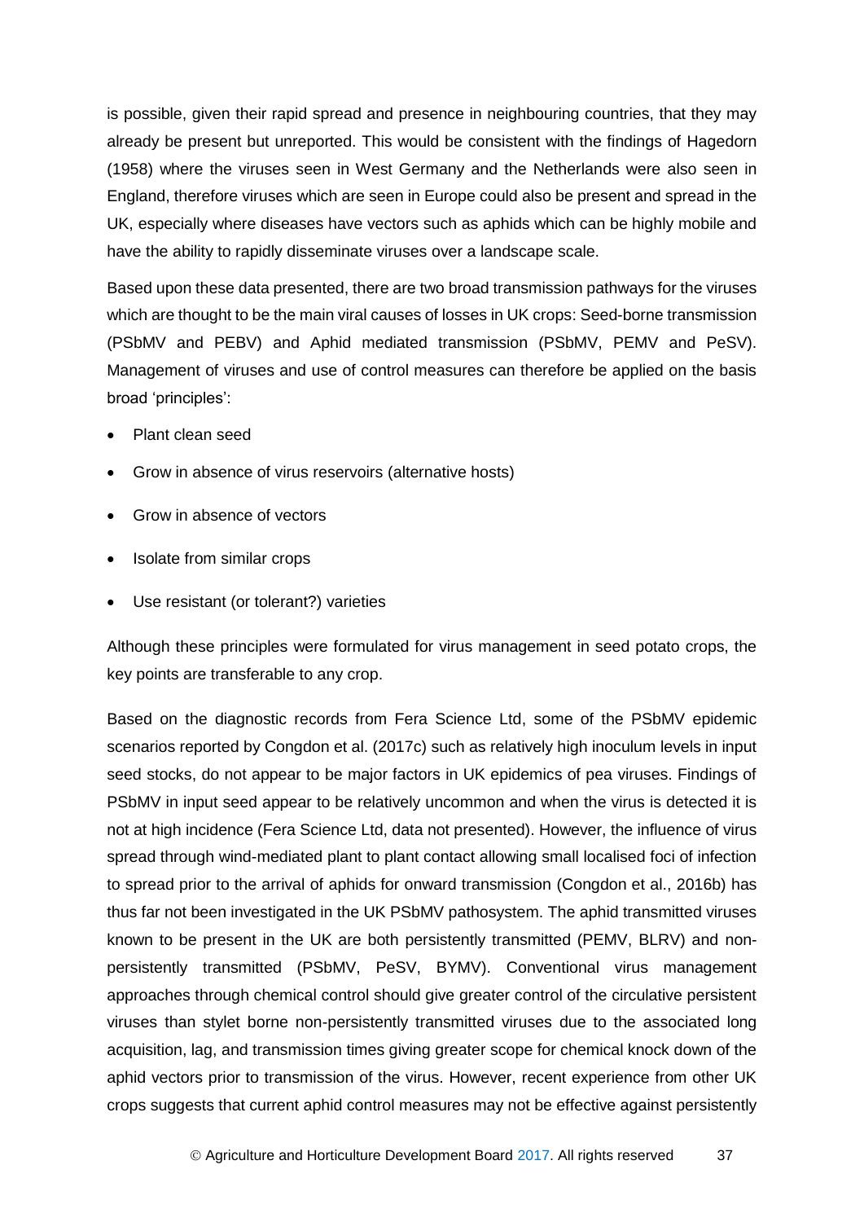is possible, given their rapid spread and presence in neighbouring countries, that they may already be present but unreported. This would be consistent with the findings of Hagedorn (1958) where the viruses seen in West Germany and the Netherlands were also seen in England, therefore viruses which are seen in Europe could also be present and spread in the UK, especially where diseases have vectors such as aphids which can be highly mobile and have the ability to rapidly disseminate viruses over a landscape scale.

Based upon these data presented, there are two broad transmission pathways for the viruses which are thought to be the main viral causes of losses in UK crops: Seed-borne transmission (PSbMV and PEBV) and Aphid mediated transmission (PSbMV, PEMV and PeSV). Management of viruses and use of control measures can therefore be applied on the basis broad 'principles':

- Plant clean seed
- Grow in absence of virus reservoirs (alternative hosts)
- Grow in absence of vectors
- Isolate from similar crops
- Use resistant (or tolerant?) varieties

Although these principles were formulated for virus management in seed potato crops, the key points are transferable to any crop.

Based on the diagnostic records from Fera Science Ltd, some of the PSbMV epidemic scenarios reported by Congdon et al. (2017c) such as relatively high inoculum levels in input seed stocks, do not appear to be major factors in UK epidemics of pea viruses. Findings of PSbMV in input seed appear to be relatively uncommon and when the virus is detected it is not at high incidence (Fera Science Ltd, data not presented). However, the influence of virus spread through wind-mediated plant to plant contact allowing small localised foci of infection to spread prior to the arrival of aphids for onward transmission (Congdon et al., 2016b) has thus far not been investigated in the UK PSbMV pathosystem. The aphid transmitted viruses known to be present in the UK are both persistently transmitted (PEMV, BLRV) and non-persistently transmitted (PSbMV, PeSV, BYMV). Conventional virus management approaches through chemical control should give greater control of the circulative persistent viruses than stylet borne non-persistently transmitted viruses due to the associated long acquisition, lag, and transmission times giving greater scope for chemical knock down of the aphid vectors prior to transmission of the virus. However, recent experience from other UK crops suggests that current aphid control measures may not be effective against persistently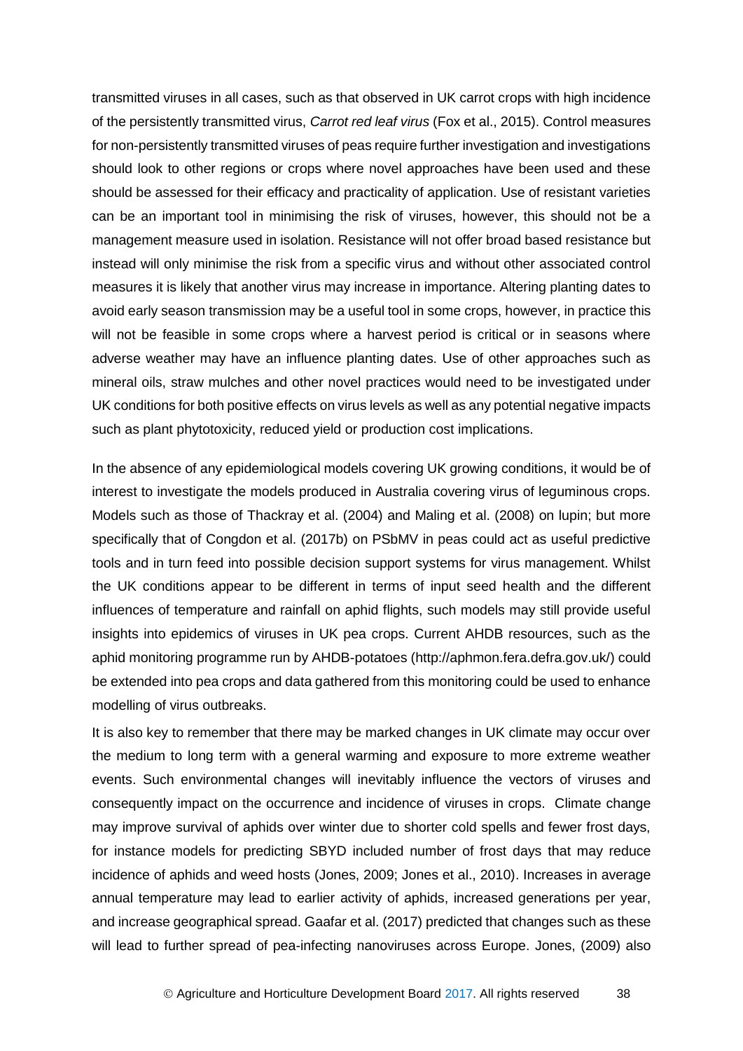transmitted viruses in all cases, such as that observed in UK carrot crops with high incidence of the persistently transmitted virus, *Carrot red leaf virus* (Fox et al., 2015). Control measures for non-persistently transmitted viruses of peas require further investigation and investigations should look to other regions or crops where novel approaches have been used and these should be assessed for their efficacy and practicality of application. Use of resistant varieties can be an important tool in minimising the risk of viruses, however, this should not be a management measure used in isolation. Resistance will not offer broad based resistance but instead will only minimise the risk from a specific virus and without other associated control measures it is likely that another virus may increase in importance. Altering planting dates to avoid early season transmission may be a useful tool in some crops, however, in practice this will not be feasible in some crops where a harvest period is critical or in seasons where adverse weather may have an influence planting dates. Use of other approaches such as mineral oils, straw mulches and other novel practices would need to be investigated under UK conditions for both positive effects on virus levels as well as any potential negative impacts such as plant phytotoxicity, reduced yield or production cost implications.

In the absence of any epidemiological models covering UK growing conditions, it would be of interest to investigate the models produced in Australia covering virus of leguminous crops. Models such as those of Thackray et al. (2004) and Maling et al. (2008) on lupin; but more specifically that of Congdon et al. (2017b) on PSbMV in peas could act as useful predictive tools and in turn feed into possible decision support systems for virus management. Whilst the UK conditions appear to be different in terms of input seed health and the different influences of temperature and rainfall on aphid flights, such models may still provide useful insights into epidemics of viruses in UK pea crops. Current AHDB resources, such as the aphid monitoring programme run by AHDB-potatoes (http://aphmon.fera.defra.gov.uk/) could be extended into pea crops and data gathered from this monitoring could be used to enhance modelling of virus outbreaks.

It is also key to remember that there may be marked changes in UK climate may occur over the medium to long term with a general warming and exposure to more extreme weather events. Such environmental changes will inevitably influence the vectors of viruses and consequently impact on the occurrence and incidence of viruses in crops. Climate change may improve survival of aphids over winter due to shorter cold spells and fewer frost days, for instance models for predicting SBYD included number of frost days that may reduce incidence of aphids and weed hosts (Jones, 2009; Jones et al., 2010). Increases in average annual temperature may lead to earlier activity of aphids, increased generations per year, and increase geographical spread. Gaafar et al. (2017) predicted that changes such as these will lead to further spread of pea-infecting nanoviruses across Europe. Jones, (2009) also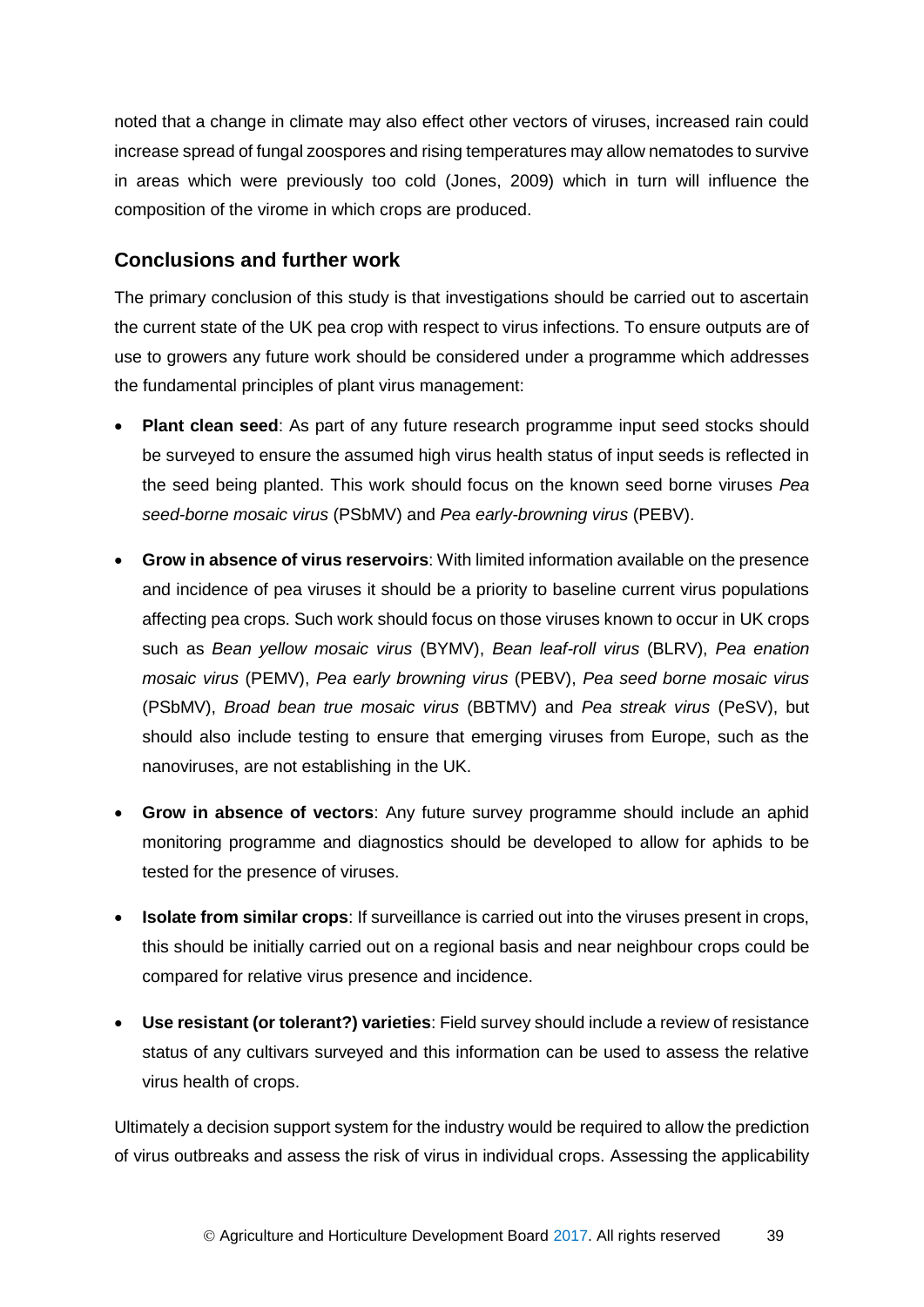noted that a change in climate may also effect other vectors of viruses, increased rain could increase spread of fungal zoospores and rising temperatures may allow nematodes to survive in areas which were previously too cold (Jones, 2009) which in turn will influence the composition of the virome in which crops are produced.

## Conclusions and further work

The primary conclusion of this study is that investigations should be carried out to ascertain the current state of the UK pea crop with respect to virus infections. To ensure outputs are of use to growers any future work should be considered under a programme which addresses the fundamental principles of plant virus management:

- **Plant clean seed**: As part of any future research programme input seed stocks should be surveyed to ensure the assumed high virus health status of input seeds is reflected in the seed being planted. This work should focus on the known seed borne viruses *Pea seed-borne mosaic virus* (PSbMV) and *Pea early-browning virus* (PEBV).
- **Grow in absence of virus reservoirs**: With limited information available on the presence and incidence of pea viruses it should be a priority to baseline current virus populations affecting pea crops. Such work should focus on those viruses known to occur in UK crops such as *Bean yellow mosaic virus* (BYMV), *Bean leaf-roll virus* (BLRV), *Pea enation mosaic virus* (PEMV), *Pea early browning virus* (PEBV), *Pea seed borne mosaic virus* (PSbMV), *Broad bean true mosaic virus* (BBTMV) and *Pea streak virus* (PeSV), but should also include testing to ensure that emerging viruses from Europe, such as the nanoviruses, are not establishing in the UK.
- **Grow in absence of vectors**: Any future survey programme should include an aphid monitoring programme and diagnostics should be developed to allow for aphids to be tested for the presence of viruses.
- **Isolate from similar crops**: If surveillance is carried out into the viruses present in crops, this should be initially carried out on a regional basis and near neighbour crops could be compared for relative virus presence and incidence.
- **Use resistant (or tolerant?) varieties**: Field survey should include a review of resistance status of any cultivars surveyed and this information can be used to assess the relative virus health of crops.

Ultimately a decision support system for the industry would be required to allow the prediction of virus outbreaks and assess the risk of virus in individual crops. Assessing the applicability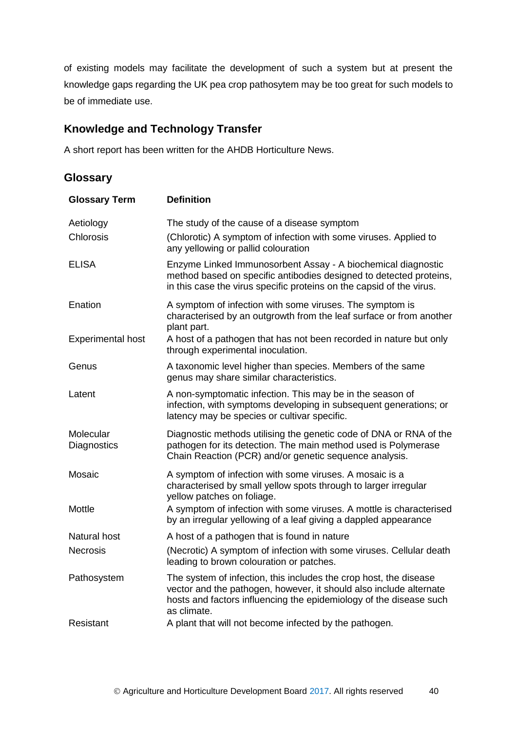of existing models may facilitate the development of such a system but at present the knowledge gaps regarding the UK pea crop pathosytem may be too great for such models to be of immediate use.

## Knowledge and Technology Transfer

A short report has been written for the AHDB Horticulture News.

## Glossary

| Glossary Term | Definition |
|---|---|
| Aetiology | The study of the cause of a disease symptom |
| Chlorosis | (Chlorotic) A symptom of infection with some viruses. Applied to any yellowing or pallid colouration |
| ELISA | Enzyme Linked Immunosorbent Assay - A biochemical diagnostic method based on specific antibodies designed to detected proteins, in this case the virus specific proteins on the capsid of the virus. |
| Enation | A symptom of infection with some viruses. The symptom is characterised by an outgrowth from the leaf surface or from another plant part. |
| Experimental host | A host of a pathogen that has not been recorded in nature but only through experimental inoculation. |
| Genus | A taxonomic level higher than species. Members of the same genus may share similar characteristics. |
| Latent | A non-symptomatic infection. This may be in the season of infection, with symptoms developing in subsequent generations; or latency may be species or cultivar specific. |
| Molecular Diagnostics | Diagnostic methods utilising the genetic code of DNA or RNA of the pathogen for its detection. The main method used is Polymerase Chain Reaction (PCR) and/or genetic sequence analysis. |
| Mosaic | A symptom of infection with some viruses. A mosaic is a characterised by small yellow spots through to larger irregular yellow patches on foliage. |
| Mottle | A symptom of infection with some viruses. A mottle is characterised by an irregular yellowing of a leaf giving a dappled appearance |
| Natural host | A host of a pathogen that is found in nature |
| Necrosis | (Necrotic) A symptom of infection with some viruses. Cellular death leading to brown colouration or patches. |
| Pathosystem | The system of infection, this includes the crop host, the disease vector and the pathogen, however, it should also include alternate hosts and factors influencing the epidemiology of the disease such as climate. |
| Resistant | A plant that will not become infected by the pathogen. |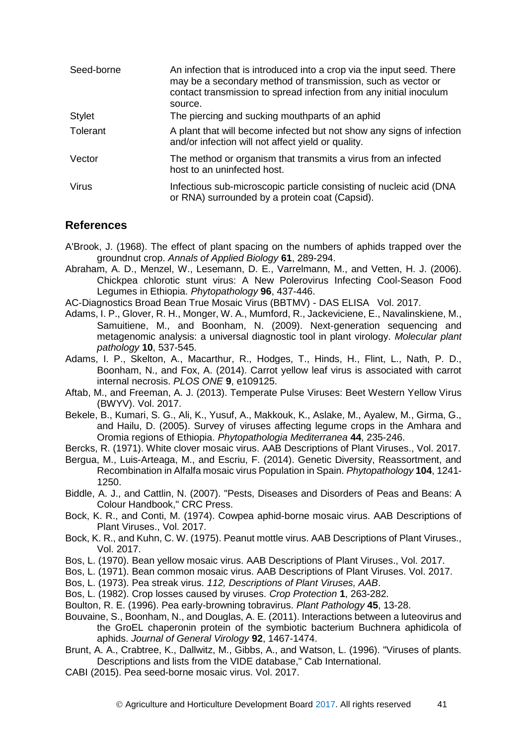| | |
|---|---|
| Seed-borne | An infection that is introduced into a crop via the input seed. There may be a secondary method of transmission, such as vector or contact transmission to spread infection from any initial inoculum source. |
| Stylet | The piercing and sucking mouthparts of an aphid |
| Tolerant | A plant that will become infected but not show any signs of infection and/or infection will not affect yield or quality. |
| Vector | The method or organism that transmits a virus from an infected host to an uninfected host. |
| Virus | Infectious sub-microscopic particle consisting of nucleic acid (DNA or RNA) surrounded by a protein coat (Capsid). |

## References

A'Brook, J. (1968). The effect of plant spacing on the numbers of aphids trapped over the groundnut crop. *Annals of Applied Biology* **61**, 289-294.

Abraham, A. D., Menzel, W., Lesemann, D. E., Varrelmann, M., and Vetten, H. J. (2006). Chickpea chlorotic stunt virus: A New Polerovirus Infecting Cool-Season Food Legumes in Ethiopia. *Phytopathology* **96**, 437-446.

AC-Diagnostics Broad Bean True Mosaic Virus (BBTMV) - DAS ELISA Vol. 2017.

Adams, I. P., Glover, R. H., Monger, W. A., Mumford, R., Jackeviciene, E., Navalinskiene, M., Samuitiene, M., and Boonham, N. (2009). Next-generation sequencing and metagenomic analysis: a universal diagnostic tool in plant virology. *Molecular plant pathology* **10**, 537-545.

Adams, I. P., Skelton, A., Macarthur, R., Hodges, T., Hinds, H., Flint, L., Nath, P. D., Boonham, N., and Fox, A. (2014). Carrot yellow leaf virus is associated with carrot internal necrosis. *PLOS ONE* **9**, e109125.

Aftab, M., and Freeman, A. J. (2013). Temperate Pulse Viruses: Beet Western Yellow Virus (BWYV). Vol. 2017.

Bekele, B., Kumari, S. G., Ali, K., Yusuf, A., Makkouk, K., Aslake, M., Ayalew, M., Girma, G., and Hailu, D. (2005). Survey of viruses affecting legume crops in the Amhara and Oromia regions of Ethiopia. *Phytopathologia Mediterranea* **44**, 235-246.

Bercks, R. (1971). White clover mosaic virus. AAB Descriptions of Plant Viruses., Vol. 2017.

Bergua, M., Luis-Arteaga, M., and Escriu, F. (2014). Genetic Diversity, Reassortment, and Recombination in Alfalfa mosaic virus Population in Spain. *Phytopathology* **104**, 1241-1250.

Biddle, A. J., and Cattlin, N. (2007). "Pests, Diseases and Disorders of Peas and Beans: A Colour Handbook," CRC Press.

Bock, K. R., and Conti, M. (1974). Cowpea aphid-borne mosaic virus. AAB Descriptions of Plant Viruses., Vol. 2017.

Bock, K. R., and Kuhn, C. W. (1975). Peanut mottle virus. AAB Descriptions of Plant Viruses., Vol. 2017.

Bos, L. (1970). Bean yellow mosaic virus. AAB Descriptions of Plant Viruses., Vol. 2017.

Bos, L. (1971). Bean common mosaic virus. AAB Descriptions of Plant Viruses. Vol. 2017.

Bos, L. (1973). Pea streak virus. *112, Descriptions of Plant Viruses, AAB*.

Bos, L. (1982). Crop losses caused by viruses. *Crop Protection* **1**, 263-282.

Boulton, R. E. (1996). Pea early-browning tobravirus. *Plant Pathology* **45**, 13-28.

Bouvaine, S., Boonham, N., and Douglas, A. E. (2011). Interactions between a luteovirus and the GroEL chaperonin protein of the symbiotic bacterium Buchnera aphidicola of aphids. *Journal of General Virology* **92**, 1467-1474.

Brunt, A. A., Crabtree, K., Dallwitz, M., Gibbs, A., and Watson, L. (1996). "Viruses of plants. Descriptions and lists from the VIDE database," Cab International.

CABI (2015). Pea seed-borne mosaic virus. Vol. 2017.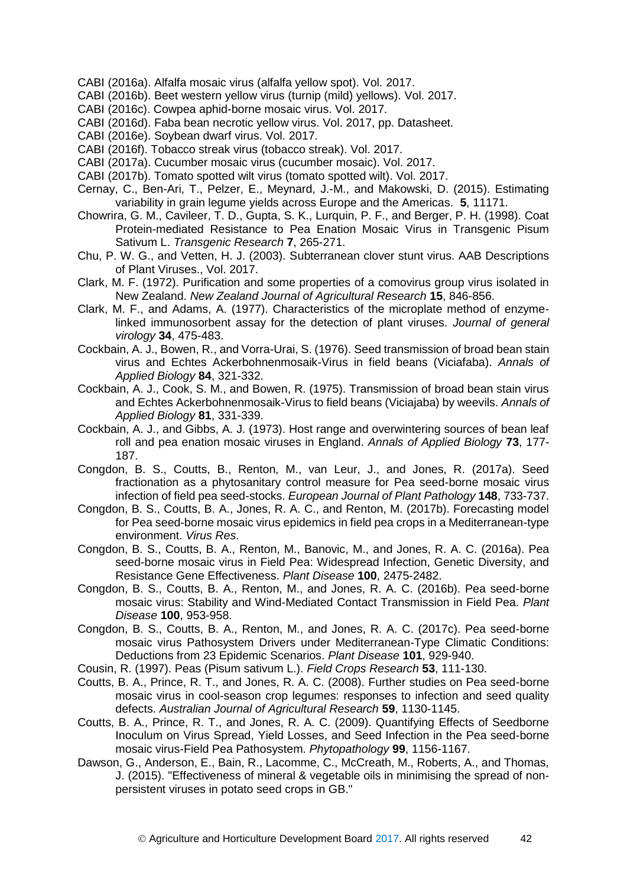CABI (2016a). Alfalfa mosaic virus (alfalfa yellow spot). Vol. 2017.

CABI (2016b). Beet western yellow virus (turnip (mild) yellows). Vol. 2017.

CABI (2016c). Cowpea aphid-borne mosaic virus. Vol. 2017.

CABI (2016d). Faba bean necrotic yellow virus. Vol. 2017, pp. Datasheet.

CABI (2016e). Soybean dwarf virus. Vol. 2017.

CABI (2016f). Tobacco streak virus (tobacco streak). Vol. 2017.

CABI (2017a). Cucumber mosaic virus (cucumber mosaic). Vol. 2017.

CABI (2017b). Tomato spotted wilt virus (tomato spotted wilt). Vol. 2017.

Cernay, C., Ben-Ari, T., Pelzer, E., Meynard, J.-M., and Makowski, D. (2015). Estimating variability in grain legume yields across Europe and the Americas. **5**, 11171.

Chowrira, G. M., Cavileer, T. D., Gupta, S. K., Lurquin, P. F., and Berger, P. H. (1998). Coat Protein-mediated Resistance to Pea Enation Mosaic Virus in Transgenic Pisum Sativum L. *Transgenic Research* **7**, 265-271.

Chu, P. W. G., and Vetten, H. J. (2003). Subterranean clover stunt virus. AAB Descriptions of Plant Viruses., Vol. 2017.

Clark, M. F. (1972). Purification and some properties of a comovirus group virus isolated in New Zealand. *New Zealand Journal of Agricultural Research* **15**, 846-856.

Clark, M. F., and Adams, A. (1977). Characteristics of the microplate method of enzyme-linked immunosorbent assay for the detection of plant viruses. *Journal of general virology* **34**, 475-483.

Cockbain, A. J., Bowen, R., and Vorra-Urai, S. (1976). Seed transmission of broad bean stain virus and Echtes Ackerbohnenmosaik-Virus in field beans (Viciafaba). *Annals of Applied Biology* **84**, 321-332.

Cockbain, A. J., Cook, S. M., and Bowen, R. (1975). Transmission of broad bean stain virus and Echtes Ackerbohnenmosaik-Virus to field beans (Viciajaba) by weevils. *Annals of Applied Biology* **81**, 331-339.

Cockbain, A. J., and Gibbs, A. J. (1973). Host range and overwintering sources of bean leaf roll and pea enation mosaic viruses in England. *Annals of Applied Biology* **73**, 177-187.

Congdon, B. S., Coutts, B., Renton, M., van Leur, J., and Jones, R. (2017a). Seed fractionation as a phytosanitary control measure for Pea seed-borne mosaic virus infection of field pea seed-stocks. *European Journal of Plant Pathology* **148**, 733-737.

Congdon, B. S., Coutts, B. A., Jones, R. A. C., and Renton, M. (2017b). Forecasting model for Pea seed-borne mosaic virus epidemics in field pea crops in a Mediterranean-type environment. *Virus Res*.

Congdon, B. S., Coutts, B. A., Renton, M., Banovic, M., and Jones, R. A. C. (2016a). Pea seed-borne mosaic virus in Field Pea: Widespread Infection, Genetic Diversity, and Resistance Gene Effectiveness. *Plant Disease* **100**, 2475-2482.

Congdon, B. S., Coutts, B. A., Renton, M., and Jones, R. A. C. (2016b). Pea seed-borne mosaic virus: Stability and Wind-Mediated Contact Transmission in Field Pea. *Plant Disease* **100**, 953-958.

Congdon, B. S., Coutts, B. A., Renton, M., and Jones, R. A. C. (2017c). Pea seed-borne mosaic virus Pathosystem Drivers under Mediterranean-Type Climatic Conditions: Deductions from 23 Epidemic Scenarios. *Plant Disease* **101**, 929-940.

Cousin, R. (1997). Peas (Pisum sativum L.). *Field Crops Research* **53**, 111-130.

Coutts, B. A., Prince, R. T., and Jones, R. A. C. (2008). Further studies on Pea seed-borne mosaic virus in cool-season crop legumes: responses to infection and seed quality defects. *Australian Journal of Agricultural Research* **59**, 1130-1145.

Coutts, B. A., Prince, R. T., and Jones, R. A. C. (2009). Quantifying Effects of Seedborne Inoculum on Virus Spread, Yield Losses, and Seed Infection in the Pea seed-borne mosaic virus-Field Pea Pathosystem. *Phytopathology* **99**, 1156-1167.

Dawson, G., Anderson, E., Bain, R., Lacomme, C., McCreath, M., Roberts, A., and Thomas, J. (2015). "Effectiveness of mineral & vegetable oils in minimising the spread of non-persistent viruses in potato seed crops in GB."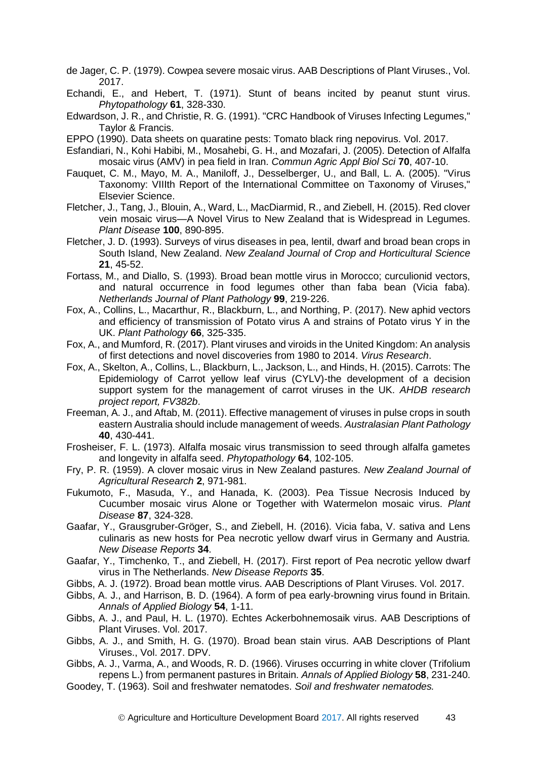de Jager, C. P. (1979). Cowpea severe mosaic virus. AAB Descriptions of Plant Viruses., Vol. 2017.

Echandi, E., and Hebert, T. (1971). Stunt of beans incited by peanut stunt virus. *Phytopathology* **61**, 328-330.

Edwardson, J. R., and Christie, R. G. (1991). "CRC Handbook of Viruses Infecting Legumes," Taylor & Francis.

EPPO (1990). Data sheets on quaratine pests: Tomato black ring nepovirus. Vol. 2017.

Esfandiari, N., Kohi Habibi, M., Mosahebi, G. H., and Mozafari, J. (2005). Detection of Alfalfa mosaic virus (AMV) in pea field in Iran. *Commun Agric Appl Biol Sci* **70**, 407-10.

Fauquet, C. M., Mayo, M. A., Maniloff, J., Desselberger, U., and Ball, L. A. (2005). "Virus Taxonomy: VIIIth Report of the International Committee on Taxonomy of Viruses," Elsevier Science.

Fletcher, J., Tang, J., Blouin, A., Ward, L., MacDiarmid, R., and Ziebell, H. (2015). Red clover vein mosaic virus—A Novel Virus to New Zealand that is Widespread in Legumes. *Plant Disease* **100**, 890-895.

Fletcher, J. D. (1993). Surveys of virus diseases in pea, lentil, dwarf and broad bean crops in South Island, New Zealand. *New Zealand Journal of Crop and Horticultural Science* **21**, 45-52.

Fortass, M., and Diallo, S. (1993). Broad bean mottle virus in Morocco; curculionid vectors, and natural occurrence in food legumes other than faba bean (Vicia faba). *Netherlands Journal of Plant Pathology* **99**, 219-226.

Fox, A., Collins, L., Macarthur, R., Blackburn, L., and Northing, P. (2017). New aphid vectors and efficiency of transmission of Potato virus A and strains of Potato virus Y in the UK. *Plant Pathology* **66**, 325-335.

Fox, A., and Mumford, R. (2017). Plant viruses and viroids in the United Kingdom: An analysis of first detections and novel discoveries from 1980 to 2014. *Virus Research*.

Fox, A., Skelton, A., Collins, L., Blackburn, L., Jackson, L., and Hinds, H. (2015). Carrots: The Epidemiology of Carrot yellow leaf virus (CYLV)-the development of a decision support system for the management of carrot viruses in the UK. *AHDB research project report, FV382b*.

Freeman, A. J., and Aftab, M. (2011). Effective management of viruses in pulse crops in south eastern Australia should include management of weeds. *Australasian Plant Pathology* **40**, 430-441.

Frosheiser, F. L. (1973). Alfalfa mosaic virus transmission to seed through alfalfa gametes and longevity in alfalfa seed. *Phytopathology* **64**, 102-105.

Fry, P. R. (1959). A clover mosaic virus in New Zealand pastures. *New Zealand Journal of Agricultural Research* **2**, 971-981.

Fukumoto, F., Masuda, Y., and Hanada, K. (2003). Pea Tissue Necrosis Induced by Cucumber mosaic virus Alone or Together with Watermelon mosaic virus. *Plant Disease* **87**, 324-328.

Gaafar, Y., Grausgruber-Gröger, S., and Ziebell, H. (2016). Vicia faba, V. sativa and Lens culinaris as new hosts for Pea necrotic yellow dwarf virus in Germany and Austria. *New Disease Reports* **34**.

Gaafar, Y., Timchenko, T., and Ziebell, H. (2017). First report of Pea necrotic yellow dwarf virus in The Netherlands. *New Disease Reports* **35**.

Gibbs, A. J. (1972). Broad bean mottle virus. AAB Descriptions of Plant Viruses. Vol. 2017.

Gibbs, A. J., and Harrison, B. D. (1964). A form of pea early-browning virus found in Britain. *Annals of Applied Biology* **54**, 1-11.

Gibbs, A. J., and Paul, H. L. (1970). Echtes Ackerbohnemosaik virus. AAB Descriptions of Plant Viruses. Vol. 2017.

Gibbs, A. J., and Smith, H. G. (1970). Broad bean stain virus. AAB Descriptions of Plant Viruses., Vol. 2017. DPV.

Gibbs, A. J., Varma, A., and Woods, R. D. (1966). Viruses occurring in white clover (Trifolium repens L.) from permanent pastures in Britain. *Annals of Applied Biology* **58**, 231-240.

Goodey, T. (1963). Soil and freshwater nematodes. *Soil and freshwater nematodes.*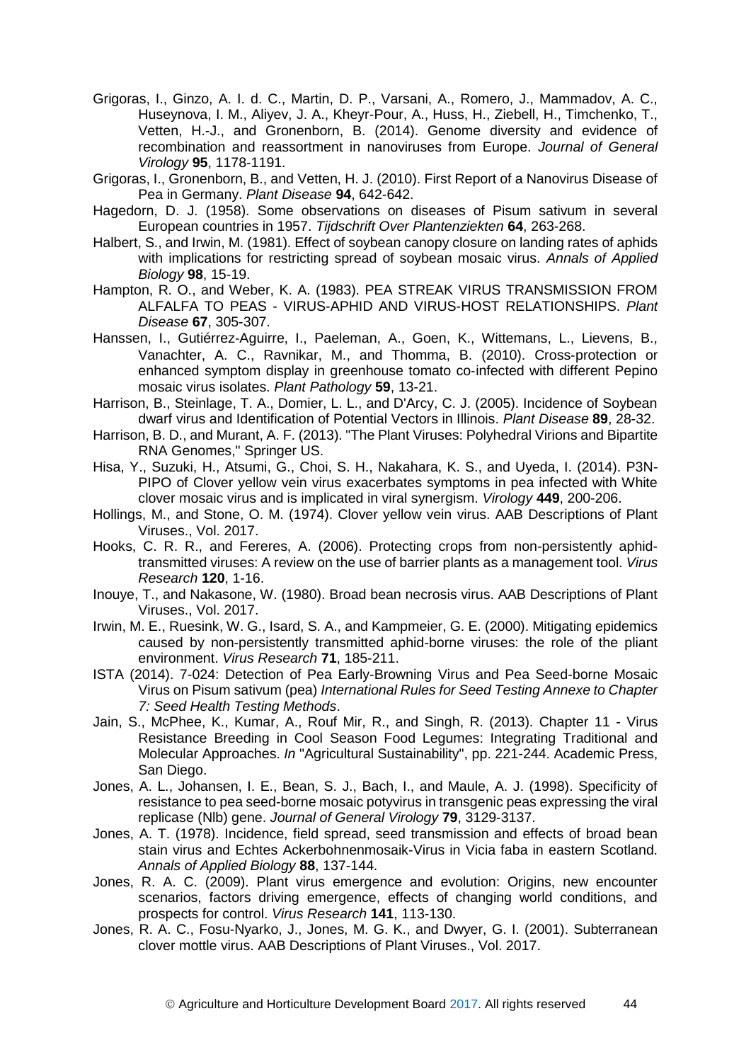Grigoras, I., Ginzo, A. I. d. C., Martin, D. P., Varsani, A., Romero, J., Mammadov, A. C., Huseynova, I. M., Aliyev, J. A., Kheyr-Pour, A., Huss, H., Ziebell, H., Timchenko, T., Vetten, H.-J., and Gronenborn, B. (2014). Genome diversity and evidence of recombination and reassortment in nanoviruses from Europe. *Journal of General Virology* **95**, 1178-1191.

Grigoras, I., Gronenborn, B., and Vetten, H. J. (2010). First Report of a Nanovirus Disease of Pea in Germany. *Plant Disease* **94**, 642-642.

Hagedorn, D. J. (1958). Some observations on diseases of Pisum sativum in several European countries in 1957. *Tijdschrift Over Plantenziekten* **64**, 263-268.

Halbert, S., and Irwin, M. (1981). Effect of soybean canopy closure on landing rates of aphids with implications for restricting spread of soybean mosaic virus. *Annals of Applied Biology* **98**, 15-19.

Hampton, R. O., and Weber, K. A. (1983). PEA STREAK VIRUS TRANSMISSION FROM ALFALFA TO PEAS - VIRUS-APHID AND VIRUS-HOST RELATIONSHIPS. *Plant Disease* **67**, 305-307.

Hanssen, I., Gutiérrez-Aguirre, I., Paeleman, A., Goen, K., Wittemans, L., Lievens, B., Vanachter, A. C., Ravnikar, M., and Thomma, B. (2010). Cross-protection or enhanced symptom display in greenhouse tomato co-infected with different Pepino mosaic virus isolates. *Plant Pathology* **59**, 13-21.

Harrison, B., Steinlage, T. A., Domier, L. L., and D'Arcy, C. J. (2005). Incidence of Soybean dwarf virus and Identification of Potential Vectors in Illinois. *Plant Disease* **89**, 28-32.

Harrison, B. D., and Murant, A. F. (2013). "The Plant Viruses: Polyhedral Virions and Bipartite RNA Genomes," Springer US.

Hisa, Y., Suzuki, H., Atsumi, G., Choi, S. H., Nakahara, K. S., and Uyeda, I. (2014). P3N-PIPO of Clover yellow vein virus exacerbates symptoms in pea infected with White clover mosaic virus and is implicated in viral synergism. *Virology* **449**, 200-206.

Hollings, M., and Stone, O. M. (1974). Clover yellow vein virus. AAB Descriptions of Plant Viruses., Vol. 2017.

Hooks, C. R. R., and Fereres, A. (2006). Protecting crops from non-persistently aphid-transmitted viruses: A review on the use of barrier plants as a management tool. *Virus Research* **120**, 1-16.

Inouye, T., and Nakasone, W. (1980). Broad bean necrosis virus. AAB Descriptions of Plant Viruses., Vol. 2017.

Irwin, M. E., Ruesink, W. G., Isard, S. A., and Kampmeier, G. E. (2000). Mitigating epidemics caused by non-persistently transmitted aphid-borne viruses: the role of the pliant environment. *Virus Research* **71**, 185-211.

ISTA (2014). 7-024: Detection of Pea Early-Browning Virus and Pea Seed-borne Mosaic Virus on Pisum sativum (pea) *International Rules for Seed Testing Annexe to Chapter 7: Seed Health Testing Methods*.

Jain, S., McPhee, K., Kumar, A., Rouf Mir, R., and Singh, R. (2013). Chapter 11 - Virus Resistance Breeding in Cool Season Food Legumes: Integrating Traditional and Molecular Approaches. *In* "Agricultural Sustainability", pp. 221-244. Academic Press, San Diego.

Jones, A. L., Johansen, I. E., Bean, S. J., Bach, I., and Maule, A. J. (1998). Specificity of resistance to pea seed-borne mosaic potyvirus in transgenic peas expressing the viral replicase (Nlb) gene. *Journal of General Virology* **79**, 3129-3137.

Jones, A. T. (1978). Incidence, field spread, seed transmission and effects of broad bean stain virus and Echtes Ackerbohnenmosaik-Virus in Vicia faba in eastern Scotland. *Annals of Applied Biology* **88**, 137-144.

Jones, R. A. C. (2009). Plant virus emergence and evolution: Origins, new encounter scenarios, factors driving emergence, effects of changing world conditions, and prospects for control. *Virus Research* **141**, 113-130.

Jones, R. A. C., Fosu-Nyarko, J., Jones, M. G. K., and Dwyer, G. I. (2001). Subterranean clover mottle virus. AAB Descriptions of Plant Viruses., Vol. 2017.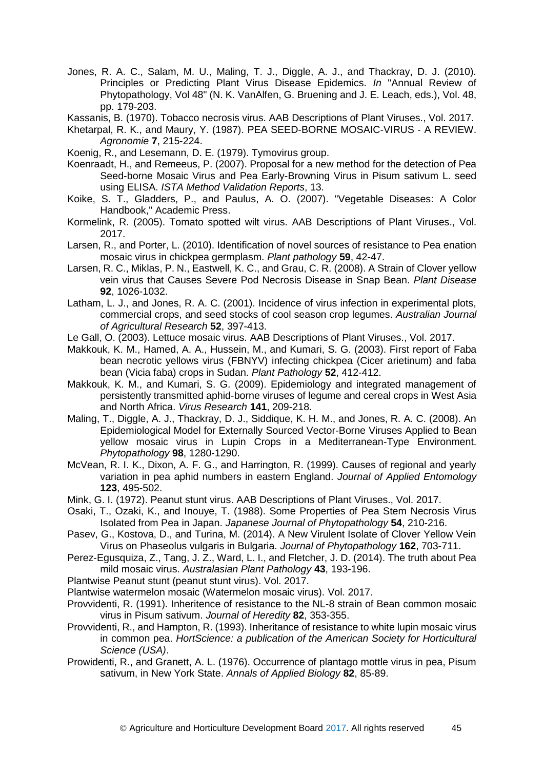Jones, R. A. C., Salam, M. U., Maling, T. J., Diggle, A. J., and Thackray, D. J. (2010). Principles or Predicting Plant Virus Disease Epidemics. *In* "Annual Review of Phytopathology, Vol 48" (N. K. VanAlfen, G. Bruening and J. E. Leach, eds.), Vol. 48, pp. 179-203.

Kassanis, B. (1970). Tobacco necrosis virus. AAB Descriptions of Plant Viruses., Vol. 2017.

Khetarpal, R. K., and Maury, Y. (1987). PEA SEED-BORNE MOSAIC-VIRUS - A REVIEW. *Agronomie* **7**, 215-224.

Koenig, R., and Lesemann, D. E. (1979). Tymovirus group.

Koenraadt, H., and Remeeus, P. (2007). Proposal for a new method for the detection of Pea Seed-borne Mosaic Virus and Pea Early-Browning Virus in Pisum sativum L. seed using ELISA. *ISTA Method Validation Reports*, 13.

Koike, S. T., Gladders, P., and Paulus, A. O. (2007). "Vegetable Diseases: A Color Handbook," Academic Press.

Kormelink, R. (2005). Tomato spotted wilt virus. AAB Descriptions of Plant Viruses., Vol. 2017.

Larsen, R., and Porter, L. (2010). Identification of novel sources of resistance to Pea enation mosaic virus in chickpea germplasm. *Plant pathology* **59**, 42-47.

Larsen, R. C., Miklas, P. N., Eastwell, K. C., and Grau, C. R. (2008). A Strain of Clover yellow vein virus that Causes Severe Pod Necrosis Disease in Snap Bean. *Plant Disease* **92**, 1026-1032.

Latham, L. J., and Jones, R. A. C. (2001). Incidence of virus infection in experimental plots, commercial crops, and seed stocks of cool season crop legumes. *Australian Journal of Agricultural Research* **52**, 397-413.

Le Gall, O. (2003). Lettuce mosaic virus. AAB Descriptions of Plant Viruses., Vol. 2017.

Makkouk, K. M., Hamed, A. A., Hussein, M., and Kumari, S. G. (2003). First report of Faba bean necrotic yellows virus (FBNYV) infecting chickpea (Cicer arietinum) and faba bean (Vicia faba) crops in Sudan. *Plant Pathology* **52**, 412-412.

Makkouk, K. M., and Kumari, S. G. (2009). Epidemiology and integrated management of persistently transmitted aphid-borne viruses of legume and cereal crops in West Asia and North Africa. *Virus Research* **141**, 209-218.

Maling, T., Diggle, A. J., Thackray, D. J., Siddique, K. H. M., and Jones, R. A. C. (2008). An Epidemiological Model for Externally Sourced Vector-Borne Viruses Applied to Bean yellow mosaic virus in Lupin Crops in a Mediterranean-Type Environment. *Phytopathology* **98**, 1280-1290.

McVean, R. I. K., Dixon, A. F. G., and Harrington, R. (1999). Causes of regional and yearly variation in pea aphid numbers in eastern England. *Journal of Applied Entomology* **123**, 495-502.

Mink, G. I. (1972). Peanut stunt virus. AAB Descriptions of Plant Viruses., Vol. 2017.

Osaki, T., Ozaki, K., and Inouye, T. (1988). Some Properties of Pea Stem Necrosis Virus Isolated from Pea in Japan. *Japanese Journal of Phytopathology* **54**, 210-216.

Pasev, G., Kostova, D., and Turina, M. (2014). A New Virulent Isolate of Clover Yellow Vein Virus on Phaseolus vulgaris in Bulgaria. *Journal of Phytopathology* **162**, 703-711.

Perez-Egusquiza, Z., Tang, J. Z., Ward, L. I., and Fletcher, J. D. (2014). The truth about Pea mild mosaic virus. *Australasian Plant Pathology* **43**, 193-196.

Plantwise Peanut stunt (peanut stunt virus). Vol. 2017.

Plantwise watermelon mosaic (Watermelon mosaic virus). Vol. 2017.

Provvidenti, R. (1991). Inheritence of resistance to the NL-8 strain of Bean common mosaic virus in Pisum sativum. *Journal of Heredity* **82**, 353-355.

Provvidenti, R., and Hampton, R. (1993). Inheritance of resistance to white lupin mosaic virus in common pea. *HortScience: a publication of the American Society for Horticultural Science (USA)*.

Prowidenti, R., and Granett, A. L. (1976). Occurrence of plantago mottle virus in pea, Pisum sativum, in New York State. *Annals of Applied Biology* **82**, 85-89.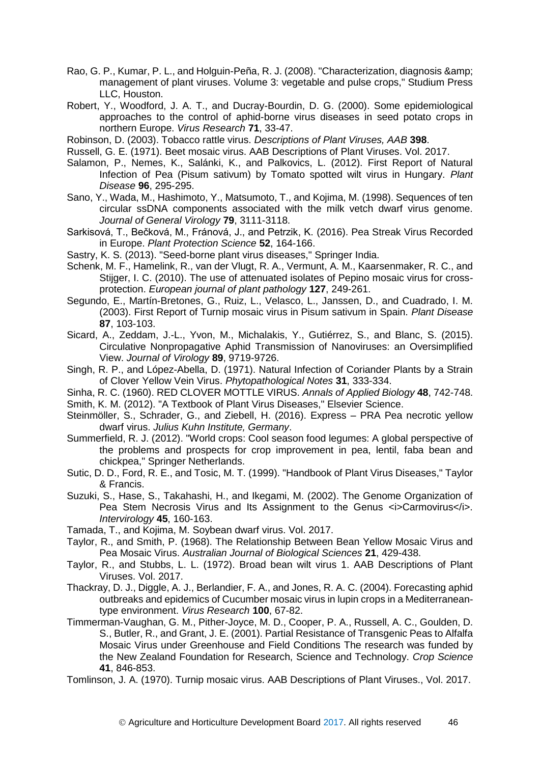Rao, G. P., Kumar, P. L., and Holguin-Peña, R. J. (2008). "Characterization, diagnosis &amp; management of plant viruses. Volume 3: vegetable and pulse crops," Studium Press LLC, Houston.

Robert, Y., Woodford, J. A. T., and Ducray-Bourdin, D. G. (2000). Some epidemiological approaches to the control of aphid-borne virus diseases in seed potato crops in northern Europe. *Virus Research* **71**, 33-47.

Robinson, D. (2003). Tobacco rattle virus. *Descriptions of Plant Viruses, AAB* **398**.

Russell, G. E. (1971). Beet mosaic virus. AAB Descriptions of Plant Viruses. Vol. 2017.

Salamon, P., Nemes, K., Salánki, K., and Palkovics, L. (2012). First Report of Natural Infection of Pea (Pisum sativum) by Tomato spotted wilt virus in Hungary. *Plant Disease* **96**, 295-295.

Sano, Y., Wada, M., Hashimoto, Y., Matsumoto, T., and Kojima, M. (1998). Sequences of ten circular ssDNA components associated with the milk vetch dwarf virus genome. *Journal of General Virology* **79**, 3111-3118.

Sarkisová, T., Bečková, M., Fránová, J., and Petrzik, K. (2016). Pea Streak Virus Recorded in Europe. *Plant Protection Science* **52**, 164-166.

Sastry, K. S. (2013). "Seed-borne plant virus diseases," Springer India.

Schenk, M. F., Hamelink, R., van der Vlugt, R. A., Vermunt, A. M., Kaarsenmaker, R. C., and Stijger, I. C. (2010). The use of attenuated isolates of Pepino mosaic virus for cross-protection. *European journal of plant pathology* **127**, 249-261.

Segundo, E., Martín-Bretones, G., Ruiz, L., Velasco, L., Janssen, D., and Cuadrado, I. M. (2003). First Report of Turnip mosaic virus in Pisum sativum in Spain. *Plant Disease* **87**, 103-103.

Sicard, A., Zeddam, J.-L., Yvon, M., Michalakis, Y., Gutiérrez, S., and Blanc, S. (2015). Circulative Nonpropagative Aphid Transmission of Nanoviruses: an Oversimplified View. *Journal of Virology* **89**, 9719-9726.

Singh, R. P., and López-Abella, D. (1971). Natural Infection of Coriander Plants by a Strain of Clover Yellow Vein Virus. *Phytopathological Notes* **31**, 333-334.

Sinha, R. C. (1960). RED CLOVER MOTTLE VIRUS. *Annals of Applied Biology* **48**, 742-748.

Smith, K. M. (2012). "A Textbook of Plant Virus Diseases," Elsevier Science.

Steinmöller, S., Schrader, G., and Ziebell, H. (2016). Express – PRA Pea necrotic yellow dwarf virus. *Julius Kuhn Institute, Germany*.

Summerfield, R. J. (2012). "World crops: Cool season food legumes: A global perspective of the problems and prospects for crop improvement in pea, lentil, faba bean and chickpea," Springer Netherlands.

Sutic, D. D., Ford, R. E., and Tosic, M. T. (1999). "Handbook of Plant Virus Diseases," Taylor & Francis.

Suzuki, S., Hase, S., Takahashi, H., and Ikegami, M. (2002). The Genome Organization of Pea Stem Necrosis Virus and Its Assignment to the Genus <i>Carmovirus</i>. *Intervirology* **45**, 160-163.

Tamada, T., and Kojima, M. Soybean dwarf virus. Vol. 2017.

Taylor, R., and Smith, P. (1968). The Relationship Between Bean Yellow Mosaic Virus and Pea Mosaic Virus. *Australian Journal of Biological Sciences* **21**, 429-438.

Taylor, R., and Stubbs, L. L. (1972). Broad bean wilt virus 1. AAB Descriptions of Plant Viruses. Vol. 2017.

Thackray, D. J., Diggle, A. J., Berlandier, F. A., and Jones, R. A. C. (2004). Forecasting aphid outbreaks and epidemics of Cucumber mosaic virus in lupin crops in a Mediterranean-type environment. *Virus Research* **100**, 67-82.

Timmerman-Vaughan, G. M., Pither-Joyce, M. D., Cooper, P. A., Russell, A. C., Goulden, D. S., Butler, R., and Grant, J. E. (2001). Partial Resistance of Transgenic Peas to Alfalfa Mosaic Virus under Greenhouse and Field Conditions The research was funded by the New Zealand Foundation for Research, Science and Technology. *Crop Science* **41**, 846-853.

Tomlinson, J. A. (1970). Turnip mosaic virus. AAB Descriptions of Plant Viruses., Vol. 2017.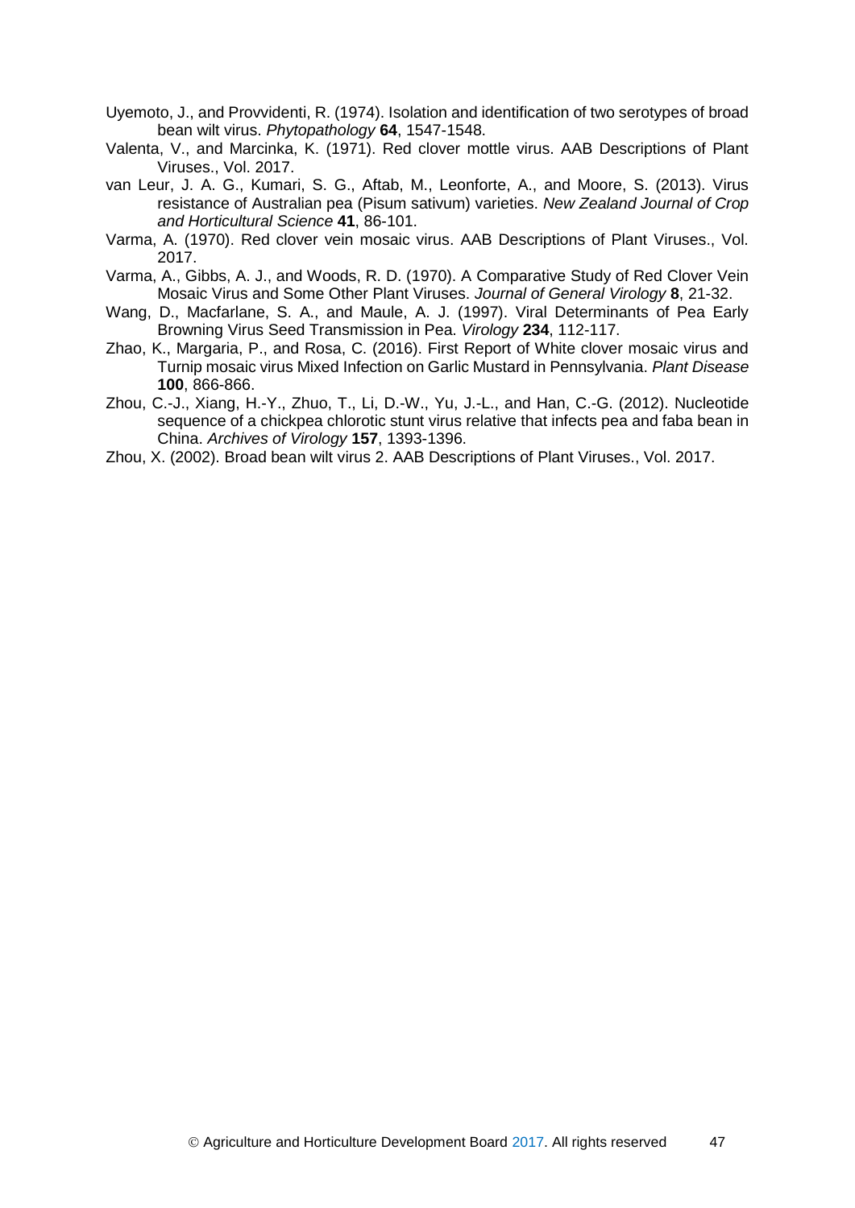Uyemoto, J., and Provvidenti, R. (1974). Isolation and identification of two serotypes of broad bean wilt virus. *Phytopathology* **64**, 1547-1548.

Valenta, V., and Marcinka, K. (1971). Red clover mottle virus. AAB Descriptions of Plant Viruses., Vol. 2017.

van Leur, J. A. G., Kumari, S. G., Aftab, M., Leonforte, A., and Moore, S. (2013). Virus resistance of Australian pea (Pisum sativum) varieties. *New Zealand Journal of Crop and Horticultural Science* **41**, 86-101.

Varma, A. (1970). Red clover vein mosaic virus. AAB Descriptions of Plant Viruses., Vol. 2017.

Varma, A., Gibbs, A. J., and Woods, R. D. (1970). A Comparative Study of Red Clover Vein Mosaic Virus and Some Other Plant Viruses. *Journal of General Virology* **8**, 21-32.

Wang, D., Macfarlane, S. A., and Maule, A. J. (1997). Viral Determinants of Pea Early Browning Virus Seed Transmission in Pea. *Virology* **234**, 112-117.

Zhao, K., Margaria, P., and Rosa, C. (2016). First Report of White clover mosaic virus and Turnip mosaic virus Mixed Infection on Garlic Mustard in Pennsylvania. *Plant Disease* **100**, 866-866.

Zhou, C.-J., Xiang, H.-Y., Zhuo, T., Li, D.-W., Yu, J.-L., and Han, C.-G. (2012). Nucleotide sequence of a chickpea chlorotic stunt virus relative that infects pea and faba bean in China. *Archives of Virology* **157**, 1393-1396.

Zhou, X. (2002). Broad bean wilt virus 2. AAB Descriptions of Plant Viruses., Vol. 2017.